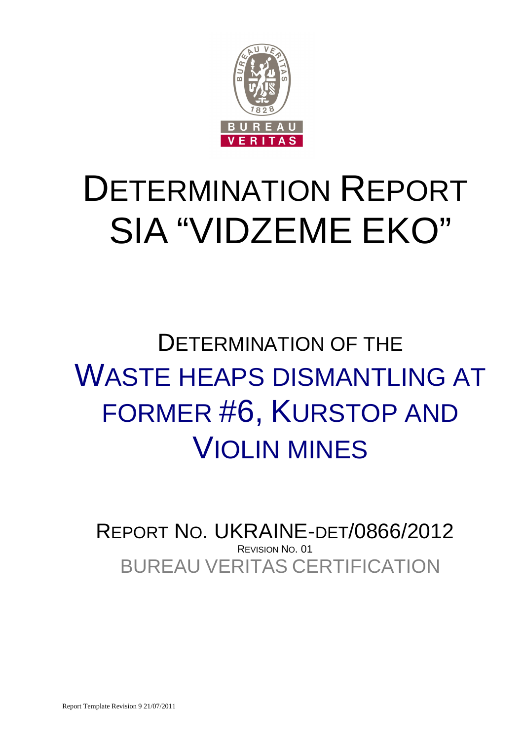# DETERMINATION REPORT SIA "VIDZEME EKO"

## DETERMINATION OF THE WASTE HEAPS DISMANTLING AT FORMER #6, KURSTOP AND VIOLIN MINES

REPORT NO. UKRAINE-DET/0866/2012

REVISION NO. 01

BUREAU VERITAS CERTIFICATION

Report Template Revision 9 21/07/2011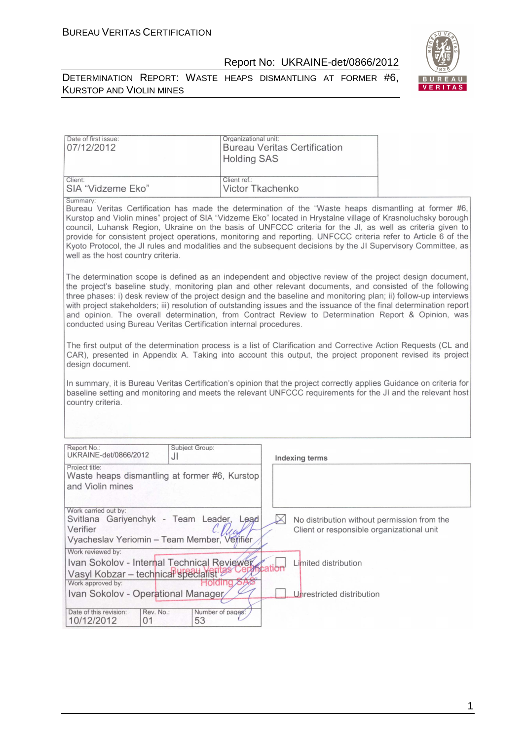| Date of first issue: 07/12/2012 | Organizational unit: Bureau Veritas Certification Holding SAS |
|---|---|
| Client: SIA "Vidzeme Eko" | Client ref.: Victor Tkachenko |

Summary:

Bureau Veritas Certification has made the determination of the "Waste heaps dismantling at former #6, Kurstop and Violin mines" project of SIA "Vidzeme Eko" located in Hrystalne village of Krasnoluchsky borough council, Luhansk Region, Ukraine on the basis of UNFCCC criteria for the JI, as well as criteria given to provide for consistent project operations, monitoring and reporting. UNFCCC criteria refer to Article 6 of the Kyoto Protocol, the JI rules and modalities and the subsequent decisions by the JI Supervisory Committee, as well as the host country criteria.

The determination scope is defined as an independent and objective review of the project design document, the project's baseline study, monitoring plan and other relevant documents, and consisted of the following three phases: i) desk review of the project design and the baseline and monitoring plan; ii) follow-up interviews with project stakeholders; iii) resolution of outstanding issues and the issuance of the final determination report and opinion. The overall determination, from Contract Review to Determination Report & Opinion, was conducted using Bureau Veritas Certification internal procedures.

The first output of the determination process is a list of Clarification and Corrective Action Requests (CL and CAR), presented in Appendix A. Taking into account this output, the project proponent revised its project design document.

In summary, it is Bureau Veritas Certification's opinion that the project correctly applies Guidance on criteria for baseline setting and monitoring and meets the relevant UNFCCC requirements for the JI and the relevant host country criteria.

| Report No.: UKRAINE-det/0866/2012 | Subject Group: JI | Indexing terms |
|---|---|---|
| Project title: Waste heaps dismantling at former #6, Kurstop and Violin mines | | |
| Work carried out by: Svitlana Gariyenchyk - Team Leader, Lead Verifier; Vyacheslav Yeriomin – Team Member, Verifier | | ☒ No distribution without permission from the Client or responsible organizational unit |
| Work reviewed by: Ivan Sokolov - Internal Technical Reviewer; Vasyl Kobzar – technical specialist | | ☐ Limited distribution |
| Work approved by: Ivan Sokolov - Operational Manager | | ☐ Unrestricted distribution |
| Date of this revision: 10/12/2012 | Rev. No.: 01 | Number of pages: 53 |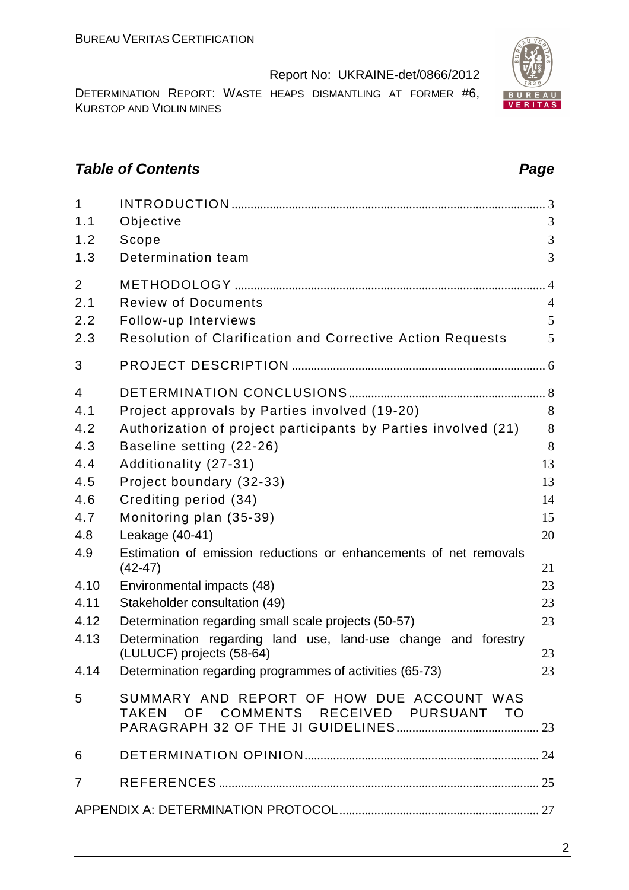## *Table of Contents* *Page*

| | | |
|---|---|---|
| 1 | INTRODUCTION | 3 |
| 1.1 | Objective | 3 |
| 1.2 | Scope | 3 |
| 1.3 | Determination team | 3 |
| 2 | METHODOLOGY | 4 |
| 2.1 | Review of Documents | 4 |
| 2.2 | Follow-up Interviews | 5 |
| 2.3 | Resolution of Clarification and Corrective Action Requests | 5 |
| 3 | PROJECT DESCRIPTION | 6 |
| 4 | DETERMINATION CONCLUSIONS | 8 |
| 4.1 | Project approvals by Parties involved (19-20) | 8 |
| 4.2 | Authorization of project participants by Parties involved (21) | 8 |
| 4.3 | Baseline setting (22-26) | 8 |
| 4.4 | Additionality (27-31) | 13 |
| 4.5 | Project boundary (32-33) | 13 |
| 4.6 | Crediting period (34) | 14 |
| 4.7 | Monitoring plan (35-39) | 15 |
| 4.8 | Leakage (40-41) | 20 |
| 4.9 | Estimation of emission reductions or enhancements of net removals (42-47) | 21 |
| 4.10 | Environmental impacts (48) | 23 |
| 4.11 | Stakeholder consultation (49) | 23 |
| 4.12 | Determination regarding small scale projects (50-57) | 23 |
| 4.13 | Determination regarding land use, land-use change and forestry (LULUCF) projects (58-64) | 23 |
| 4.14 | Determination regarding programmes of activities (65-73) | 23 |
| 5 | SUMMARY AND REPORT OF HOW DUE ACCOUNT WAS TAKEN OF COMMENTS RECEIVED PURSUANT TO PARAGRAPH 32 OF THE JI GUIDELINES | 23 |
| 6 | DETERMINATION OPINION | 24 |
| 7 | REFERENCES | 25 |
| | APPENDIX A: DETERMINATION PROTOCOL | 27 |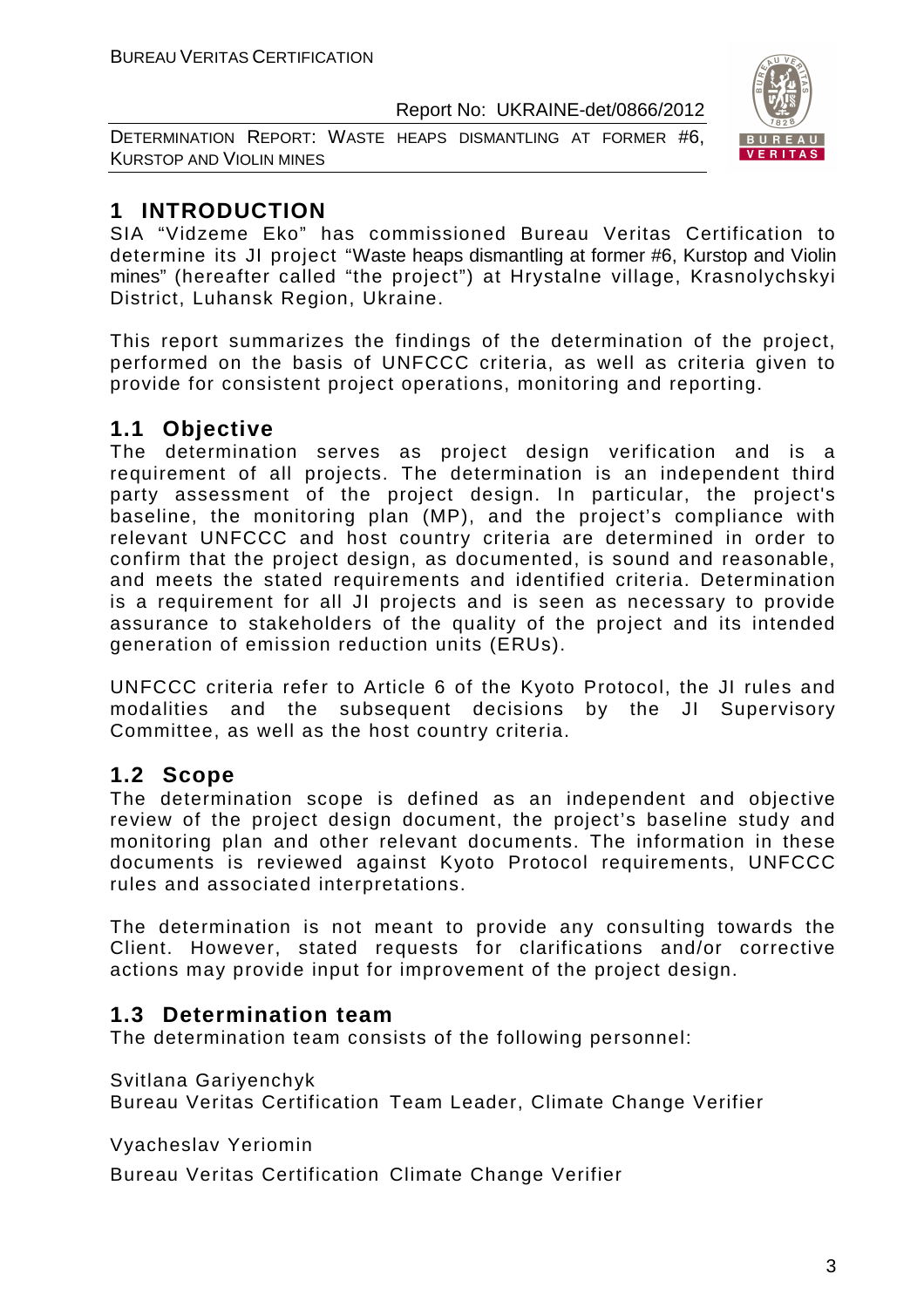# 1 INTRODUCTION

SIA "Vidzeme Eko" has commissioned Bureau Veritas Certification to determine its JI project "Waste heaps dismantling at former #6, Kurstop and Violin mines" (hereafter called "the project") at Hrystalne village, Krasnolychskyi District, Luhansk Region, Ukraine.

This report summarizes the findings of the determination of the project, performed on the basis of UNFCCC criteria, as well as criteria given to provide for consistent project operations, monitoring and reporting.

## 1.1 Objective

The determination serves as project design verification and is a requirement of all projects. The determination is an independent third party assessment of the project design. In particular, the project's baseline, the monitoring plan (MP), and the project's compliance with relevant UNFCCC and host country criteria are determined in order to confirm that the project design, as documented, is sound and reasonable, and meets the stated requirements and identified criteria. Determination is a requirement for all JI projects and is seen as necessary to provide assurance to stakeholders of the quality of the project and its intended generation of emission reduction units (ERUs).

UNFCCC criteria refer to Article 6 of the Kyoto Protocol, the JI rules and modalities and the subsequent decisions by the JI Supervisory Committee, as well as the host country criteria.

## 1.2 Scope

The determination scope is defined as an independent and objective review of the project design document, the project's baseline study and monitoring plan and other relevant documents. The information in these documents is reviewed against Kyoto Protocol requirements, UNFCCC rules and associated interpretations.

The determination is not meant to provide any consulting towards the Client. However, stated requests for clarifications and/or corrective actions may provide input for improvement of the project design.

## 1.3 Determination team

The determination team consists of the following personnel:

Svitlana Gariyenchyk
Bureau Veritas Certification Team Leader, Climate Change Verifier

Vyacheslav Yeriomin

Bureau Veritas Certification Climate Change Verifier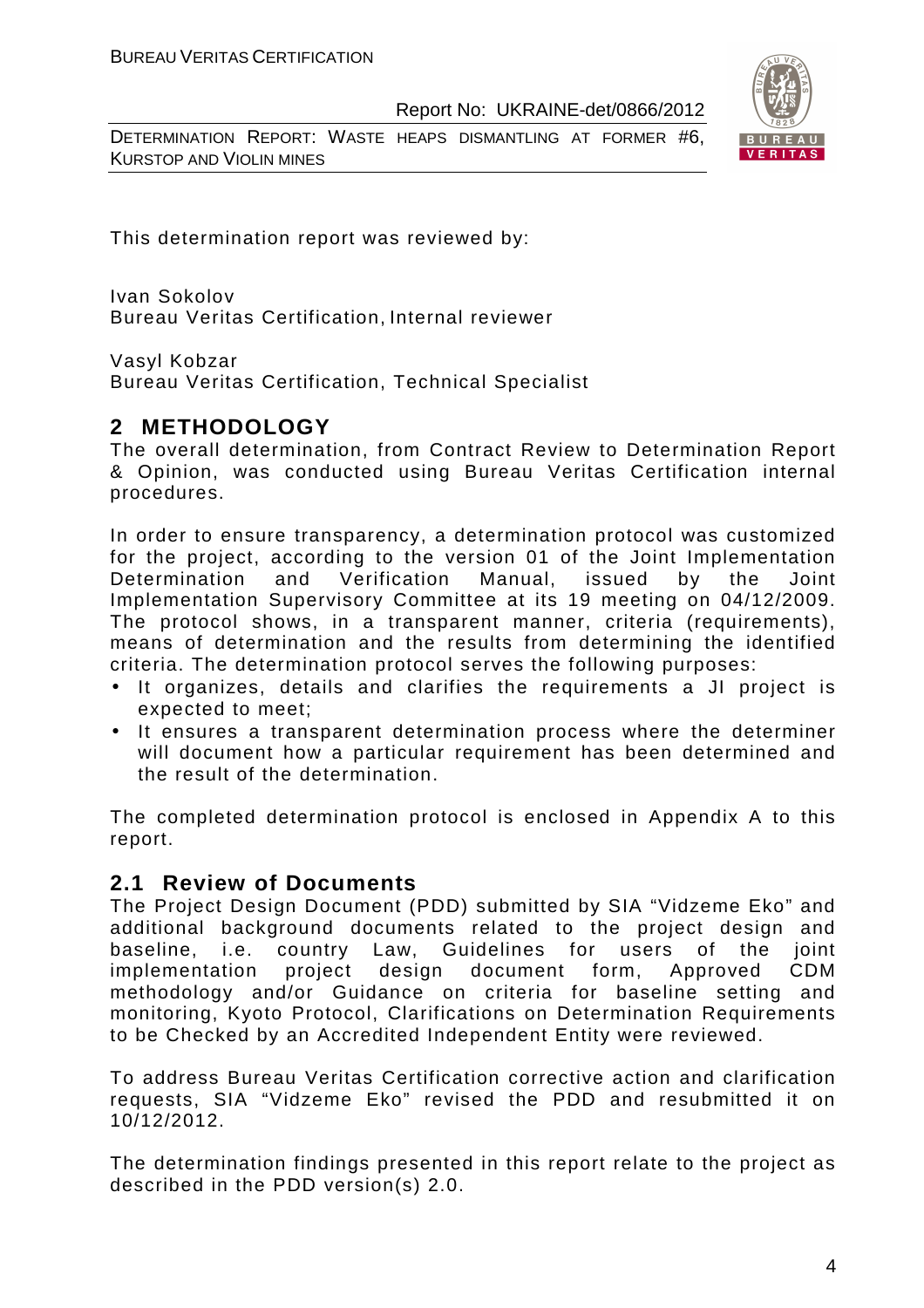This determination report was reviewed by:

Ivan Sokolov
Bureau Veritas Certification, Internal reviewer

Vasyl Kobzar
Bureau Veritas Certification, Technical Specialist

## 2 METHODOLOGY

The overall determination, from Contract Review to Determination Report & Opinion, was conducted using Bureau Veritas Certification internal procedures.

In order to ensure transparency, a determination protocol was customized for the project, according to the version 01 of the Joint Implementation Determination and Verification Manual, issued by the Joint Implementation Supervisory Committee at its 19 meeting on 04/12/2009. The protocol shows, in a transparent manner, criteria (requirements), means of determination and the results from determining the identified criteria. The determination protocol serves the following purposes:

- It organizes, details and clarifies the requirements a JI project is expected to meet;
- It ensures a transparent determination process where the determiner will document how a particular requirement has been determined and the result of the determination.

The completed determination protocol is enclosed in Appendix A to this report.

### 2.1 Review of Documents

The Project Design Document (PDD) submitted by SIA "Vidzeme Eko" and additional background documents related to the project design and baseline, i.e. country Law, Guidelines for users of the joint implementation project design document form, Approved CDM methodology and/or Guidance on criteria for baseline setting and monitoring, Kyoto Protocol, Clarifications on Determination Requirements to be Checked by an Accredited Independent Entity were reviewed.

To address Bureau Veritas Certification corrective action and clarification requests, SIA "Vidzeme Eko" revised the PDD and resubmitted it on 10/12/2012.

The determination findings presented in this report relate to the project as described in the PDD version(s) 2.0.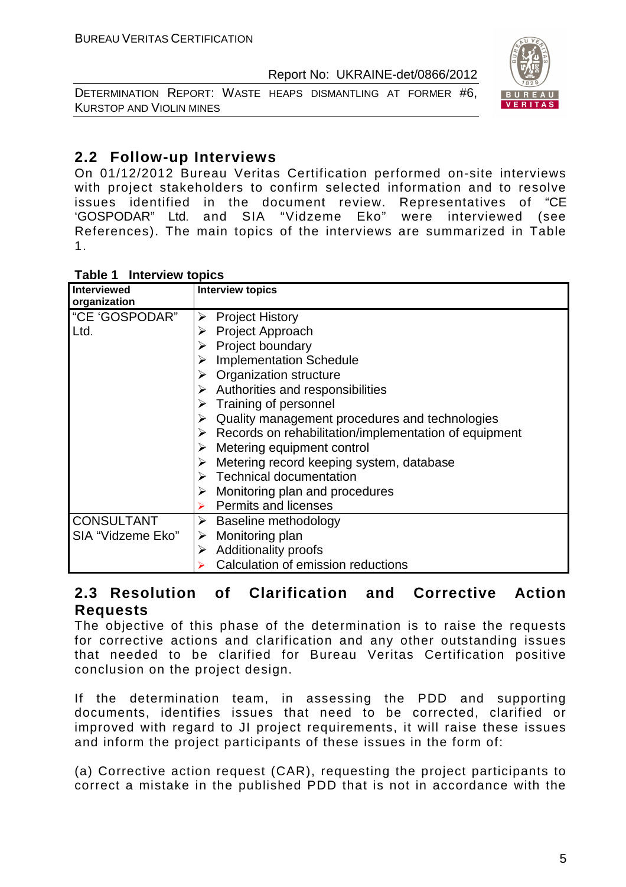## 2.2 Follow-up Interviews

On 01/12/2012 Bureau Veritas Certification performed on-site interviews with project stakeholders to confirm selected information and to resolve issues identified in the document review. Representatives of "CE 'GOSPODAR" Ltd. and SIA "Vidzeme Eko" were interviewed (see References). The main topics of the interviews are summarized in Table 1.

**Table 1 Interview topics**

| Interviewed organization | Interview topics |
|---|---|
| "CE 'GOSPODAR" Ltd. | ➢ Project History<br>➢ Project Approach<br>➢ Project boundary<br>➢ Implementation Schedule<br>➢ Organization structure<br>➢ Authorities and responsibilities<br>➢ Training of personnel<br>➢ Quality management procedures and technologies<br>➢ Records on rehabilitation/implementation of equipment<br>➢ Metering equipment control<br>➢ Metering record keeping system, database<br>➢ Technical documentation<br>➢ Monitoring plan and procedures<br>➢ Permits and licenses |
| CONSULTANT SIA "Vidzeme Eko" | ➢ Baseline methodology<br>➢ Monitoring plan<br>➢ Additionality proofs<br>➢ Calculation of emission reductions |

## 2.3 Resolution of Clarification and Corrective Action Requests

The objective of this phase of the determination is to raise the requests for corrective actions and clarification and any other outstanding issues that needed to be clarified for Bureau Veritas Certification positive conclusion on the project design.

If the determination team, in assessing the PDD and supporting documents, identifies issues that need to be corrected, clarified or improved with regard to JI project requirements, it will raise these issues and inform the project participants of these issues in the form of:

(a) Corrective action request (CAR), requesting the project participants to correct a mistake in the published PDD that is not in accordance with the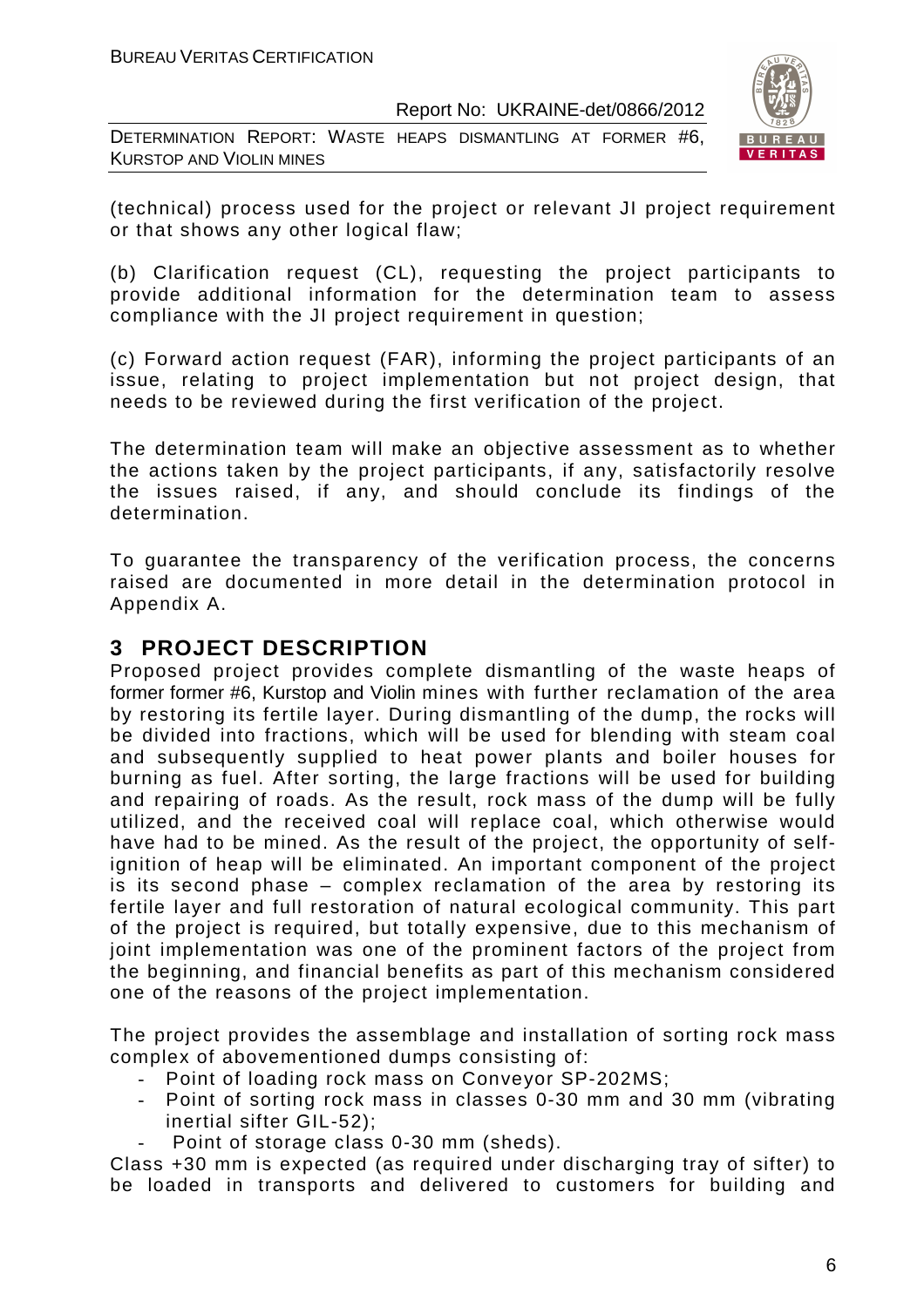(technical) process used for the project or relevant JI project requirement or that shows any other logical flaw;

(b) Clarification request (CL), requesting the project participants to provide additional information for the determination team to assess compliance with the JI project requirement in question;

(c) Forward action request (FAR), informing the project participants of an issue, relating to project implementation but not project design, that needs to be reviewed during the first verification of the project.

The determination team will make an objective assessment as to whether the actions taken by the project participants, if any, satisfactorily resolve the issues raised, if any, and should conclude its findings of the determination.

To guarantee the transparency of the verification process, the concerns raised are documented in more detail in the determination protocol in Appendix A.

# 3 PROJECT DESCRIPTION

Proposed project provides complete dismantling of the waste heaps of former former #6, Kurstop and Violin mines with further reclamation of the area by restoring its fertile layer. During dismantling of the dump, the rocks will be divided into fractions, which will be used for blending with steam coal and subsequently supplied to heat power plants and boiler houses for burning as fuel. After sorting, the large fractions will be used for building and repairing of roads. As the result, rock mass of the dump will be fully utilized, and the received coal will replace coal, which otherwise would have had to be mined. As the result of the project, the opportunity of self-ignition of heap will be eliminated. An important component of the project is its second phase – complex reclamation of the area by restoring its fertile layer and full restoration of natural ecological community. This part of the project is required, but totally expensive, due to this mechanism of joint implementation was one of the prominent factors of the project from the beginning, and financial benefits as part of this mechanism considered one of the reasons of the project implementation.

The project provides the assemblage and installation of sorting rock mass complex of abovementioned dumps consisting of:

- Point of loading rock mass on Conveyor SP-202MS;
- Point of sorting rock mass in classes 0-30 mm and 30 mm (vibrating inertial sifter GIL-52);
- Point of storage class 0-30 mm (sheds).

Class +30 mm is expected (as required under discharging tray of sifter) to be loaded in transports and delivered to customers for building and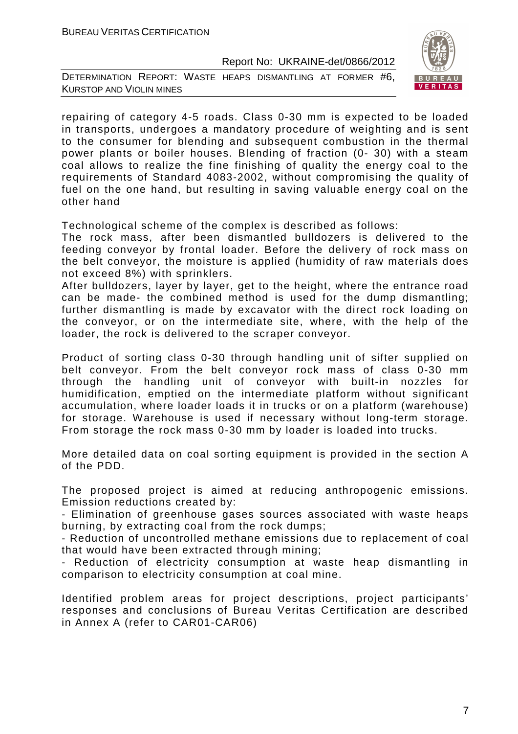repairing of category 4-5 roads. Class 0-30 mm is expected to be loaded in transports, undergoes a mandatory procedure of weighting and is sent to the consumer for blending and subsequent combustion in the thermal power plants or boiler houses. Blending of fraction (0- 30) with a steam coal allows to realize the fine finishing of quality the energy coal to the requirements of Standard 4083-2002, without compromising the quality of fuel on the one hand, but resulting in saving valuable energy coal on the other hand

Technological scheme of the complex is described as follows:
The rock mass, after been dismantled bulldozers is delivered to the feeding conveyor by frontal loader. Before the delivery of rock mass on the belt conveyor, the moisture is applied (humidity of raw materials does not exceed 8%) with sprinklers.
After bulldozers, layer by layer, get to the height, where the entrance road can be made- the combined method is used for the dump dismantling; further dismantling is made by excavator with the direct rock loading on the conveyor, or on the intermediate site, where, with the help of the loader, the rock is delivered to the scraper conveyor.

Product of sorting class 0-30 through handling unit of sifter supplied on belt conveyor. From the belt conveyor rock mass of class 0-30 mm through the handling unit of conveyor with built-in nozzles for humidification, emptied on the intermediate platform without significant accumulation, where loader loads it in trucks or on a platform (warehouse) for storage. Warehouse is used if necessary without long-term storage. From storage the rock mass 0-30 mm by loader is loaded into trucks.

More detailed data on coal sorting equipment is provided in the section A of the PDD.

The proposed project is aimed at reducing anthropogenic emissions. Emission reductions created by:
- Elimination of greenhouse gases sources associated with waste heaps burning, by extracting coal from the rock dumps;
- Reduction of uncontrolled methane emissions due to replacement of coal that would have been extracted through mining;
- Reduction of electricity consumption at waste heap dismantling in comparison to electricity consumption at coal mine.

Identified problem areas for project descriptions, project participants' responses and conclusions of Bureau Veritas Certification are described in Annex A (refer to CAR01-CAR06)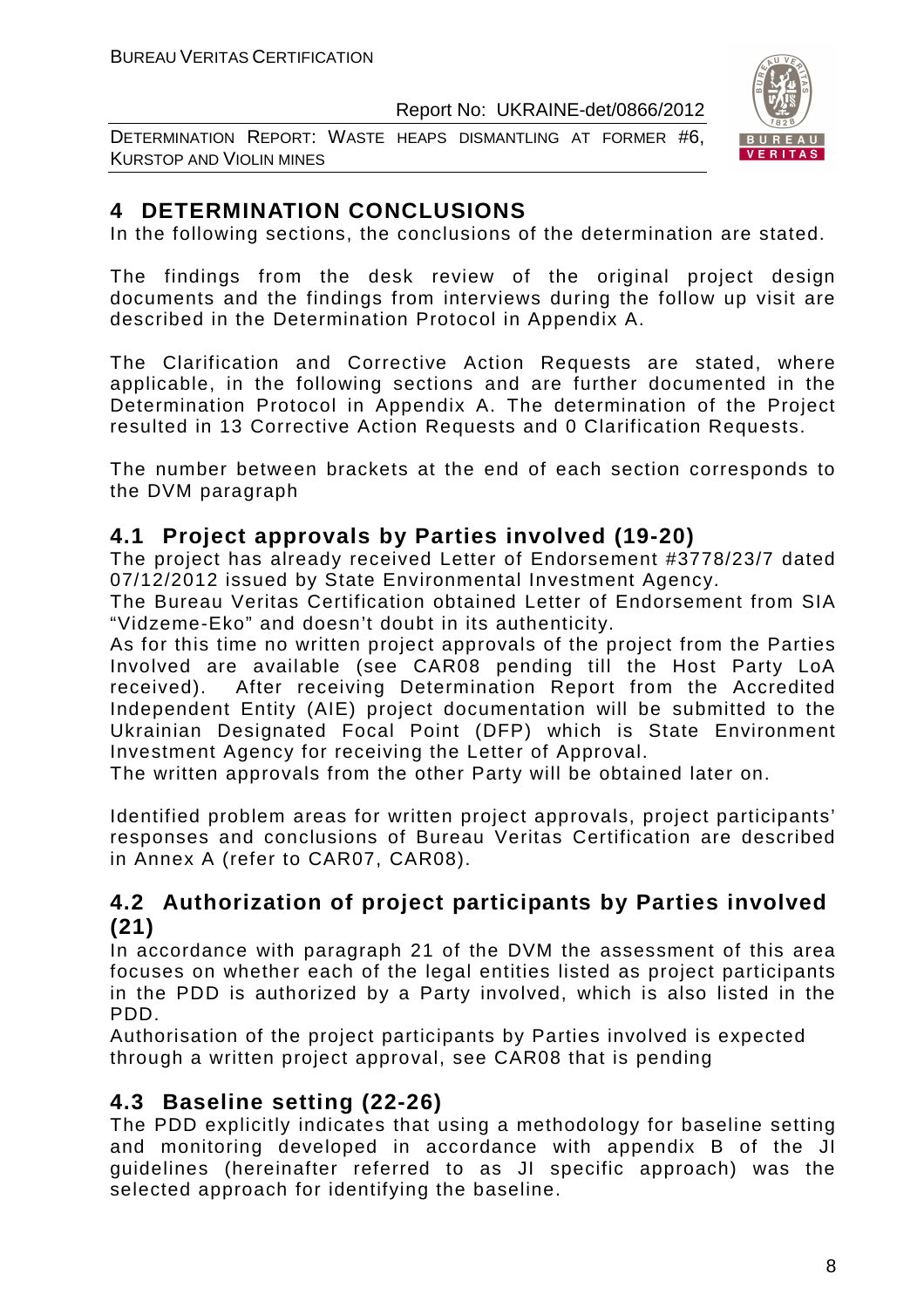# 4 DETERMINATION CONCLUSIONS

In the following sections, the conclusions of the determination are stated.

The findings from the desk review of the original project design documents and the findings from interviews during the follow up visit are described in the Determination Protocol in Appendix A.

The Clarification and Corrective Action Requests are stated, where applicable, in the following sections and are further documented in the Determination Protocol in Appendix A. The determination of the Project resulted in 13 Corrective Action Requests and 0 Clarification Requests.

The number between brackets at the end of each section corresponds to the DVM paragraph

## 4.1 Project approvals by Parties involved (19-20)

The project has already received Letter of Endorsement #3778/23/7 dated 07/12/2012 issued by State Environmental Investment Agency.

The Bureau Veritas Certification obtained Letter of Endorsement from SIA "Vidzeme-Eko" and doesn't doubt in its authenticity.

As for this time no written project approvals of the project from the Parties Involved are available (see CAR08 pending till the Host Party LoA received). After receiving Determination Report from the Accredited Independent Entity (AIE) project documentation will be submitted to the Ukrainian Designated Focal Point (DFP) which is State Environment Investment Agency for receiving the Letter of Approval.

The written approvals from the other Party will be obtained later on.

Identified problem areas for written project approvals, project participants' responses and conclusions of Bureau Veritas Certification are described in Annex A (refer to CAR07, CAR08).

## 4.2 Authorization of project participants by Parties involved (21)

In accordance with paragraph 21 of the DVM the assessment of this area focuses on whether each of the legal entities listed as project participants in the PDD is authorized by a Party involved, which is also listed in the PDD.

Authorisation of the project participants by Parties involved is expected through a written project approval, see CAR08 that is pending

## 4.3 Baseline setting (22-26)

The PDD explicitly indicates that using a methodology for baseline setting and monitoring developed in accordance with appendix B of the JI guidelines (hereinafter referred to as JI specific approach) was the selected approach for identifying the baseline.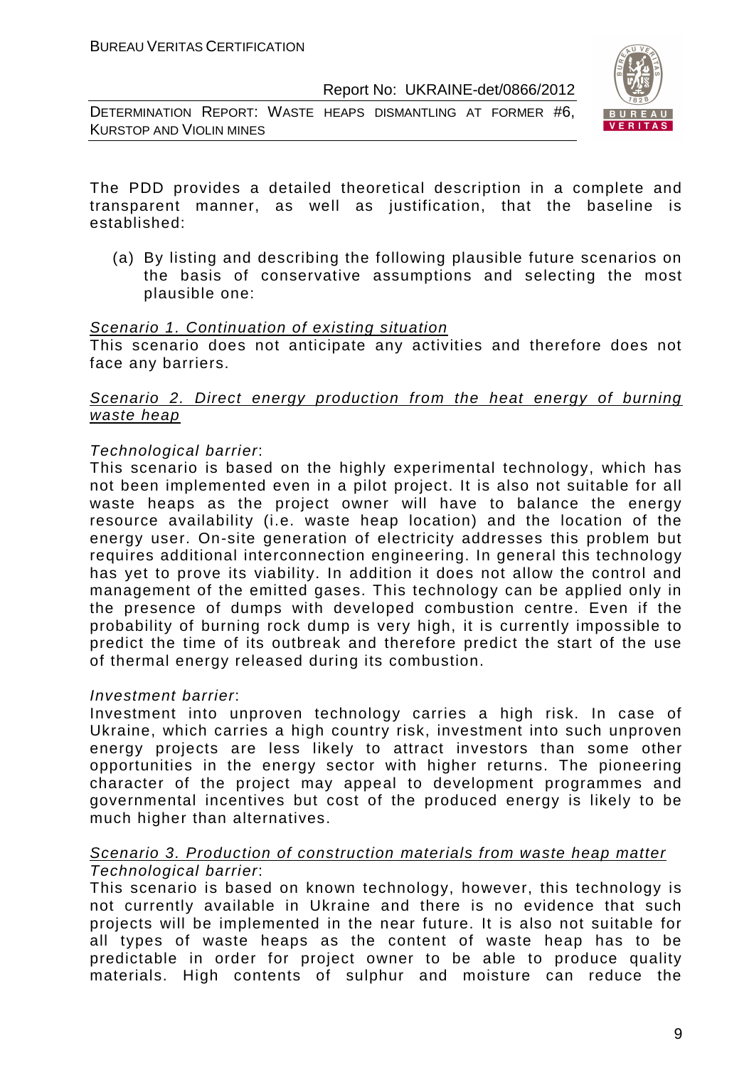The PDD provides a detailed theoretical description in a complete and transparent manner, as well as justification, that the baseline is established:

(a) By listing and describing the following plausible future scenarios on the basis of conservative assumptions and selecting the most plausible one:

Scenario 1. Continuation of existing situation

This scenario does not anticipate any activities and therefore does not face any barriers.

Scenario 2. Direct energy production from the heat energy of burning waste heap

*Technological barrier*:

This scenario is based on the highly experimental technology, which has not been implemented even in a pilot project. It is also not suitable for all waste heaps as the project owner will have to balance the energy resource availability (i.e. waste heap location) and the location of the energy user. On-site generation of electricity addresses this problem but requires additional interconnection engineering. In general this technology has yet to prove its viability. In addition it does not allow the control and management of the emitted gases. This technology can be applied only in the presence of dumps with developed combustion centre. Even if the probability of burning rock dump is very high, it is currently impossible to predict the time of its outbreak and therefore predict the start of the use of thermal energy released during its combustion.

*Investment barrier*:

Investment into unproven technology carries a high risk. In case of Ukraine, which carries a high country risk, investment into such unproven energy projects are less likely to attract investors than some other opportunities in the energy sector with higher returns. The pioneering character of the project may appeal to development programmes and governmental incentives but cost of the produced energy is likely to be much higher than alternatives.

Scenario 3. Production of construction materials from waste heap matter

*Technological barrier*:

This scenario is based on known technology, however, this technology is not currently available in Ukraine and there is no evidence that such projects will be implemented in the near future. It is also not suitable for all types of waste heaps as the content of waste heap has to be predictable in order for project owner to be able to produce quality materials. High contents of sulphur and moisture can reduce the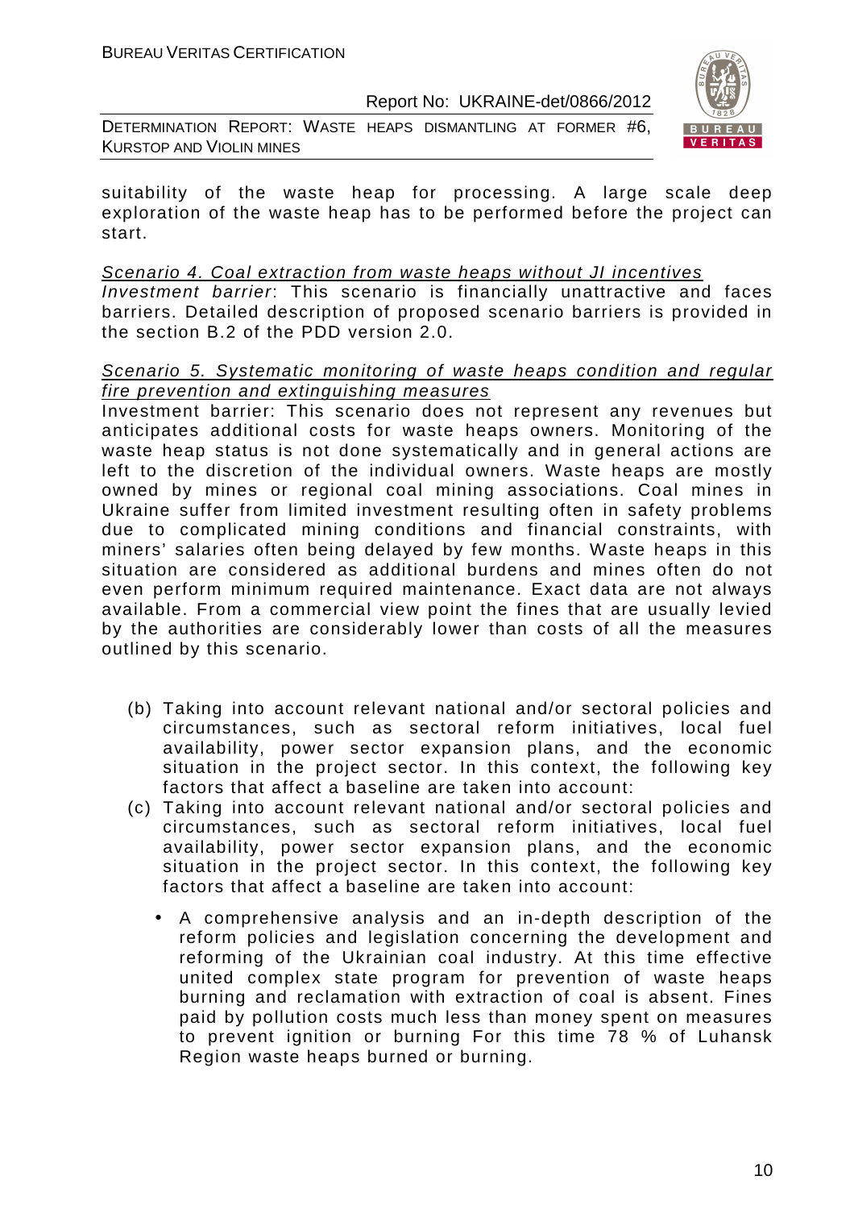suitability of the waste heap for processing. A large scale deep exploration of the waste heap has to be performed before the project can start.

<u>*Scenario 4. Coal extraction from waste heaps without JI incentives*</u>

*Investment barrier*: This scenario is financially unattractive and faces barriers. Detailed description of proposed scenario barriers is provided in the section B.2 of the PDD version 2.0.

<u>*Scenario 5. Systematic monitoring of waste heaps condition and regular fire prevention and extinguishing measures*</u>

Investment barrier: This scenario does not represent any revenues but anticipates additional costs for waste heaps owners. Monitoring of the waste heap status is not done systematically and in general actions are left to the discretion of the individual owners. Waste heaps are mostly owned by mines or regional coal mining associations. Coal mines in Ukraine suffer from limited investment resulting often in safety problems due to complicated mining conditions and financial constraints, with miners' salaries often being delayed by few months. Waste heaps in this situation are considered as additional burdens and mines often do not even perform minimum required maintenance. Exact data are not always available. From a commercial view point the fines that are usually levied by the authorities are considerably lower than costs of all the measures outlined by this scenario.

(b) Taking into account relevant national and/or sectoral policies and circumstances, such as sectoral reform initiatives, local fuel availability, power sector expansion plans, and the economic situation in the project sector. In this context, the following key factors that affect a baseline are taken into account:

(c) Taking into account relevant national and/or sectoral policies and circumstances, such as sectoral reform initiatives, local fuel availability, power sector expansion plans, and the economic situation in the project sector. In this context, the following key factors that affect a baseline are taken into account:

- A comprehensive analysis and an in-depth description of the reform policies and legislation concerning the development and reforming of the Ukrainian coal industry. At this time effective united complex state program for prevention of waste heaps burning and reclamation with extraction of coal is absent. Fines paid by pollution costs much less than money spent on measures to prevent ignition or burning For this time 78 % of Luhansk Region waste heaps burned or burning.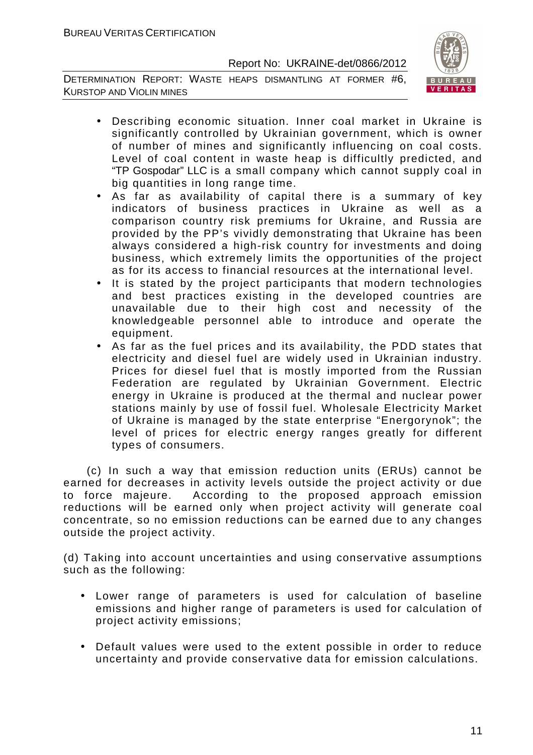- Describing economic situation. Inner coal market in Ukraine is significantly controlled by Ukrainian government, which is owner of number of mines and significantly influencing on coal costs. Level of coal content in waste heap is difficultly predicted, and "TP Gospodar" LLC is a small company which cannot supply coal in big quantities in long range time.
- As far as availability of capital there is a summary of key indicators of business practices in Ukraine as well as a comparison country risk premiums for Ukraine, and Russia are provided by the PP's vividly demonstrating that Ukraine has been always considered a high-risk country for investments and doing business, which extremely limits the opportunities of the project as for its access to financial resources at the international level.
- It is stated by the project participants that modern technologies and best practices existing in the developed countries are unavailable due to their high cost and necessity of the knowledgeable personnel able to introduce and operate the equipment.
- As far as the fuel prices and its availability, the PDD states that electricity and diesel fuel are widely used in Ukrainian industry. Prices for diesel fuel that is mostly imported from the Russian Federation are regulated by Ukrainian Government. Electric energy in Ukraine is produced at the thermal and nuclear power stations mainly by use of fossil fuel. Wholesale Electricity Market of Ukraine is managed by the state enterprise "Energorynok"; the level of prices for electric energy ranges greatly for different types of consumers.

(c) In such a way that emission reduction units (ERUs) cannot be earned for decreases in activity levels outside the project activity or due to force majeure. According to the proposed approach emission reductions will be earned only when project activity will generate coal concentrate, so no emission reductions can be earned due to any changes outside the project activity.

(d) Taking into account uncertainties and using conservative assumptions such as the following:

- Lower range of parameters is used for calculation of baseline emissions and higher range of parameters is used for calculation of project activity emissions;
- Default values were used to the extent possible in order to reduce uncertainty and provide conservative data for emission calculations.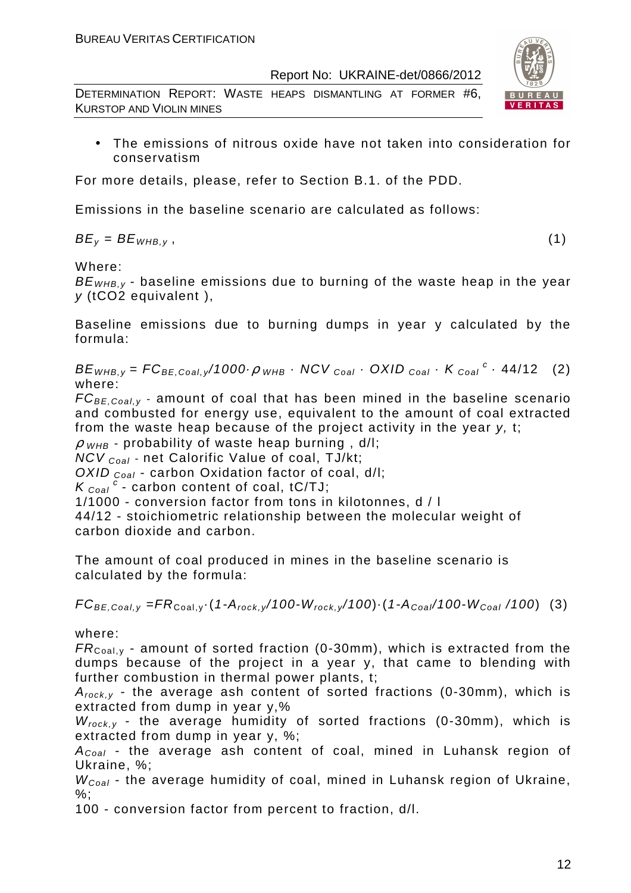- The emissions of nitrous oxide have not taken into consideration for conservatism

For more details, please, refer to Section B.1. of the PDD.

Emissions in the baseline scenario are calculated as follows:

$$BE_y = BE_{WHB,y} , \quad (1)$$

Where:

$BE_{WHB,y}$ - baseline emissions due to burning of the waste heap in the year $y$ (tCO2 equivalent ),

Baseline emissions due to burning dumps in year y calculated by the formula:

$$BE_{WHB,y} = FC_{BE,Coal,y}/1000 \cdot \rho_{WHB} \cdot NCV_{Coal} \cdot OXID_{Coal} \cdot K_{Coal}^{c} \cdot 44/12 \quad (2)$$

where:

$FC_{BE,Coal,y}$ - amount of coal that has been mined in the baseline scenario and combusted for energy use, equivalent to the amount of coal extracted from the waste heap because of the project activity in the year $y$, t;

$\rho_{WHB}$ - probability of waste heap burning , d/l;

$NCV_{Coal}$ - net Calorific Value of coal, TJ/kt;

$OXID_{Coal}$ - carbon Oxidation factor of coal, d/l;

$K_{Coal}^{c}$ - carbon content of coal, tC/TJ;

1/1000 - conversion factor from tons in kilotonnes, d / l

44/12 - stoichiometric relationship between the molecular weight of carbon dioxide and carbon.

The amount of coal produced in mines in the baseline scenario is calculated by the formula:

$$FC_{BE,Coal,y} = FR_{Coal,y} \cdot (1 - A_{rock,y}/100 - W_{rock,y}/100) \cdot (1 - A_{Coal}/100 - W_{Coal}/100) \quad (3)$$

where:

$FR_{Coal,y}$ - amount of sorted fraction (0-30mm), which is extracted from the dumps because of the project in a year y, that came to blending with further combustion in thermal power plants, t;

$A_{rock,y}$ - the average ash content of sorted fractions (0-30mm), which is extracted from dump in year y,%

$W_{rock,y}$ - the average humidity of sorted fractions (0-30mm), which is extracted from dump in year y, %;

$A_{Coal}$ - the average ash content of coal, mined in Luhansk region of Ukraine, %;

$W_{Coal}$ - the average humidity of coal, mined in Luhansk region of Ukraine, %;

100 - conversion factor from percent to fraction, d/l.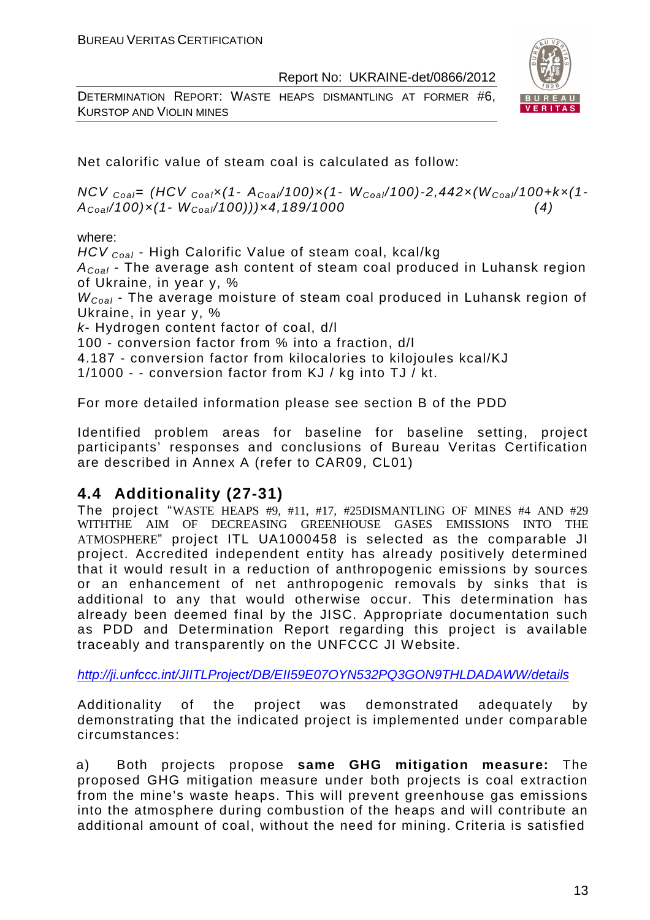Net calorific value of steam coal is calculated as follow:

$$NCV_{Coal} = (HCV_{Coal} \times (1 - A_{Coal}/100) \times (1 - W_{Coal}/100) - 2{,}442 \times (W_{Coal}/100 + k \times (1 - A_{Coal}/100) \times (1 - W_{Coal}/100))) \times 4{,}189/1000 \quad (4)$$

where:

$HCV_{Coal}$ - High Calorific Value of steam coal, kcal/kg

$A_{Coal}$ - The average ash content of steam coal produced in Luhansk region of Ukraine, in year y, %

$W_{Coal}$ - The average moisture of steam coal produced in Luhansk region of Ukraine, in year y, %

*k*- Hydrogen content factor of coal, d/l

100 - conversion factor from % into a fraction, d/l

4.187 - conversion factor from kilocalories to kilojoules kcal/KJ

1/1000 - - conversion factor from KJ / kg into TJ / kt.

For more detailed information please see section B of the PDD

Identified problem areas for baseline for baseline setting, project participants' responses and conclusions of Bureau Veritas Certification are described in Annex A (refer to CAR09, CL01)

## 4.4 Additionality (27-31)

The project "WASTE HEAPS #9, #11, #17, #25DISMANTLING OF MINES #4 AND #29 WITHTHE AIM OF DECREASING GREENHOUSE GASES EMISSIONS INTO THE ATMOSPHERE" project ITL UA1000458 is selected as the comparable JI project. Accredited independent entity has already positively determined that it would result in a reduction of anthropogenic emissions by sources or an enhancement of net anthropogenic removals by sinks that is additional to any that would otherwise occur. This determination has already been deemed final by the JISC. Appropriate documentation such as PDD and Determination Report regarding this project is available traceably and transparently on the UNFCCC JI Website.

http://ji.unfccc.int/JIITLProject/DB/EII59E07OYN532PQ3GON9THLDADAWW/details

Additionality of the project was demonstrated adequately by demonstrating that the indicated project is implemented under comparable circumstances:

a) Both projects propose **same GHG mitigation measure:** The proposed GHG mitigation measure under both projects is coal extraction from the mine's waste heaps. This will prevent greenhouse gas emissions into the atmosphere during combustion of the heaps and will contribute an additional amount of coal, without the need for mining. Criteria is satisfied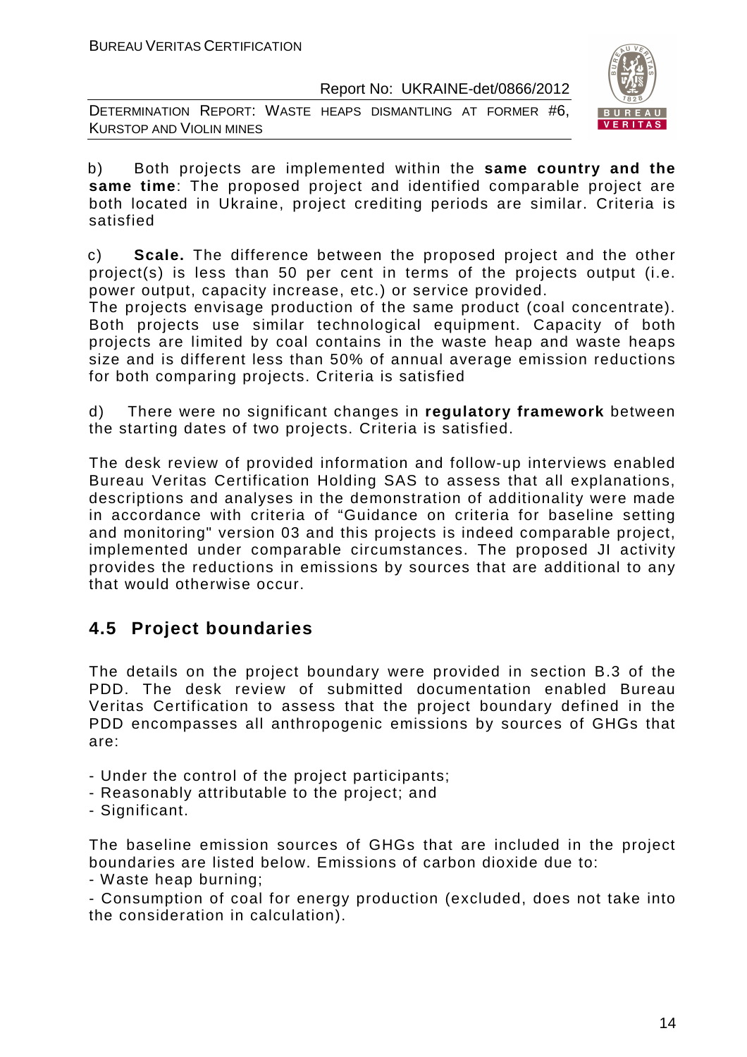b) Both projects are implemented within the **same country and the same time**: The proposed project and identified comparable project are both located in Ukraine, project crediting periods are similar. Criteria is satisfied

c) **Scale.** The difference between the proposed project and the other project(s) is less than 50 per cent in terms of the projects output (i.e. power output, capacity increase, etc.) or service provided.
The projects envisage production of the same product (coal concentrate). Both projects use similar technological equipment. Capacity of both projects are limited by coal contains in the waste heap and waste heaps size and is different less than 50% of annual average emission reductions for both comparing projects. Criteria is satisfied

d) There were no significant changes in **regulatory framework** between the starting dates of two projects. Criteria is satisfied.

The desk review of provided information and follow-up interviews enabled Bureau Veritas Certification Holding SAS to assess that all explanations, descriptions and analyses in the demonstration of additionality were made in accordance with criteria of "Guidance on criteria for baseline setting and monitoring" version 03 and this projects is indeed comparable project, implemented under comparable circumstances. The proposed JI activity provides the reductions in emissions by sources that are additional to any that would otherwise occur.

## 4.5 Project boundaries

The details on the project boundary were provided in section B.3 of the PDD. The desk review of submitted documentation enabled Bureau Veritas Certification to assess that the project boundary defined in the PDD encompasses all anthropogenic emissions by sources of GHGs that are:

- Under the control of the project participants;
- Reasonably attributable to the project; and
- Significant.

The baseline emission sources of GHGs that are included in the project boundaries are listed below. Emissions of carbon dioxide due to:
- Waste heap burning;
- Consumption of coal for energy production (excluded, does not take into the consideration in calculation).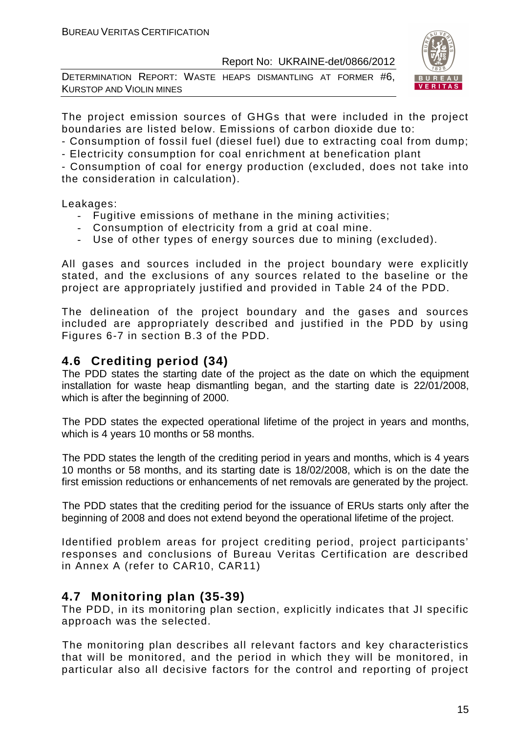The project emission sources of GHGs that were included in the project boundaries are listed below. Emissions of carbon dioxide due to:

- Consumption of fossil fuel (diesel fuel) due to extracting coal from dump;
- Electricity consumption for coal enrichment at benefication plant
- Consumption of coal for energy production (excluded, does not take into the consideration in calculation).

Leakages:

- Fugitive emissions of methane in the mining activities;
- Consumption of electricity from a grid at coal mine.
- Use of other types of energy sources due to mining (excluded).

All gases and sources included in the project boundary were explicitly stated, and the exclusions of any sources related to the baseline or the project are appropriately justified and provided in Table 24 of the PDD.

The delineation of the project boundary and the gases and sources included are appropriately described and justified in the PDD by using Figures 6-7 in section B.3 of the PDD.

## 4.6 Crediting period (34)

The PDD states the starting date of the project as the date on which the equipment installation for waste heap dismantling began, and the starting date is 22/01/2008, which is after the beginning of 2000.

The PDD states the expected operational lifetime of the project in years and months, which is 4 years 10 months or 58 months.

The PDD states the length of the crediting period in years and months, which is 4 years 10 months or 58 months, and its starting date is 18/02/2008, which is on the date the first emission reductions or enhancements of net removals are generated by the project.

The PDD states that the crediting period for the issuance of ERUs starts only after the beginning of 2008 and does not extend beyond the operational lifetime of the project.

Identified problem areas for project crediting period, project participants' responses and conclusions of Bureau Veritas Certification are described in Annex A (refer to CAR10, CAR11)

## 4.7 Monitoring plan (35-39)

The PDD, in its monitoring plan section, explicitly indicates that JI specific approach was the selected.

The monitoring plan describes all relevant factors and key characteristics that will be monitored, and the period in which they will be monitored, in particular also all decisive factors for the control and reporting of project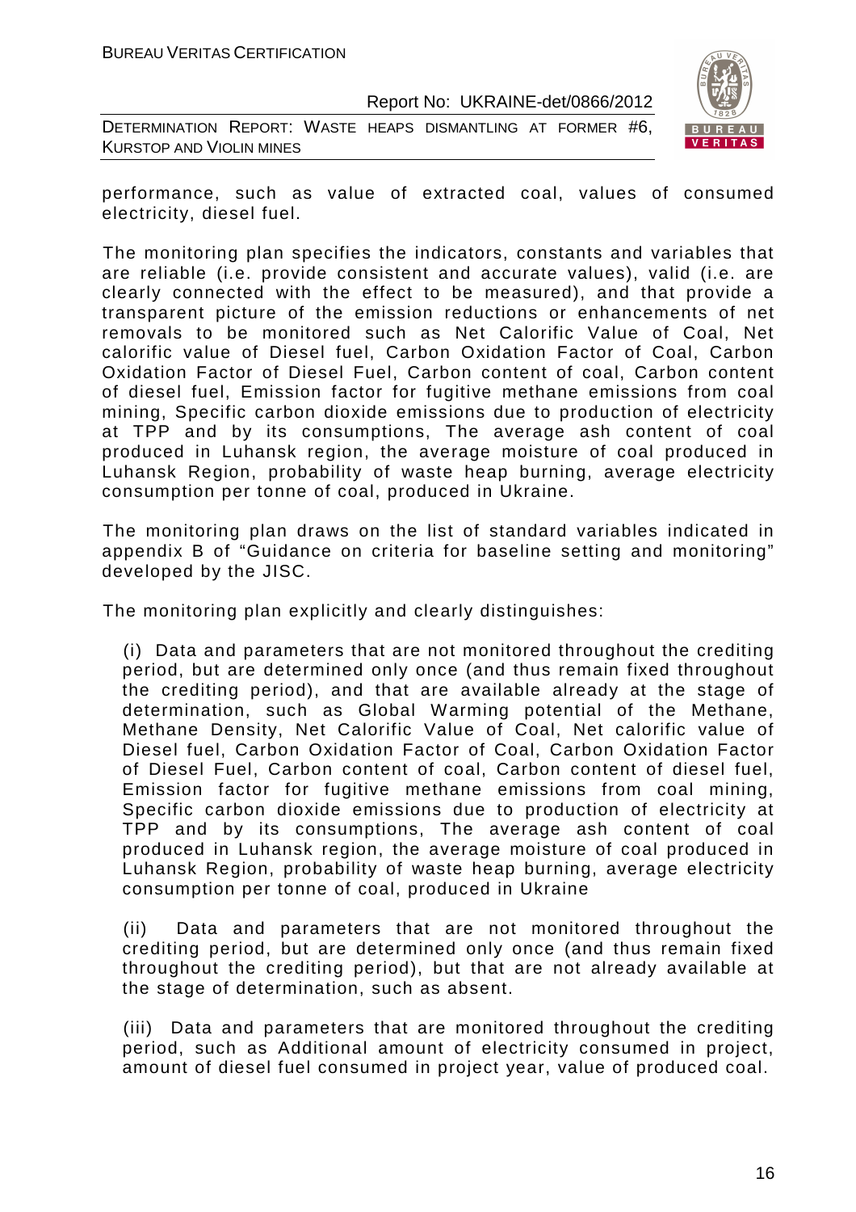performance, such as value of extracted coal, values of consumed electricity, diesel fuel.

The monitoring plan specifies the indicators, constants and variables that are reliable (i.e. provide consistent and accurate values), valid (i.e. are clearly connected with the effect to be measured), and that provide a transparent picture of the emission reductions or enhancements of net removals to be monitored such as Net Calorific Value of Coal, Net calorific value of Diesel fuel, Carbon Oxidation Factor of Coal, Carbon Oxidation Factor of Diesel Fuel, Carbon content of coal, Carbon content of diesel fuel, Emission factor for fugitive methane emissions from coal mining, Specific carbon dioxide emissions due to production of electricity at TPP and by its consumptions, The average ash content of coal produced in Luhansk region, the average moisture of coal produced in Luhansk Region, probability of waste heap burning, average electricity consumption per tonne of coal, produced in Ukraine.

The monitoring plan draws on the list of standard variables indicated in appendix B of "Guidance on criteria for baseline setting and monitoring" developed by the JISC.

The monitoring plan explicitly and clearly distinguishes:

(i) Data and parameters that are not monitored throughout the crediting period, but are determined only once (and thus remain fixed throughout the crediting period), and that are available already at the stage of determination, such as Global Warming potential of the Methane, Methane Density, Net Calorific Value of Coal, Net calorific value of Diesel fuel, Carbon Oxidation Factor of Coal, Carbon Oxidation Factor of Diesel Fuel, Carbon content of coal, Carbon content of diesel fuel, Emission factor for fugitive methane emissions from coal mining, Specific carbon dioxide emissions due to production of electricity at TPP and by its consumptions, The average ash content of coal produced in Luhansk region, the average moisture of coal produced in Luhansk Region, probability of waste heap burning, average electricity consumption per tonne of coal, produced in Ukraine

(ii) Data and parameters that are not monitored throughout the crediting period, but are determined only once (and thus remain fixed throughout the crediting period), but that are not already available at the stage of determination, such as absent.

(iii) Data and parameters that are monitored throughout the crediting period, such as Additional amount of electricity consumed in project, amount of diesel fuel consumed in project year, value of produced coal.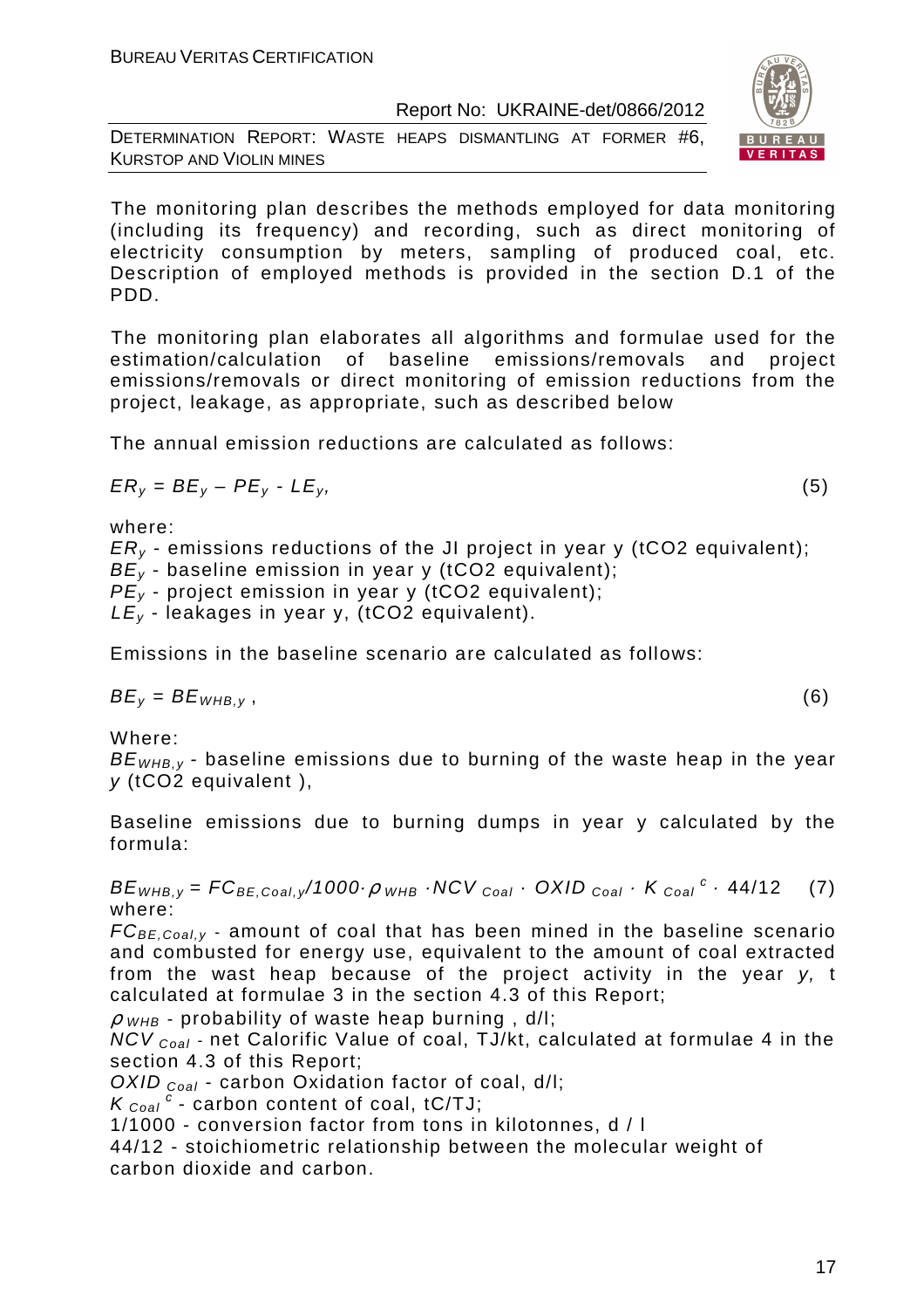The monitoring plan describes the methods employed for data monitoring (including its frequency) and recording, such as direct monitoring of electricity consumption by meters, sampling of produced coal, etc. Description of employed methods is provided in the section D.1 of the PDD.

The monitoring plan elaborates all algorithms and formulae used for the estimation/calculation of baseline emissions/removals and project emissions/removals or direct monitoring of emission reductions from the project, leakage, as appropriate, such as described below

The annual emission reductions are calculated as follows:

$$ER_y = BE_y - PE_y - LE_y, \qquad (5)$$

where:

$ER_y$ - emissions reductions of the JI project in year y (tCO2 equivalent);
$BE_y$ - baseline emission in year y (tCO2 equivalent);
$PE_y$ - project emission in year y (tCO2 equivalent);
$LE_y$ - leakages in year y, (tCO2 equivalent).

Emissions in the baseline scenario are calculated as follows:

$$BE_y = BE_{WHB,y}, \qquad (6)$$

Where:

$BE_{WHB,y}$ - baseline emissions due to burning of the waste heap in the year $y$ (tCO2 equivalent ),

Baseline emissions due to burning dumps in year y calculated by the formula:

$$BE_{WHB,y} = FC_{BE,Coal,y}/1000 \cdot \rho_{WHB} \cdot NCV_{Coal} \cdot OXID_{Coal} \cdot K_{Coal}^{c} \cdot 44/12 \qquad (7)$$

where:

$FC_{BE,Coal,y}$ - amount of coal that has been mined in the baseline scenario and combusted for energy use, equivalent to the amount of coal extracted from the wast heap because of the project activity in the year $y$, t calculated at formulae 3 in the section 4.3 of this Report;
$\rho_{WHB}$ - probability of waste heap burning , d/l;
$NCV_{Coal}$ - net Calorific Value of coal, TJ/kt, calculated at formulae 4 in the section 4.3 of this Report;
$OXID_{Coal}$ - carbon Oxidation factor of coal, d/l;
$K_{Coal}^{c}$ - carbon content of coal, tC/TJ;
1/1000 - conversion factor from tons in kilotonnes, d / l
44/12 - stoichiometric relationship between the molecular weight of carbon dioxide and carbon.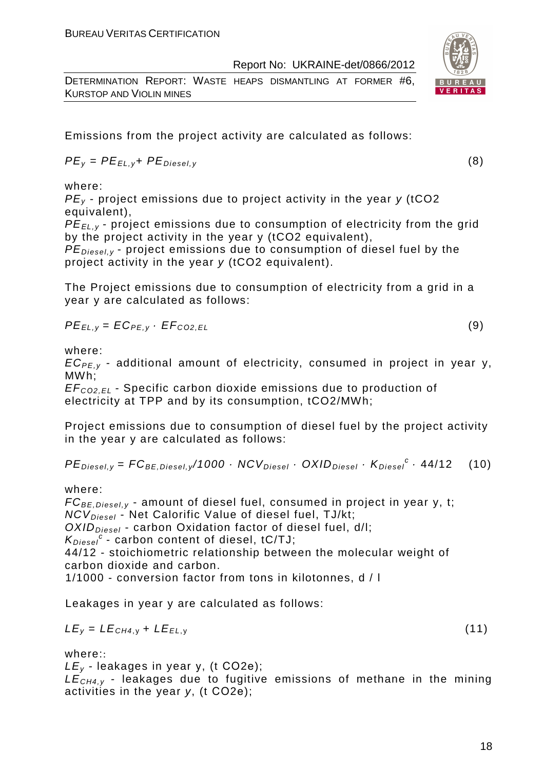Emissions from the project activity are calculated as follows:

$$PE_y = PE_{EL,y} + PE_{Diesel,y} \tag{8}$$

where:

$PE_y$ - project emissions due to project activity in the year $y$ (tCO2 equivalent),

$PE_{EL,y}$ - project emissions due to consumption of electricity from the grid by the project activity in the year y (tCO2 equivalent),

$PE_{Diesel,y}$ - project emissions due to consumption of diesel fuel by the project activity in the year $y$ (tCO2 equivalent).

The Project emissions due to consumption of electricity from a grid in a year y are calculated as follows:

$$PE_{EL,y} = EC_{PE,y} \cdot EF_{CO2,EL} \tag{9}$$

where:

$EC_{PE,y}$ - additional amount of electricity, consumed in project in year y, MWh;

$EF_{CO2,EL}$ - Specific carbon dioxide emissions due to production of electricity at TPP and by its consumption, tCO2/MWh;

Project emissions due to consumption of diesel fuel by the project activity in the year y are calculated as follows:

$$PE_{Diesel,y} = FC_{BE,Diesel,y}/1000 \cdot NCV_{Diesel} \cdot OXID_{Diesel} \cdot K_{Diesel}^{c} \cdot 44/12 \tag{10}$$

where:

$FC_{BE,Diesel,y}$ - amount of diesel fuel, consumed in project in year y, t;

$NCV_{Diesel}$ - Net Calorific Value of diesel fuel, TJ/kt;

$OXID_{Diesel}$ - carbon Oxidation factor of diesel fuel, d/l;

$K_{Diesel}^{c}$ - carbon content of diesel, tC/TJ;

44/12 - stoichiometric relationship between the molecular weight of carbon dioxide and carbon.

1/1000 - conversion factor from tons in kilotonnes, d / l

Leakages in year y are calculated as follows:

$$LE_y = LE_{CH4,y} + LE_{EL,y} \tag{11}$$

where::

$LE_y$ - leakages in year y, (t CO2e);

$LE_{CH4,y}$ - leakages due to fugitive emissions of methane in the mining activities in the year $y$, (t CO2e);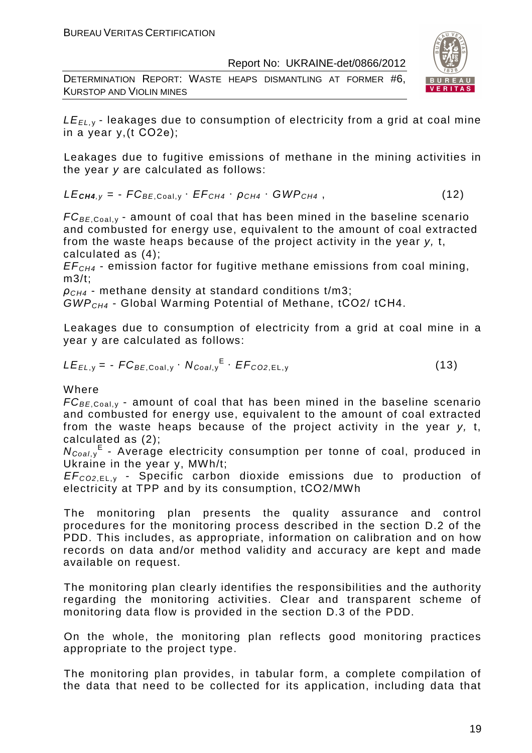$LE_{EL,y}$ - leakages due to consumption of electricity from a grid at coal mine in a year y,(t CO2e);

Leakages due to fugitive emissions of methane in the mining activities in the year *y* are calculated as follows:

$$LE_{CH4,y} = - FC_{BE,Coal,y} \cdot EF_{CH4} \cdot \rho_{CH4} \cdot GWP_{CH4} , \qquad (12)$$

$FC_{BE,Coal,y}$ - amount of coal that has been mined in the baseline scenario and combusted for energy use, equivalent to the amount of coal extracted from the waste heaps because of the project activity in the year *y,* t, calculated as (4);

$EF_{CH4}$ - emission factor for fugitive methane emissions from coal mining, m3/t;

$\rho_{CH4}$ - methane density at standard conditions t/m3;

$GWP_{CH4}$ - Global Warming Potential of Methane, tCO2/ tCH4.

Leakages due to consumption of electricity from a grid at coal mine in a year y are calculated as follows:

$$LE_{EL,y} = - FC_{BE,Coal,y} \cdot N_{Coal,y}^{E} \cdot EF_{CO2,EL,y} \qquad (13)$$

Where

$FC_{BE,Coal,y}$ - amount of coal that has been mined in the baseline scenario and combusted for energy use, equivalent to the amount of coal extracted from the waste heaps because of the project activity in the year *y,* t, calculated as (2);

$N_{Coal,y}^{E}$ - Average electricity consumption per tonne of coal, produced in Ukraine in the year y, MWh/t;

$EF_{CO2,EL,y}$ - Specific carbon dioxide emissions due to production of electricity at TPP and by its consumption, tCO2/MWh

The monitoring plan presents the quality assurance and control procedures for the monitoring process described in the section D.2 of the PDD. This includes, as appropriate, information on calibration and on how records on data and/or method validity and accuracy are kept and made available on request.

The monitoring plan clearly identifies the responsibilities and the authority regarding the monitoring activities. Clear and transparent scheme of monitoring data flow is provided in the section D.3 of the PDD.

On the whole, the monitoring plan reflects good monitoring practices appropriate to the project type.

The monitoring plan provides, in tabular form, a complete compilation of the data that need to be collected for its application, including data that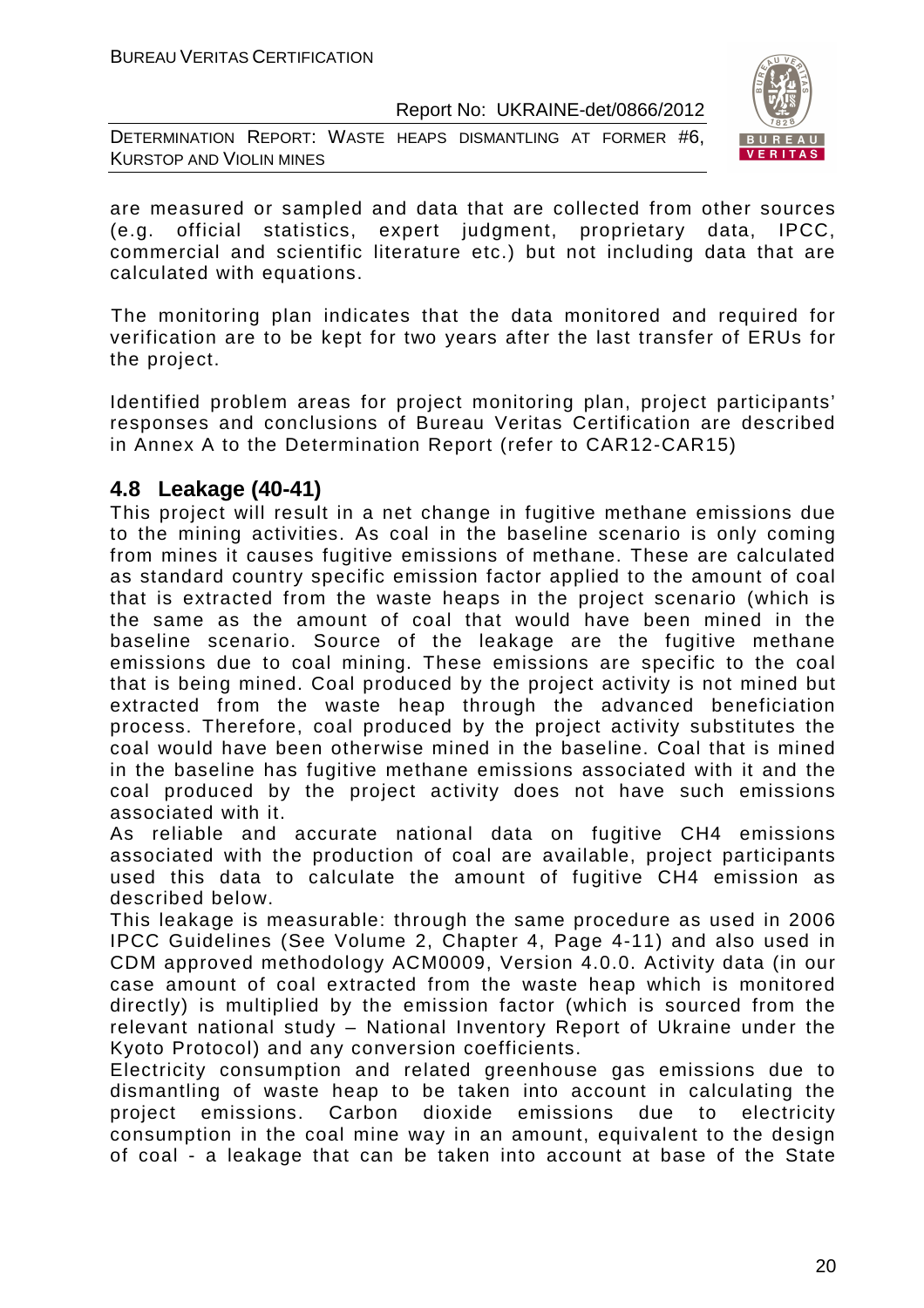are measured or sampled and data that are collected from other sources (e.g. official statistics, expert judgment, proprietary data, IPCC, commercial and scientific literature etc.) but not including data that are calculated with equations.

The monitoring plan indicates that the data monitored and required for verification are to be kept for two years after the last transfer of ERUs for the project.

Identified problem areas for project monitoring plan, project participants' responses and conclusions of Bureau Veritas Certification are described in Annex A to the Determination Report (refer to CAR12-CAR15)

## 4.8 Leakage (40-41)

This project will result in a net change in fugitive methane emissions due to the mining activities. As coal in the baseline scenario is only coming from mines it causes fugitive emissions of methane. These are calculated as standard country specific emission factor applied to the amount of coal that is extracted from the waste heaps in the project scenario (which is the same as the amount of coal that would have been mined in the baseline scenario. Source of the leakage are the fugitive methane emissions due to coal mining. These emissions are specific to the coal that is being mined. Coal produced by the project activity is not mined but extracted from the waste heap through the advanced beneficiation process. Therefore, coal produced by the project activity substitutes the coal would have been otherwise mined in the baseline. Coal that is mined in the baseline has fugitive methane emissions associated with it and the coal produced by the project activity does not have such emissions associated with it.

As reliable and accurate national data on fugitive $CH_4$ emissions associated with the production of coal are available, project participants used this data to calculate the amount of fugitive $CH_4$ emission as described below.

This leakage is measurable: through the same procedure as used in 2006 IPCC Guidelines (See Volume 2, Chapter 4, Page 4-11) and also used in CDM approved methodology ACM0009, Version 4.0.0. Activity data (in our case amount of coal extracted from the waste heap which is monitored directly) is multiplied by the emission factor (which is sourced from the relevant national study – National Inventory Report of Ukraine under the Kyoto Protocol) and any conversion coefficients.

Electricity consumption and related greenhouse gas emissions due to dismantling of waste heap to be taken into account in calculating the project emissions. Carbon dioxide emissions due to electricity consumption in the coal mine way in an amount, equivalent to the design of coal - a leakage that can be taken into account at base of the State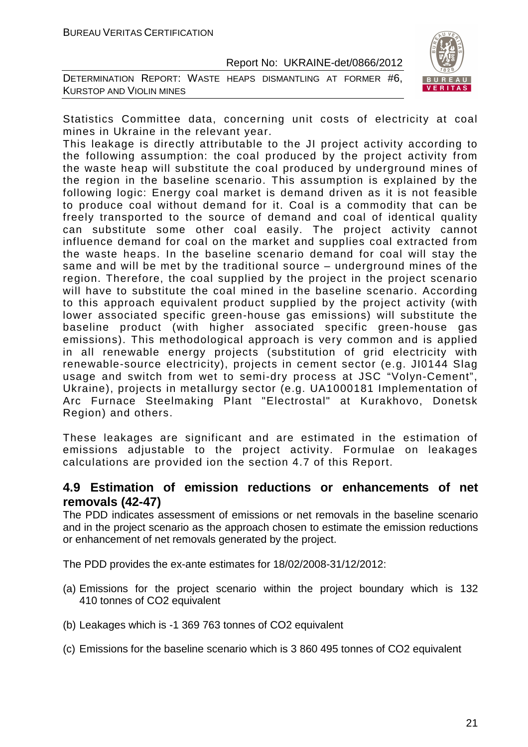Statistics Committee data, concerning unit costs of electricity at coal mines in Ukraine in the relevant year.

This leakage is directly attributable to the JI project activity according to the following assumption: the coal produced by the project activity from the waste heap will substitute the coal produced by underground mines of the region in the baseline scenario. This assumption is explained by the following logic: Energy coal market is demand driven as it is not feasible to produce coal without demand for it. Coal is a commodity that can be freely transported to the source of demand and coal of identical quality can substitute some other coal easily. The project activity cannot influence demand for coal on the market and supplies coal extracted from the waste heaps. In the baseline scenario demand for coal will stay the same and will be met by the traditional source – underground mines of the region. Therefore, the coal supplied by the project in the project scenario will have to substitute the coal mined in the baseline scenario. According to this approach equivalent product supplied by the project activity (with lower associated specific green-house gas emissions) will substitute the baseline product (with higher associated specific green-house gas emissions). This methodological approach is very common and is applied in all renewable energy projects (substitution of grid electricity with renewable-source electricity), projects in cement sector (e.g. JI0144 Slag usage and switch from wet to semi-dry process at JSC "Volyn-Cement", Ukraine), projects in metallurgy sector (e.g. UA1000181 Implementation of Arc Furnace Steelmaking Plant "Electrostal" at Kurakhovo, Donetsk Region) and others.

These leakages are significant and are estimated in the estimation of emissions adjustable to the project activity. Formulae on leakages calculations are provided ion the section 4.7 of this Report.

## 4.9 Estimation of emission reductions or enhancements of net removals (42-47)

The PDD indicates assessment of emissions or net removals in the baseline scenario and in the project scenario as the approach chosen to estimate the emission reductions or enhancement of net removals generated by the project.

The PDD provides the ex-ante estimates for 18/02/2008-31/12/2012:

(a) Emissions for the project scenario within the project boundary which is 132 410 tonnes of CO2 equivalent

(b) Leakages which is -1 369 763 tonnes of CO2 equivalent

(c) Emissions for the baseline scenario which is 3 860 495 tonnes of CO2 equivalent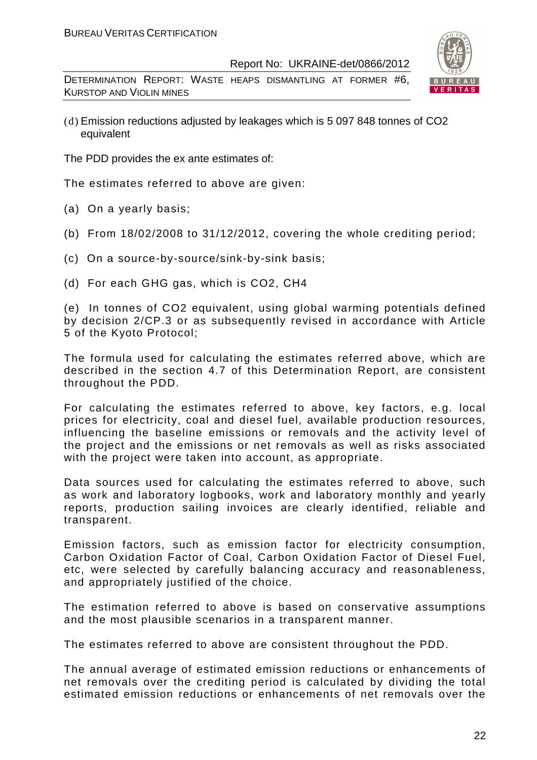(d) Emission reductions adjusted by leakages which is 5 097 848 tonnes of $CO_2$ equivalent

The PDD provides the ex ante estimates of:

The estimates referred to above are given:

(a) On a yearly basis;

(b) From 18/02/2008 to 31/12/2012, covering the whole crediting period;

(c) On a source-by-source/sink-by-sink basis;

(d) For each GHG gas, which is $CO_2$, $CH_4$

(e) In tonnes of $CO_2$ equivalent, using global warming potentials defined by decision 2/CP.3 or as subsequently revised in accordance with Article 5 of the Kyoto Protocol;

The formula used for calculating the estimates referred above, which are described in the section 4.7 of this Determination Report, are consistent throughout the PDD.

For calculating the estimates referred to above, key factors, e.g. local prices for electricity, coal and diesel fuel, available production resources, influencing the baseline emissions or removals and the activity level of the project and the emissions or net removals as well as risks associated with the project were taken into account, as appropriate.

Data sources used for calculating the estimates referred to above, such as work and laboratory logbooks, work and laboratory monthly and yearly reports, production sailing invoices are clearly identified, reliable and transparent.

Emission factors, such as emission factor for electricity consumption, Carbon Oxidation Factor of Coal, Carbon Oxidation Factor of Diesel Fuel, etc, were selected by carefully balancing accuracy and reasonableness, and appropriately justified of the choice.

The estimation referred to above is based on conservative assumptions and the most plausible scenarios in a transparent manner.

The estimates referred to above are consistent throughout the PDD.

The annual average of estimated emission reductions or enhancements of net removals over the crediting period is calculated by dividing the total estimated emission reductions or enhancements of net removals over the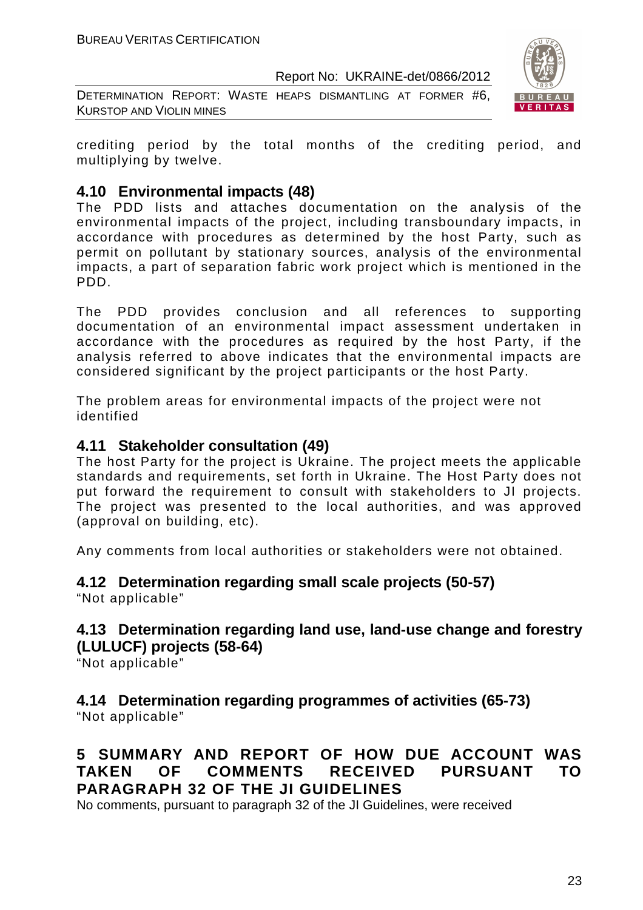crediting period by the total months of the crediting period, and multiplying by twelve.

## 4.10 Environmental impacts (48)

The PDD lists and attaches documentation on the analysis of the environmental impacts of the project, including transboundary impacts, in accordance with procedures as determined by the host Party, such as permit on pollutant by stationary sources, analysis of the environmental impacts, a part of separation fabric work project which is mentioned in the PDD.

The PDD provides conclusion and all references to supporting documentation of an environmental impact assessment undertaken in accordance with the procedures as required by the host Party, if the analysis referred to above indicates that the environmental impacts are considered significant by the project participants or the host Party.

The problem areas for environmental impacts of the project were not identified

## 4.11 Stakeholder consultation (49)

The host Party for the project is Ukraine. The project meets the applicable standards and requirements, set forth in Ukraine. The Host Party does not put forward the requirement to consult with stakeholders to JI projects. The project was presented to the local authorities, and was approved (approval on building, etc).

Any comments from local authorities or stakeholders were not obtained.

## 4.12 Determination regarding small scale projects (50-57)

"Not applicable"

## 4.13 Determination regarding land use, land-use change and forestry (LULUCF) projects (58-64)

"Not applicable"

## 4.14 Determination regarding programmes of activities (65-73)

"Not applicable"

# 5 SUMMARY AND REPORT OF HOW DUE ACCOUNT WAS TAKEN OF COMMENTS RECEIVED PURSUANT TO PARAGRAPH 32 OF THE JI GUIDELINES

No comments, pursuant to paragraph 32 of the JI Guidelines, were received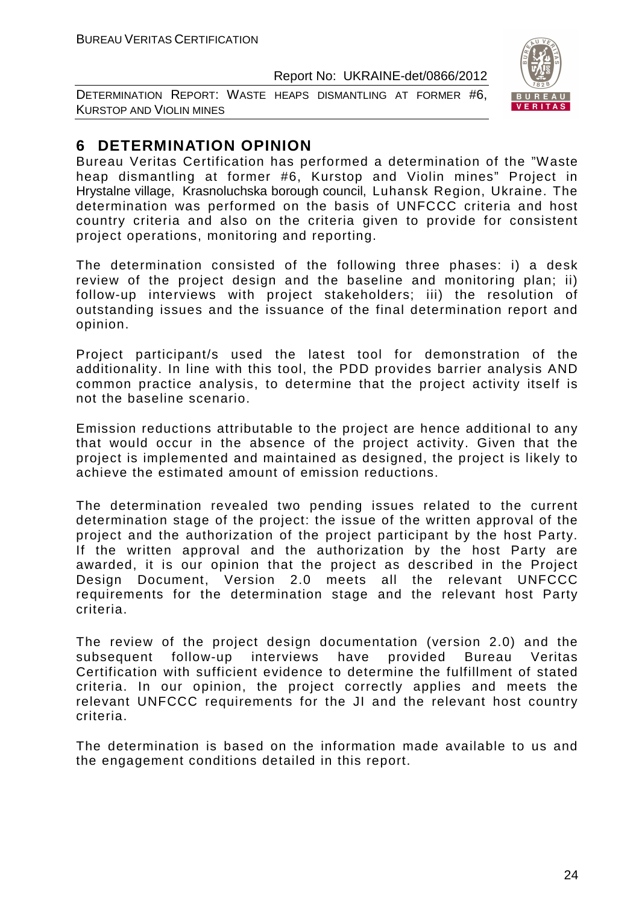# 6 DETERMINATION OPINION

Bureau Veritas Certification has performed a determination of the "Waste heap dismantling at former #6, Kurstop and Violin mines" Project in Hrystalne village, Krasnoluchska borough council, Luhansk Region, Ukraine. The determination was performed on the basis of UNFCCC criteria and host country criteria and also on the criteria given to provide for consistent project operations, monitoring and reporting.

The determination consisted of the following three phases: i) a desk review of the project design and the baseline and monitoring plan; ii) follow-up interviews with project stakeholders; iii) the resolution of outstanding issues and the issuance of the final determination report and opinion.

Project participant/s used the latest tool for demonstration of the additionality. In line with this tool, the PDD provides barrier analysis AND common practice analysis, to determine that the project activity itself is not the baseline scenario.

Emission reductions attributable to the project are hence additional to any that would occur in the absence of the project activity. Given that the project is implemented and maintained as designed, the project is likely to achieve the estimated amount of emission reductions.

The determination revealed two pending issues related to the current determination stage of the project: the issue of the written approval of the project and the authorization of the project participant by the host Party. If the written approval and the authorization by the host Party are awarded, it is our opinion that the project as described in the Project Design Document, Version 2.0 meets all the relevant UNFCCC requirements for the determination stage and the relevant host Party criteria.

The review of the project design documentation (version 2.0) and the subsequent follow-up interviews have provided Bureau Veritas Certification with sufficient evidence to determine the fulfillment of stated criteria. In our opinion, the project correctly applies and meets the relevant UNFCCC requirements for the JI and the relevant host country criteria.

The determination is based on the information made available to us and the engagement conditions detailed in this report.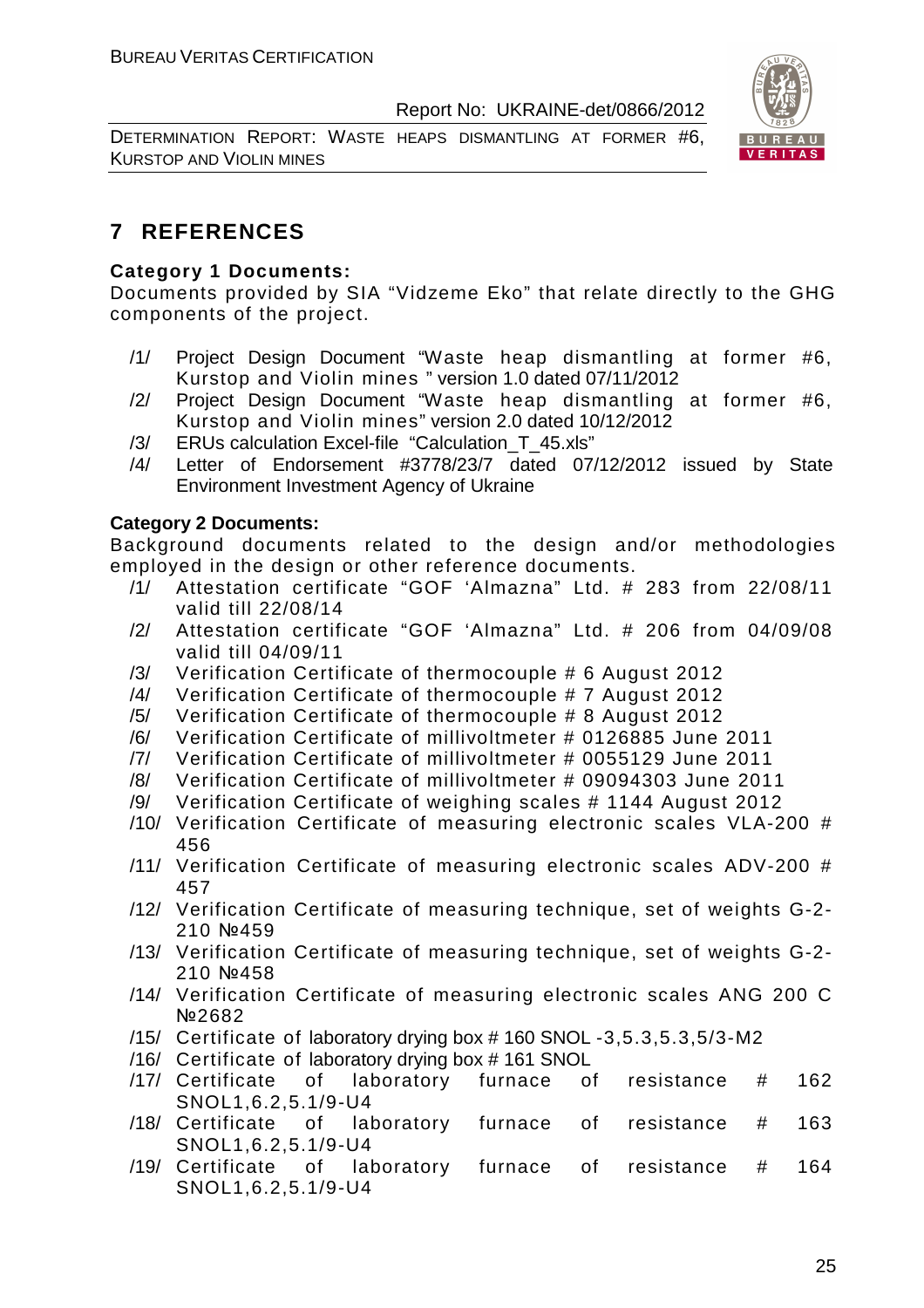# 7 REFERENCES

**Category 1 Documents:**

Documents provided by SIA "Vidzeme Eko" that relate directly to the GHG components of the project.

/1/ Project Design Document "Waste heap dismantling at former #6, Kurstop and Violin mines " version 1.0 dated 07/11/2012

/2/ Project Design Document "Waste heap dismantling at former #6, Kurstop and Violin mines" version 2.0 dated 10/12/2012

/3/ ERUs calculation Excel-file "Calculation_T_45.xls"

/4/ Letter of Endorsement #3778/23/7 dated 07/12/2012 issued by State Environment Investment Agency of Ukraine

**Category 2 Documents:**

Background documents related to the design and/or methodologies employed in the design or other reference documents.

/1/ Attestation certificate "GOF 'Almazna" Ltd. # 283 from 22/08/11 valid till 22/08/14

/2/ Attestation certificate "GOF 'Almazna" Ltd. # 206 from 04/09/08 valid till 04/09/11

/3/ Verification Certificate of thermocouple # 6 August 2012

/4/ Verification Certificate of thermocouple # 7 August 2012

/5/ Verification Certificate of thermocouple # 8 August 2012

/6/ Verification Certificate of millivoltmeter # 0126885 June 2011

/7/ Verification Certificate of millivoltmeter # 0055129 June 2011

/8/ Verification Certificate of millivoltmeter # 09094303 June 2011

/9/ Verification Certificate of weighing scales # 1144 August 2012

/10/ Verification Certificate of measuring electronic scales VLA-200 # 456

/11/ Verification Certificate of measuring electronic scales ADV-200 # 457

/12/ Verification Certificate of measuring technique, set of weights G-2-210 №459

/13/ Verification Certificate of measuring technique, set of weights G-2-210 №458

/14/ Verification Certificate of measuring electronic scales ANG 200 C №2682

/15/ Certificate of laboratory drying box # 160 SNOL -3,5.3,5.3,5/3-M2

/16/ Certificate of laboratory drying box # 161 SNOL

/17/ Certificate of laboratory furnace of resistance # 162 SNOL1,6.2,5.1/9-U4

/18/ Certificate of laboratory furnace of resistance # 163 SNOL1,6.2,5.1/9-U4

/19/ Certificate of laboratory furnace of resistance # 164 SNOL1,6.2,5.1/9-U4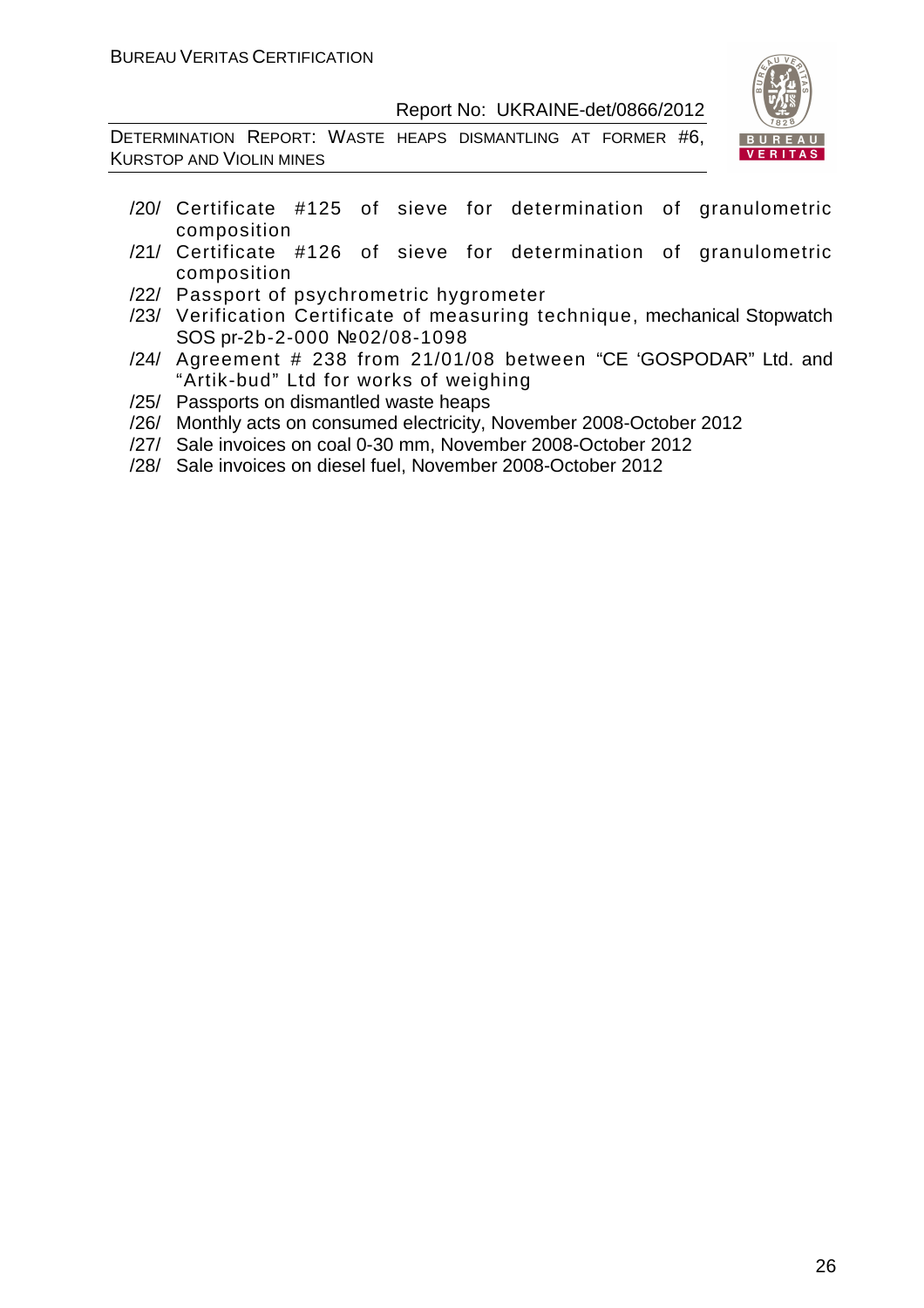/20/ Certificate #125 of sieve for determination of granulometric composition

/21/ Certificate #126 of sieve for determination of granulometric composition

/22/ Passport of psychrometric hygrometer

/23/ Verification Certificate of measuring technique, mechanical Stopwatch SOS pr-2b-2-000 №02/08-1098

/24/ Agreement # 238 from 21/01/08 between "CE 'GOSPODAR" Ltd. and "Artik-bud" Ltd for works of weighing

/25/ Passports on dismantled waste heaps

/26/ Monthly acts on consumed electricity, November 2008-October 2012

/27/ Sale invoices on coal 0-30 mm, November 2008-October 2012

/28/ Sale invoices on diesel fuel, November 2008-October 2012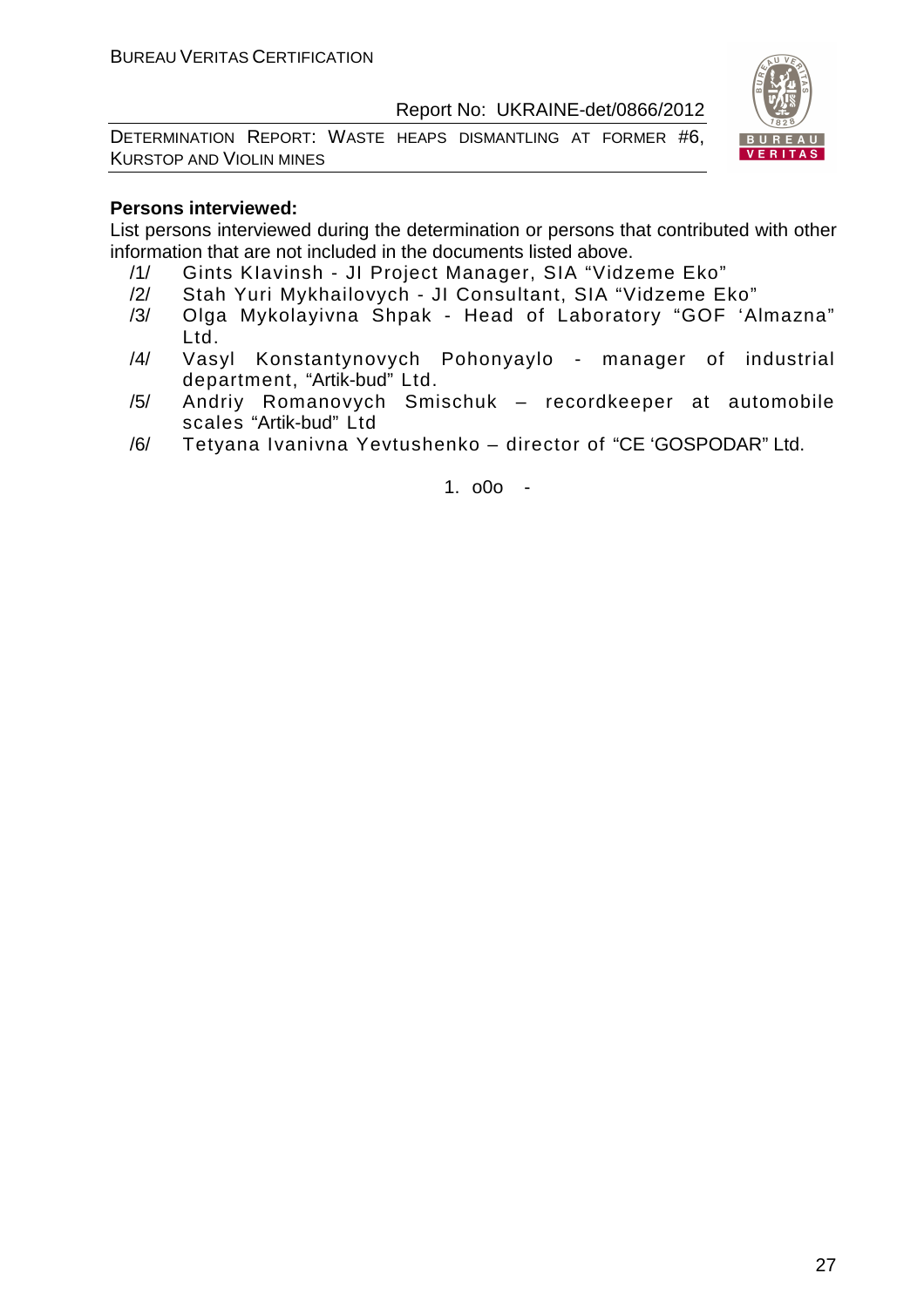**Persons interviewed:**

List persons interviewed during the determination or persons that contributed with other information that are not included in the documents listed above.

/1/ Gints Klavinsh - JI Project Manager, SIA "Vidzeme Eko"

/2/ Stah Yuri Mykhailovych - JI Consultant, SIA "Vidzeme Eko"

/3/ Olga Mykolayivna Shpak - Head of Laboratory "GOF 'Almazna" Ltd.

/4/ Vasyl Konstantynovych Pohonyaylo - manager of industrial department, "Artik-bud" Ltd.

/5/ Andriy Romanovych Smischuk – recordkeeper at automobile scales "Artik-bud" Ltd

/6/ Tetyana Ivanivna Yevtushenko – director of "CE 'GOSPODAR" Ltd.

1. o0o -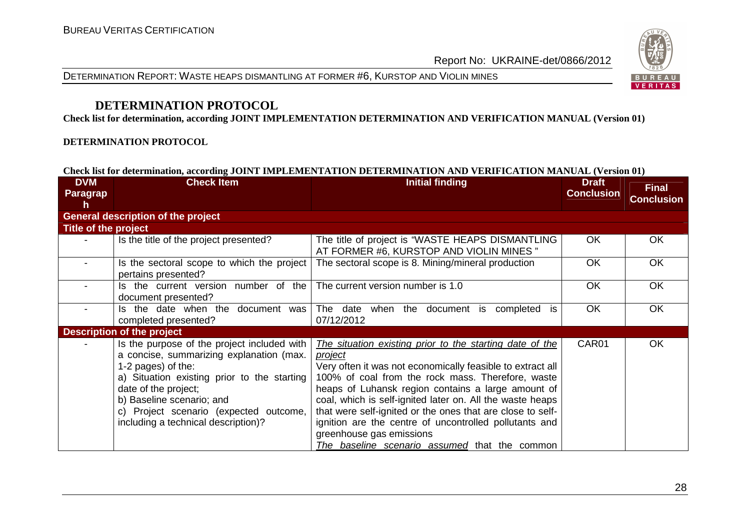## DETERMINATION PROTOCOL

**Check list for determination, according JOINT IMPLEMENTATION DETERMINATION AND VERIFICATION MANUAL (Version 01)**

**DETERMINATION PROTOCOL**

**Check list for determination, according JOINT IMPLEMENTATION DETERMINATION AND VERIFICATION MANUAL (Version 01)**

| DVM Paragraph | Check Item | Initial finding | Draft Conclusion | Final Conclusion |
|---|---|---|---|---|
| **General description of the project** | | | | |
| **Title of the project** | | | | |
| - | Is the title of the project presented? | The title of project is "WASTE HEAPS DISMANTLING AT FORMER #6, KURSTOP AND VIOLIN MINES " | OK | OK |
| - | Is the sectoral scope to which the project pertains presented? | The sectoral scope is 8. Mining/mineral production | OK | OK |
| - | Is the current version number of the document presented? | The current version number is 1.0 | OK | OK |
| - | Is the date when the document was completed presented? | The date when the document is completed is 07/12/2012 | OK | OK |
| **Description of the project** | | | | |
| - | Is the purpose of the project included with a concise, summarizing explanation (max. 1-2 pages) of the:<br>a) Situation existing prior to the starting date of the project;<br>b) Baseline scenario; and<br>c) Project scenario (expected outcome, including a technical description)? | *The situation existing prior to the starting date of the project*<br>Very often it was not economically feasible to extract all 100% of coal from the rock mass. Therefore, waste heaps of Luhansk region contains a large amount of coal, which is self-ignited later on. All the waste heaps that were self-ignited or the ones that are close to self-ignition are the centre of uncontrolled pollutants and greenhouse gas emissions<br>*The baseline scenario assumed* that the common | CAR01 | OK |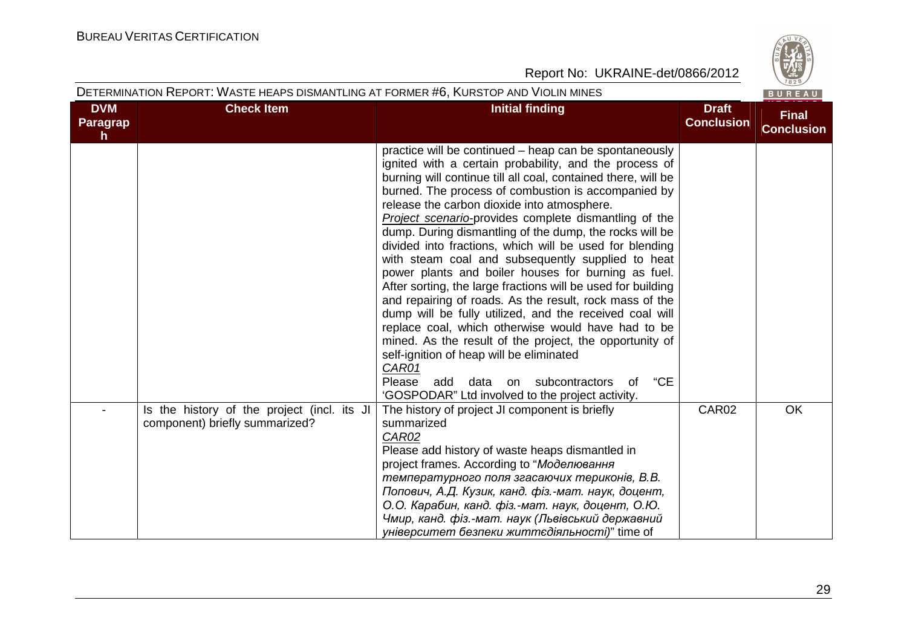DETERMINATION REPORT: WASTE HEAPS DISMANTLING AT FORMER #6, KURSTOP AND VIOLIN MINES

| DVM Paragraph | Check Item | Initial finding | Draft Conclusion | Final Conclusion |
|---|---|---|---|---|
| | | practice will be continued – heap can be spontaneously ignited with a certain probability, and the process of burning will continue till all coal, contained there, will be burned. The process of combustion is accompanied by release the carbon dioxide into atmosphere.<br>*Project scenario*-provides complete dismantling of the dump. During dismantling of the dump, the rocks will be divided into fractions, which will be used for blending with steam coal and subsequently supplied to heat power plants and boiler houses for burning as fuel. After sorting, the large fractions will be used for building and repairing of roads. As the result, rock mass of the dump will be fully utilized, and the received coal will replace coal, which otherwise would have had to be mined. As the result of the project, the opportunity of self-ignition of heap will be eliminated<br>*CAR01*<br>Please add data on subcontractors of "CE 'GOSPODAR" Ltd involved to the project activity. | | |
| - | Is the history of the project (incl. its JI component) briefly summarized? | The history of project JI component is briefly summarized<br>*CAR02*<br>Please add history of waste heaps dismantled in project frames. According to "*Моделювання температурного поля згасаючих териконів, В.В. Попович, А.Д. Кузик, канд. фіз.-мат. наук, доцент, О.О. Карабин, канд. фіз.-мат. наук, доцент, О.Ю. Чмир, канд. фіз.-мат. наук (Львівський державний університет безпеки життєдіяльності)*" time of | CAR02 | OK |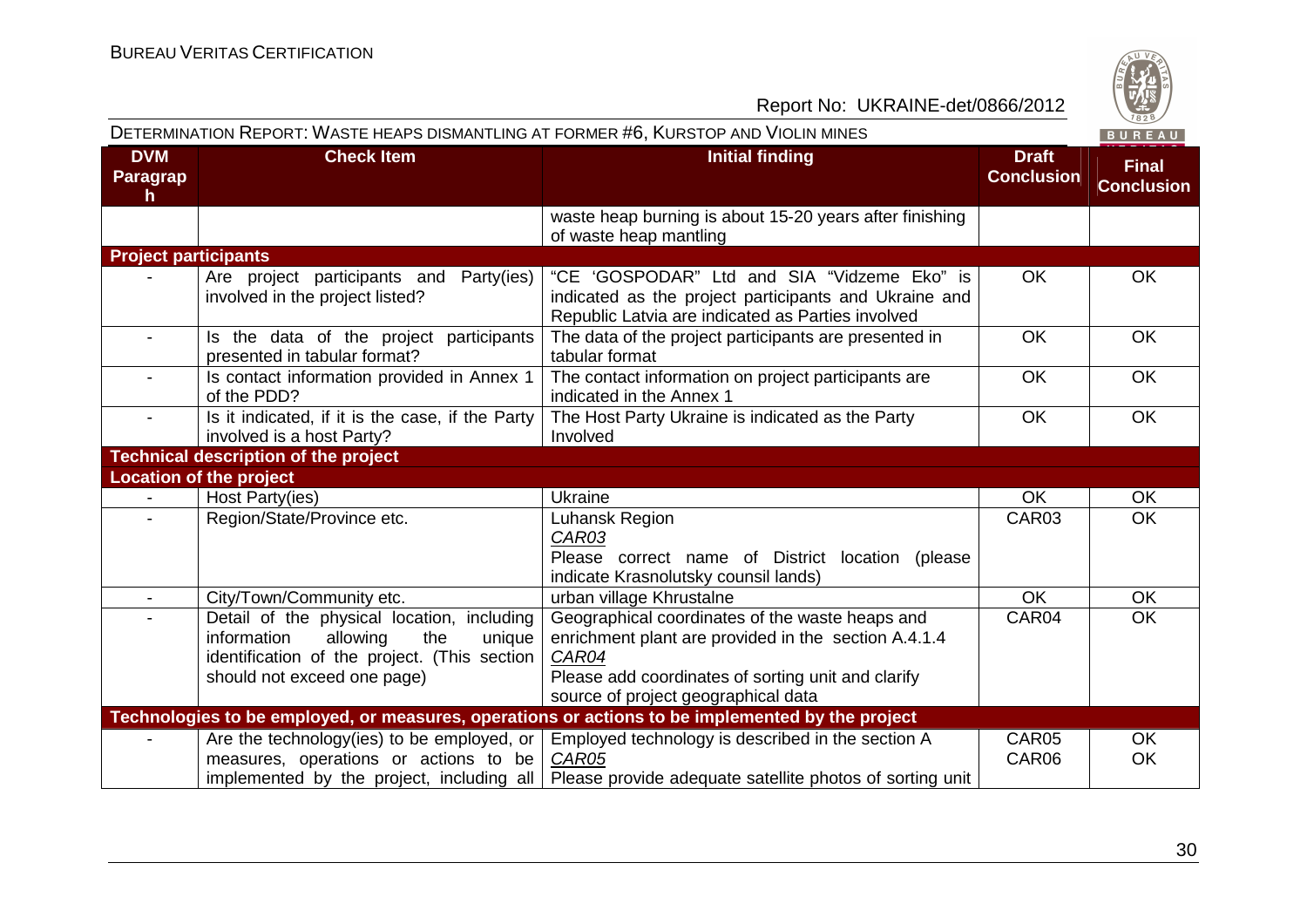| DVM Paragraph | Check Item | Initial finding | Draft Conclusion | Final Conclusion |
|---|---|---|---|---|
| | | waste heap burning is about 15-20 years after finishing of waste heap mantling | | |
| **Project participants** | | | | |
| - | Are project participants and Party(ies) involved in the project listed? | "CE 'GOSPODAR" Ltd and SIA "Vidzeme Eko" is indicated as the project participants and Ukraine and Republic Latvia are indicated as Parties involved | OK | OK |
| - | Is the data of the project participants presented in tabular format? | The data of the project participants are presented in tabular format | OK | OK |
| - | Is contact information provided in Annex 1 of the PDD? | The contact information on project participants are indicated in the Annex 1 | OK | OK |
| - | Is it indicated, if it is the case, if the Party involved is a host Party? | The Host Party Ukraine is indicated as the Party Involved | OK | OK |
| **Technical description of the project** | | | | |
| **Location of the project** | | | | |
| - | Host Party(ies) | Ukraine | OK | OK |
| - | Region/State/Province etc. | Luhansk Region<br>*CAR03*<br>Please correct name of District location (please indicate Krasnolutsky counsil lands) | CAR03 | OK |
| - | City/Town/Community etc. | urban village Khrustalne | OK | OK |
| - | Detail of the physical location, including information allowing the unique identification of the project. (This section should not exceed one page) | Geographical coordinates of the waste heaps and enrichment plant are provided in the section A.4.1.4<br>*CAR04*<br>Please add coordinates of sorting unit and clarify source of project geographical data | CAR04 | OK |
| **Technologies to be employed, or measures, operations or actions to be implemented by the project** | | | | |
| - | Are the technology(ies) to be employed, or measures, operations or actions to be implemented by the project, including all | Employed technology is described in the section A<br>*CAR05*<br>Please provide adequate satellite photos of sorting unit | CAR05<br>CAR06 | OK<br>OK |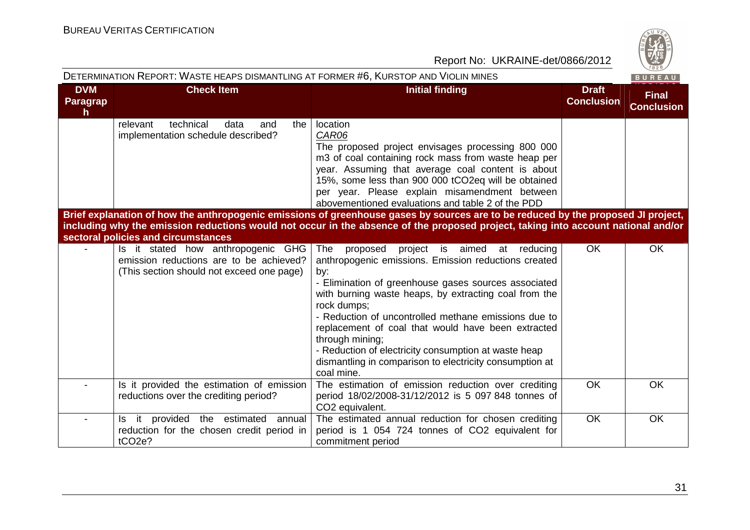DETERMINATION REPORT: WASTE HEAPS DISMANTLING AT FORMER #6, KURSTOP AND VIOLIN MINES

| DVM Paragraph | Check Item | Initial finding | Draft Conclusion | Final Conclusion |
|---|---|---|---|---|
| | relevant technical data and the implementation schedule described? | location<br>*CAR06*<br>The proposed project envisages processing 800 000 m3 of coal containing rock mass from waste heap per year. Assuming that average coal content is about 15%, some less than 900 000 $tCO_2eq$ will be obtained per year. Please explain misamendment between abovementioned evaluations and table 2 of the PDD | | |
| **Brief explanation of how the anthropogenic emissions of greenhouse gases by sources are to be reduced by the proposed JI project, including why the emission reductions would not occur in the absence of the proposed project, taking into account national and/or sectoral policies and circumstances** | | | | |
| - | Is it stated how anthropogenic GHG emission reductions are to be achieved? (This section should not exceed one page) | The proposed project is aimed at reducing anthropogenic emissions. Emission reductions created by:<br>- Elimination of greenhouse gases sources associated with burning waste heaps, by extracting coal from the rock dumps;<br>- Reduction of uncontrolled methane emissions due to replacement of coal that would have been extracted through mining;<br>- Reduction of electricity consumption at waste heap dismantling in comparison to electricity consumption at coal mine. | OK | OK |
| - | Is it provided the estimation of emission reductions over the crediting period? | The estimation of emission reduction over crediting period 18/02/2008-31/12/2012 is 5 097 848 tonnes of $CO_2$ equivalent. | OK | OK |
| - | Is it provided the estimated annual reduction for the chosen credit period in $tCO_2e$? | The estimated annual reduction for chosen crediting period is 1 054 724 tonnes of $CO_2$ equivalent for commitment period | OK | OK |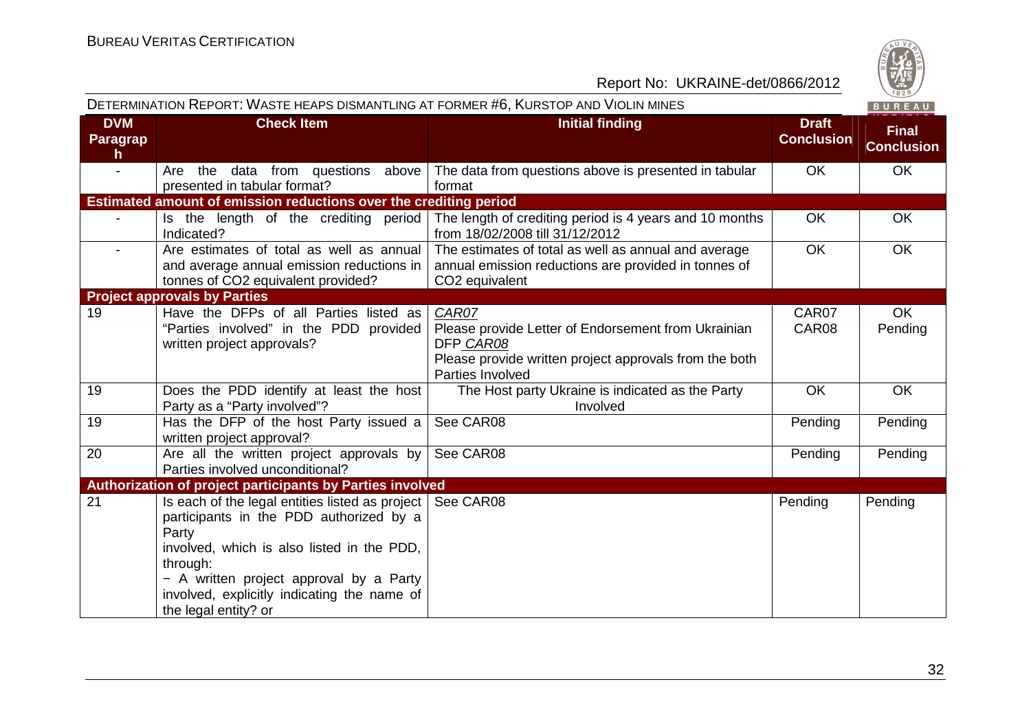DETERMINATION REPORT: WASTE HEAPS DISMANTLING AT FORMER #6, KURSTOP AND VIOLIN MINES

| DVM Paragraph | Check Item | Initial finding | Draft Conclusion | Final Conclusion |
|---|---|---|---|---|
| - | Are the data from questions above presented in tabular format? | The data from questions above is presented in tabular format | OK | OK |
| **Estimated amount of emission reductions over the crediting period** | | | | |
| - | Is the length of the crediting period Indicated? | The length of crediting period is 4 years and 10 months from 18/02/2008 till 31/12/2012 | OK | OK |
| - | Are estimates of total as well as annual and average annual emission reductions in tonnes of CO2 equivalent provided? | The estimates of total as well as annual and average annual emission reductions are provided in tonnes of CO2 equivalent | OK | OK |
| **Project approvals by Parties** | | | | |
| 19 | Have the DFPs of all Parties listed as "Parties involved" in the PDD provided written project approvals? | *CAR07*<br>Please provide Letter of Endorsement from Ukrainian DFP *CAR08*<br>Please provide written project approvals from the both Parties Involved | CAR07<br>CAR08 | OK<br>Pending |
| 19 | Does the PDD identify at least the host Party as a "Party involved"? | The Host party Ukraine is indicated as the Party Involved | OK | OK |
| 19 | Has the DFP of the host Party issued a written project approval? | See CAR08 | Pending | Pending |
| 20 | Are all the written project approvals by Parties involved unconditional? | See CAR08 | Pending | Pending |
| **Authorization of project participants by Parties involved** | | | | |
| 21 | Is each of the legal entities listed as project participants in the PDD authorized by a Party involved, which is also listed in the PDD, through:<br>− A written project approval by a Party involved, explicitly indicating the name of the legal entity? or | See CAR08 | Pending | Pending |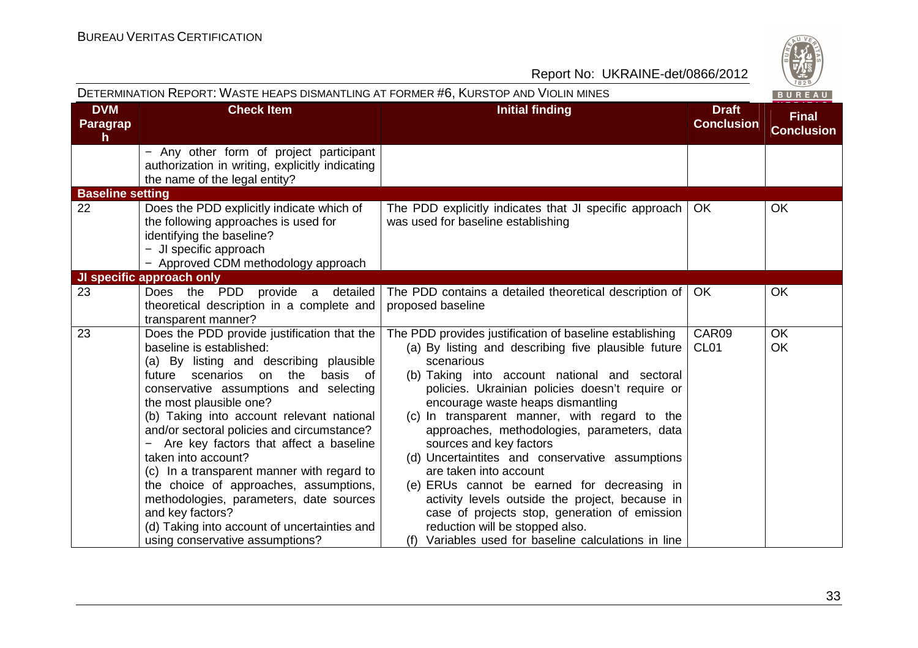| DVM Paragraph | Check Item | Initial finding | Draft Conclusion | Final Conclusion |
|---|---|---|---|---|
| | − Any other form of project participant authorization in writing, explicitly indicating the name of the legal entity? | | | |
| **Baseline setting** | | | | |
| 22 | Does the PDD explicitly indicate which of the following approaches is used for identifying the baseline?<br>− JI specific approach<br>− Approved CDM methodology approach | The PDD explicitly indicates that JI specific approach was used for baseline establishing | OK | OK |
| **JI specific approach only** | | | | |
| 23 | Does the PDD provide a detailed theoretical description in a complete and transparent manner? | The PDD contains a detailed theoretical description of proposed baseline | OK | OK |
| 23 | Does the PDD provide justification that the baseline is established:<br>(a) By listing and describing plausible future scenarios on the basis of conservative assumptions and selecting the most plausible one?<br>(b) Taking into account relevant national and/or sectoral policies and circumstance?<br>− Are key factors that affect a baseline taken into account?<br>(c) In a transparent manner with regard to the choice of approaches, assumptions, methodologies, parameters, date sources and key factors?<br>(d) Taking into account of uncertainties and using conservative assumptions? | The PDD provides justification of baseline establishing<br>(a) By listing and describing five plausible future scenarious<br>(b) Taking into account national and sectoral policies. Ukrainian policies doesn't require or encourage waste heaps dismantling<br>(c) In transparent manner, with regard to the approaches, methodologies, parameters, data sources and key factors<br>(d) Uncertaintites and conservative assumptions are taken into account<br>(e) ERUs cannot be earned for decreasing in activity levels outside the project, because in case of projects stop, generation of emission reduction will be stopped also.<br>(f) Variables used for baseline calculations in line | CAR09<br>CL01 | OK<br>OK |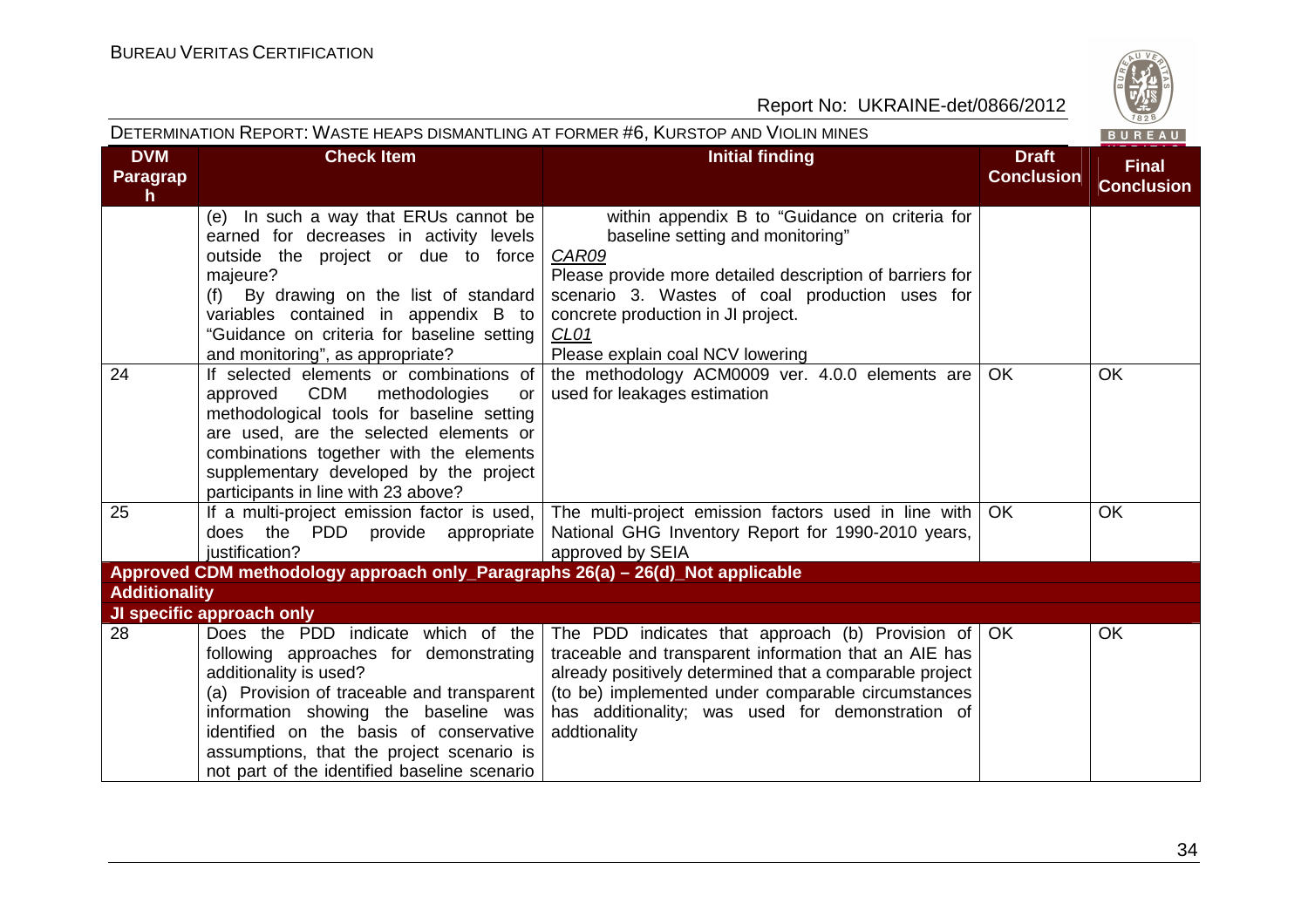DETERMINATION REPORT: WASTE HEAPS DISMANTLING AT FORMER #6, KURSTOP AND VIOLIN MINES

| DVM Paragraph | Check Item | Initial finding | Draft Conclusion | Final Conclusion |
|---|---|---|---|---|
| | (e) In such a way that ERUs cannot be earned for decreases in activity levels outside the project or due to force majeure?<br>(f) By drawing on the list of standard variables contained in appendix B to "Guidance on criteria for baseline setting and monitoring", as appropriate? | within appendix B to "Guidance on criteria for baseline setting and monitoring"<br>*CAR09*<br>Please provide more detailed description of barriers for scenario 3. Wastes of coal production uses for concrete production in JI project.<br>*CL01*<br>Please explain coal NCV lowering | | |
| 24 | If selected elements or combinations of approved CDM methodologies or methodological tools for baseline setting are used, are the selected elements or combinations together with the elements supplementary developed by the project participants in line with 23 above? | the methodology ACM0009 ver. 4.0.0 elements are used for leakages estimation | OK | OK |
| 25 | If a multi-project emission factor is used, does the PDD provide appropriate justification? | The multi-project emission factors used in line with National GHG Inventory Report for 1990-2010 years, approved by SEIA | OK | OK |
| **Approved CDM methodology approach only_Paragraphs 26(a) – 26(d)_Not applicable** | | | | |
| **Additionality** | | | | |
| **JI specific approach only** | | | | |
| 28 | Does the PDD indicate which of the following approaches for demonstrating additionality is used?<br>(a) Provision of traceable and transparent information showing the baseline was identified on the basis of conservative assumptions, that the project scenario is not part of the identified baseline scenario | The PDD indicates that approach (b) Provision of traceable and transparent information that an AIE has already positively determined that a comparable project (to be) implemented under comparable circumstances has additionality; was used for demonstration of addtionality | OK | OK |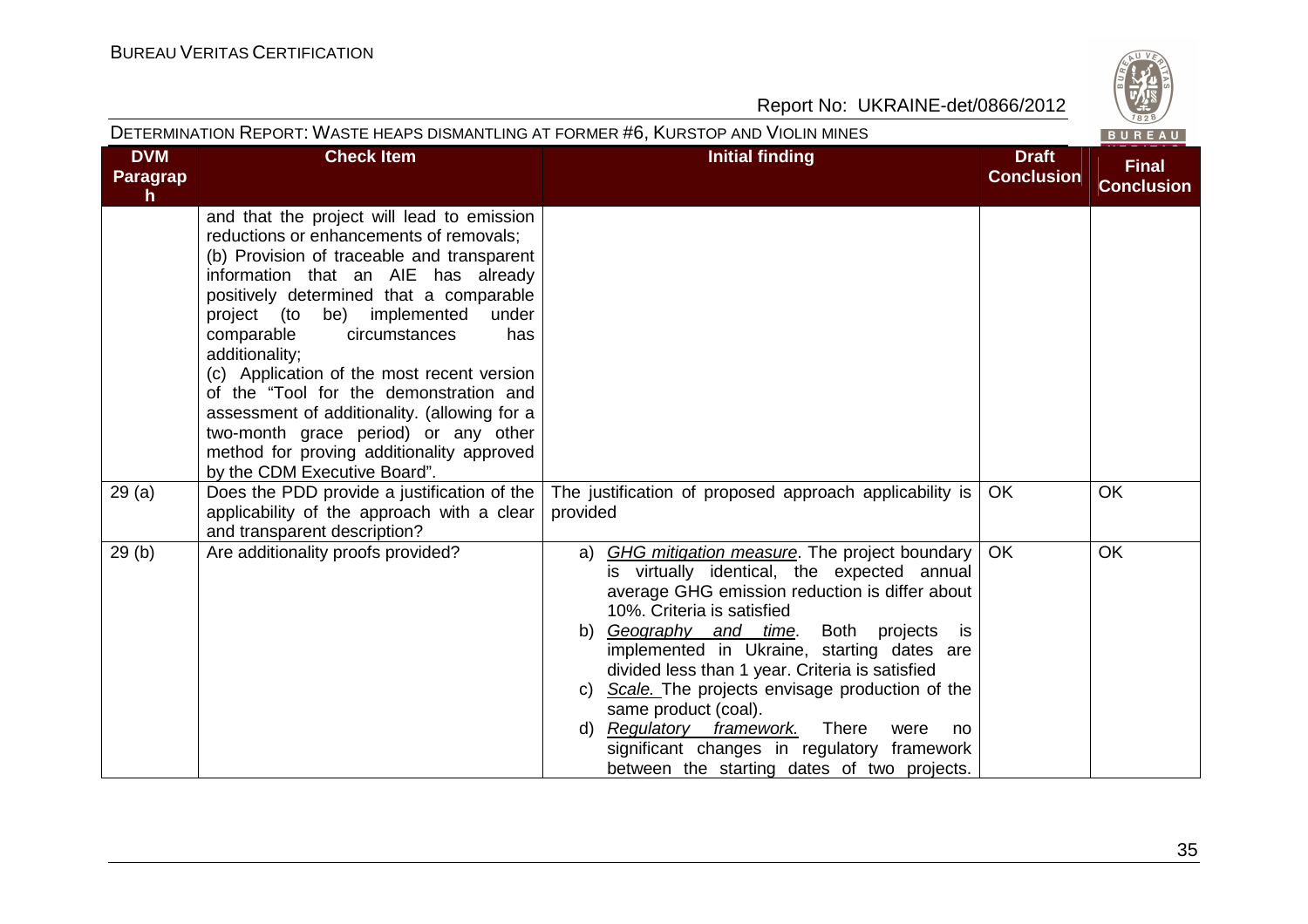| DVM Paragraph | Check Item | Initial finding | Draft Conclusion | Final Conclusion |
|---|---|---|---|---|
| | and that the project will lead to emission reductions or enhancements of removals; (b) Provision of traceable and transparent information that an AIE has already positively determined that a comparable project (to be) implemented under comparable circumstances has additionality; (c) Application of the most recent version of the "Tool for the demonstration and assessment of additionality. (allowing for a two-month grace period) or any other method for proving additionality approved by the CDM Executive Board". | | | |
| 29 (a) | Does the PDD provide a justification of the applicability of the approach with a clear and transparent description? | The justification of proposed approach applicability is provided | OK | OK |
| 29 (b) | Are additionality proofs provided? | a) *GHG mitigation measure*. The project boundary is virtually identical, the expected annual average GHG emission reduction is differ about 10%. Criteria is satisfied<br>b) *Geography and time*. Both projects is implemented in Ukraine, starting dates are divided less than 1 year. Criteria is satisfied<br>c) *Scale.* The projects envisage production of the same product (coal).<br>d) *Regulatory framework.* There were no significant changes in regulatory framework between the starting dates of two projects. | OK | OK |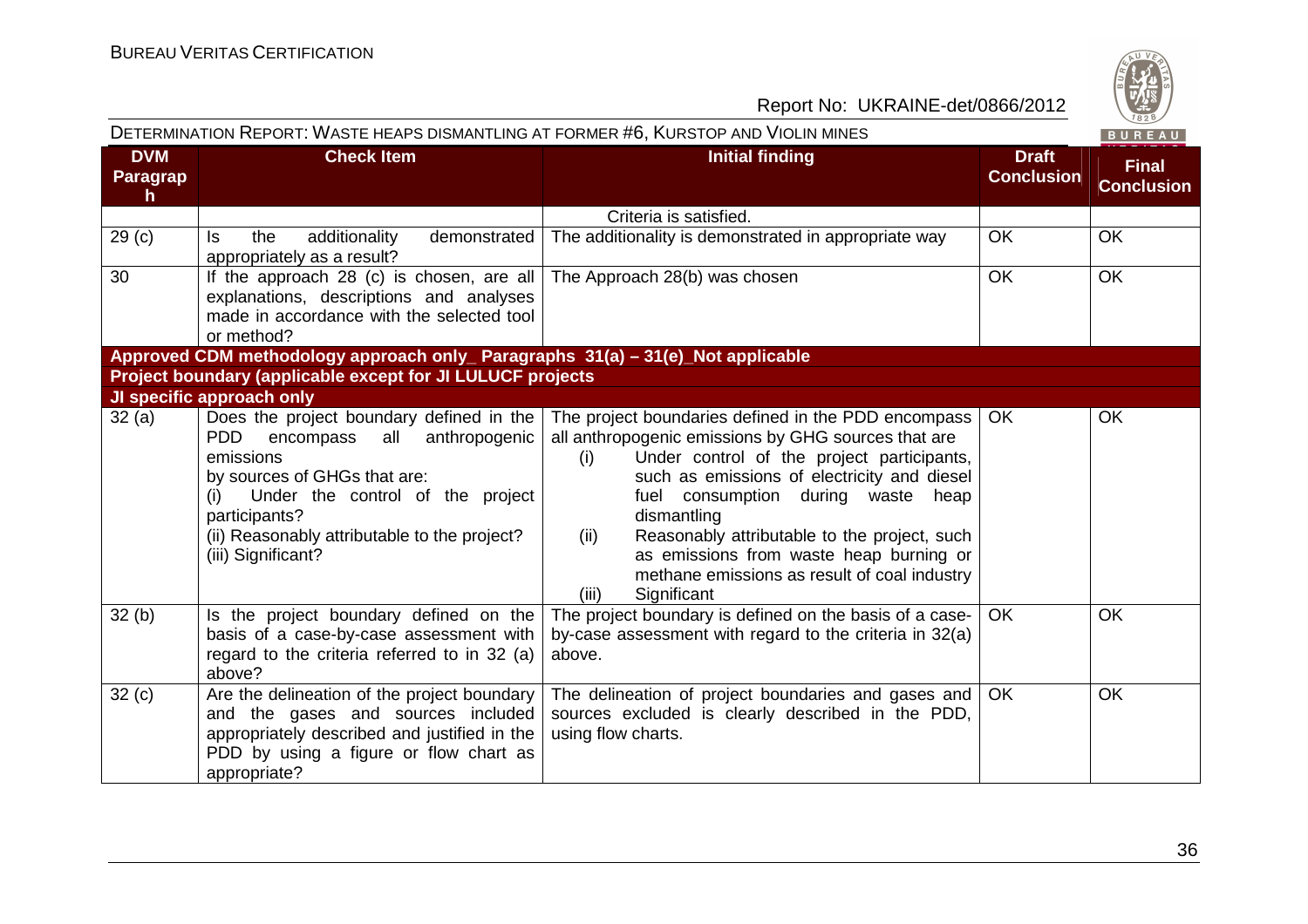| DVM Paragraph | Check Item | Initial finding | Draft Conclusion | Final Conclusion |
|---|---|---|---|---|
| | | Criteria is satisfied. | | |
| 29 (c) | Is the additionality demonstrated appropriately as a result? | The additionality is demonstrated in appropriate way | OK | OK |
| 30 | If the approach 28 (c) is chosen, are all explanations, descriptions and analyses made in accordance with the selected tool or method? | The Approach 28(b) was chosen | OK | OK |
| **Approved CDM methodology approach only_ Paragraphs 31(a) – 31(e)_Not applicable** | | | | |
| **Project boundary (applicable except for JI LULUCF projects** | | | | |
| **JI specific approach only** | | | | |
| 32 (a) | Does the project boundary defined in the PDD encompass all anthropogenic emissions by sources of GHGs that are: (i) Under the control of the project participants? (ii) Reasonably attributable to the project? (iii) Significant? | The project boundaries defined in the PDD encompass all anthropogenic emissions by GHG sources that are (i) Under control of the project participants, such as emissions of electricity and diesel fuel consumption during waste heap dismantling (ii) Reasonably attributable to the project, such as emissions from waste heap burning or methane emissions as result of coal industry (iii) Significant | OK | OK |
| 32 (b) | Is the project boundary defined on the basis of a case-by-case assessment with regard to the criteria referred to in 32 (a) above? | The project boundary is defined on the basis of a case-by-case assessment with regard to the criteria in 32(a) above. | OK | OK |
| 32 (c) | Are the delineation of the project boundary and the gases and sources included appropriately described and justified in the PDD by using a figure or flow chart as appropriate? | The delineation of project boundaries and gases and sources excluded is clearly described in the PDD, using flow charts. | OK | OK |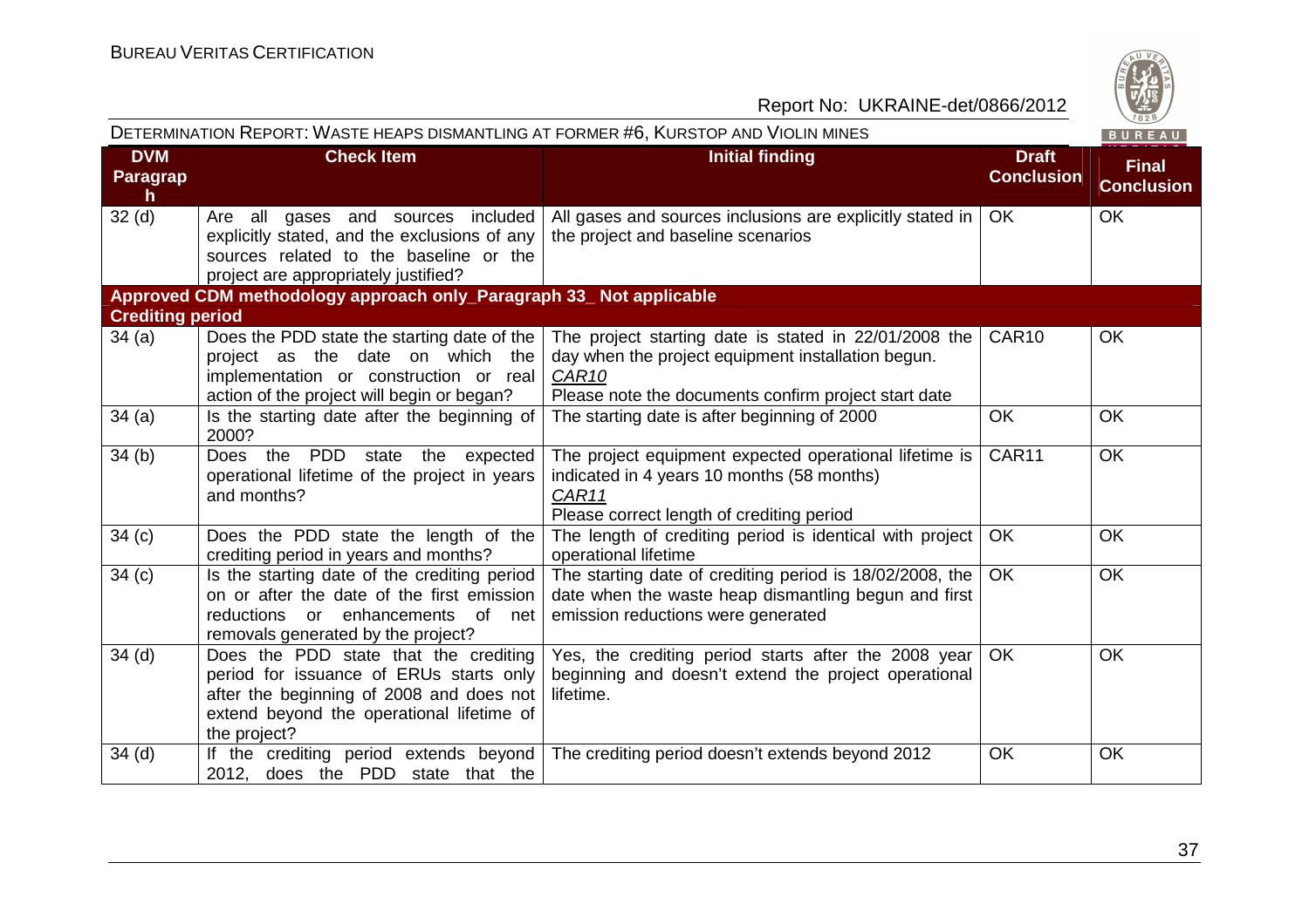DETERMINATION REPORT: WASTE HEAPS DISMANTLING AT FORMER #6, KURSTOP AND VIOLIN MINES

| DVM Paragraph | Check Item | Initial finding | Draft Conclusion | Final Conclusion |
|---|---|---|---|---|
| 32 (d) | Are all gases and sources included explicitly stated, and the exclusions of any sources related to the baseline or the project are appropriately justified? | All gases and sources inclusions are explicitly stated in the project and baseline scenarios | OK | OK |
| **Approved CDM methodology approach only_Paragraph 33_ Not applicable** | | | | |
| **Crediting period** | | | | |
| 34 (a) | Does the PDD state the starting date of the project as the date on which the implementation or construction or real action of the project will begin or began? | The project starting date is stated in 22/01/2008 the day when the project equipment installation begun. <br> CAR10 <br> Please note the documents confirm project start date | CAR10 | OK |
| 34 (a) | Is the starting date after the beginning of 2000? | The starting date is after beginning of 2000 | OK | OK |
| 34 (b) | Does the PDD state the expected operational lifetime of the project in years and months? | The project equipment expected operational lifetime is indicated in 4 years 10 months (58 months) <br> CAR11 <br> Please correct length of crediting period | CAR11 | OK |
| 34 (c) | Does the PDD state the length of the crediting period in years and months? | The length of crediting period is identical with project operational lifetime | OK | OK |
| 34 (c) | Is the starting date of the crediting period on or after the date of the first emission reductions or enhancements of net removals generated by the project? | The starting date of crediting period is 18/02/2008, the date when the waste heap dismantling begun and first emission reductions were generated | OK | OK |
| 34 (d) | Does the PDD state that the crediting period for issuance of ERUs starts only after the beginning of 2008 and does not extend beyond the operational lifetime of the project? | Yes, the crediting period starts after the 2008 year beginning and doesn't extend the project operational lifetime. | OK | OK |
| 34 (d) | If the crediting period extends beyond 2012, does the PDD state that the | The crediting period doesn't extends beyond 2012 | OK | OK |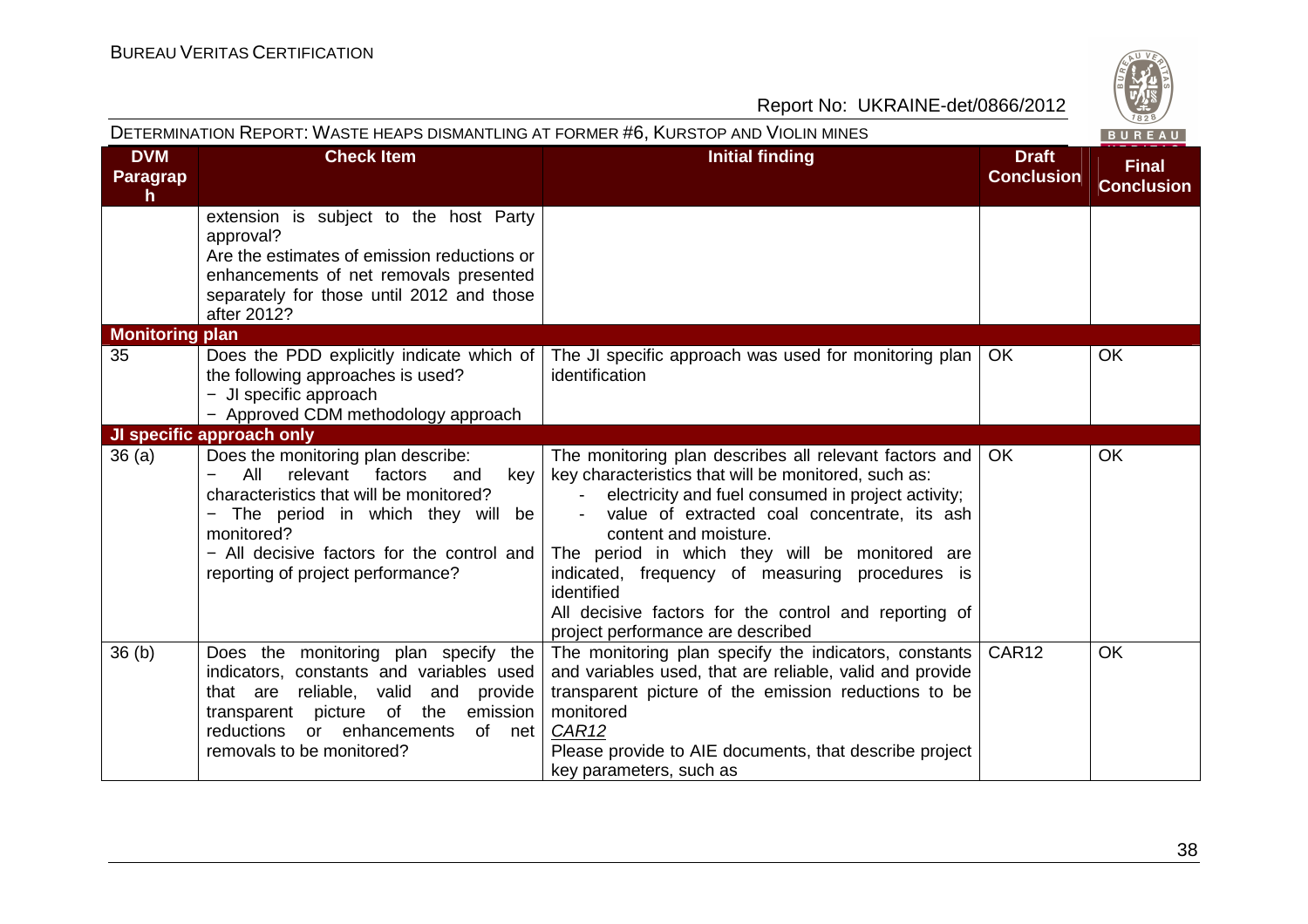DETERMINATION REPORT: WASTE HEAPS DISMANTLING AT FORMER #6, KURSTOP AND VIOLIN MINES

| DVM Paragraph | Check Item | Initial finding | Draft Conclusion | Final Conclusion |
|---|---|---|---|---|
| | extension is subject to the host Party approval?<br>Are the estimates of emission reductions or enhancements of net removals presented separately for those until 2012 and those after 2012? | | | |
| **Monitoring plan** | | | | |
| 35 | Does the PDD explicitly indicate which of the following approaches is used?<br>− JI specific approach<br>− Approved CDM methodology approach | The JI specific approach was used for monitoring plan identification | OK | OK |
| **JI specific approach only** | | | | |
| 36 (a) | Does the monitoring plan describe:<br>− All relevant factors and key characteristics that will be monitored?<br>− The period in which they will be monitored?<br>− All decisive factors for the control and reporting of project performance? | The monitoring plan describes all relevant factors and key characteristics that will be monitored, such as:<br>- electricity and fuel consumed in project activity;<br>- value of extracted coal concentrate, its ash content and moisture.<br>The period in which they will be monitored are indicated, frequency of measuring procedures is identified<br>All decisive factors for the control and reporting of project performance are described | OK | OK |
| 36 (b) | Does the monitoring plan specify the indicators, constants and variables used that are reliable, valid and provide transparent picture of the emission reductions or enhancements of net removals to be monitored? | The monitoring plan specify the indicators, constants and variables used, that are reliable, valid and provide transparent picture of the emission reductions to be monitored<br>*CAR12*<br>Please provide to AIE documents, that describe project key parameters, such as | CAR12 | OK |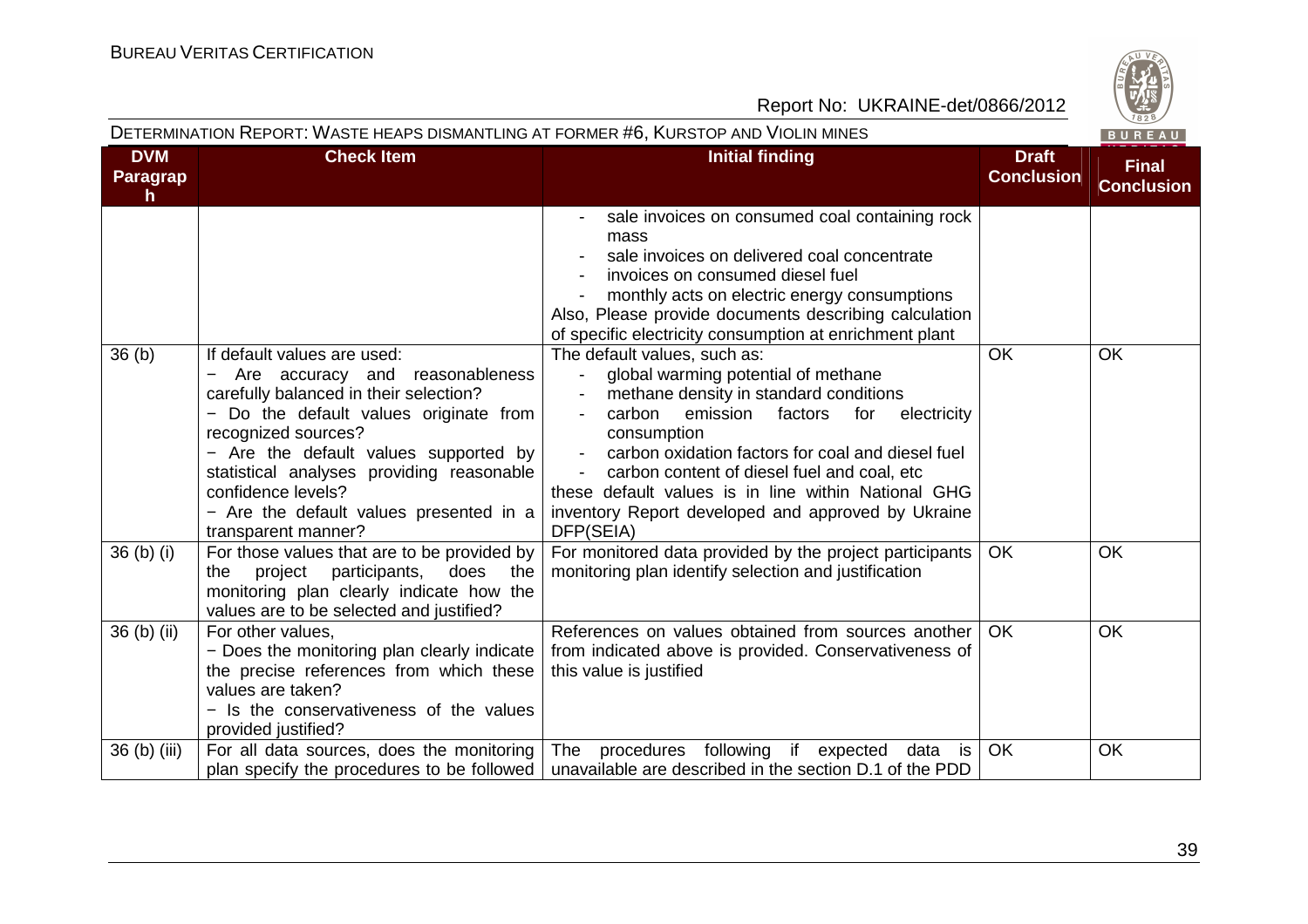| DVM Paragraph | Check Item | Initial finding | Draft Conclusion | Final Conclusion |
|---|---|---|---|---|
| | | - sale invoices on consumed coal containing rock mass<br>- sale invoices on delivered coal concentrate<br>- invoices on consumed diesel fuel<br>- monthly acts on electric energy consumptions<br>Also, Please provide documents describing calculation of specific electricity consumption at enrichment plant | | |
| 36 (b) | If default values are used:<br>− Are accuracy and reasonableness carefully balanced in their selection?<br>− Do the default values originate from recognized sources?<br>− Are the default values supported by statistical analyses providing reasonable confidence levels?<br>− Are the default values presented in a transparent manner? | The default values, such as:<br>- global warming potential of methane<br>- methane density in standard conditions<br>- carbon emission factors for electricity consumption<br>- carbon oxidation factors for coal and diesel fuel<br>- carbon content of diesel fuel and coal, etc<br>these default values is in line within National GHG inventory Report developed and approved by Ukraine DFP(SEIA) | OK | OK |
| 36 (b) (i) | For those values that are to be provided by the project participants, does the monitoring plan clearly indicate how the values are to be selected and justified? | For monitored data provided by the project participants monitoring plan identify selection and justification | OK | OK |
| 36 (b) (ii) | For other values,<br>− Does the monitoring plan clearly indicate the precise references from which these values are taken?<br>− Is the conservativeness of the values provided justified? | References on values obtained from sources another from indicated above is provided. Conservativeness of this value is justified | OK | OK |
| 36 (b) (iii) | For all data sources, does the monitoring plan specify the procedures to be followed | The procedures following if expected data is unavailable are described in the section D.1 of the PDD | OK | OK |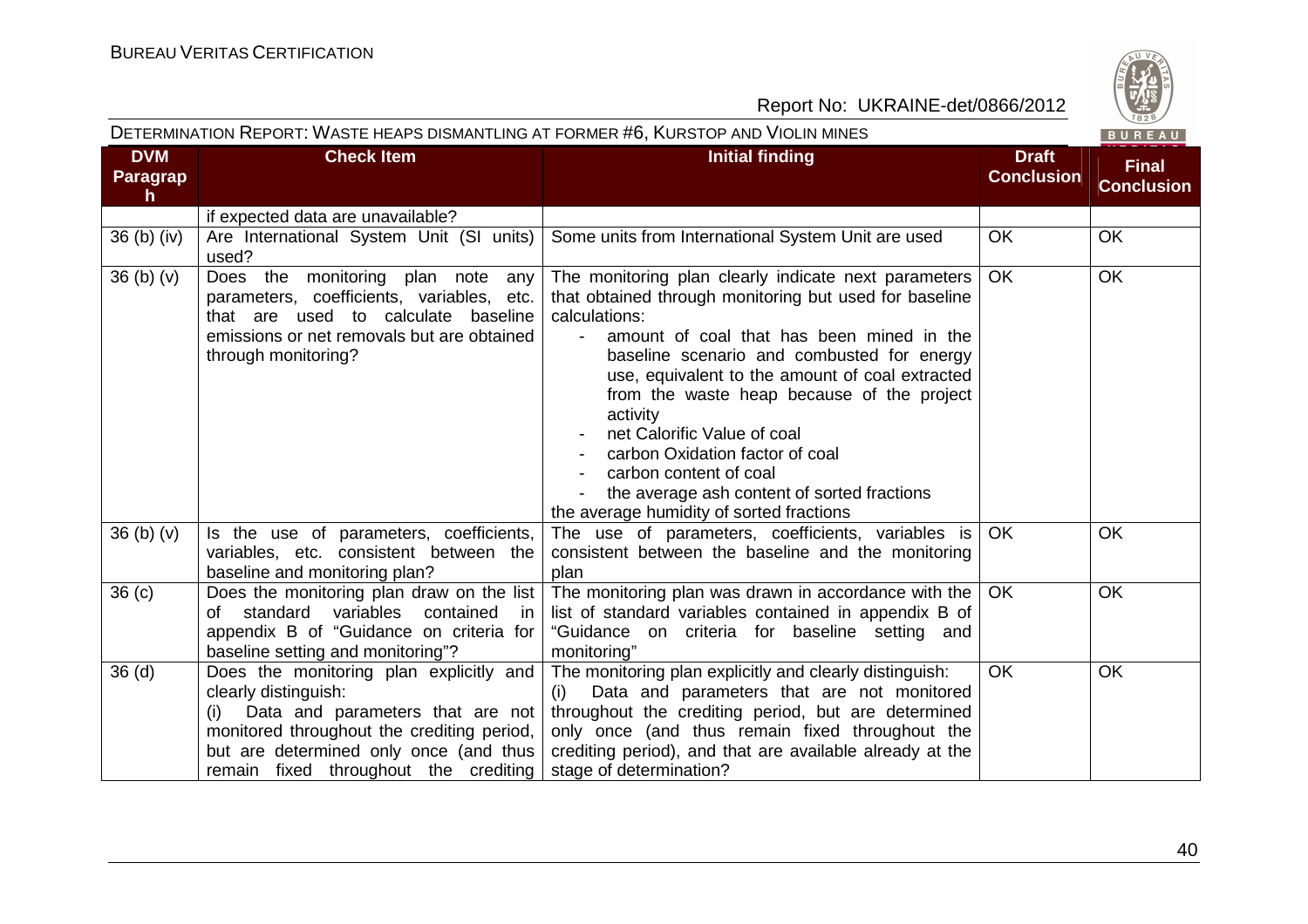| DVM Paragraph | Check Item | Initial finding | Draft Conclusion | Final Conclusion |
|---|---|---|---|---|
| | if expected data are unavailable? | | | |
| 36 (b) (iv) | Are International System Unit (SI units) used? | Some units from International System Unit are used | OK | OK |
| 36 (b) (v) | Does the monitoring plan note any parameters, coefficients, variables, etc. that are used to calculate baseline emissions or net removals but are obtained through monitoring? | The monitoring plan clearly indicate next parameters that obtained through monitoring but used for baseline calculations:<br>- amount of coal that has been mined in the baseline scenario and combusted for energy use, equivalent to the amount of coal extracted from the waste heap because of the project activity<br>- net Calorific Value of coal<br>- carbon Oxidation factor of coal<br>- carbon content of coal<br>- the average ash content of sorted fractions<br>the average humidity of sorted fractions | OK | OK |
| 36 (b) (v) | Is the use of parameters, coefficients, variables, etc. consistent between the baseline and monitoring plan? | The use of parameters, coefficients, variables is consistent between the baseline and the monitoring plan | OK | OK |
| 36 (c) | Does the monitoring plan draw on the list of standard variables contained in appendix B of "Guidance on criteria for baseline setting and monitoring"? | The monitoring plan was drawn in accordance with the list of standard variables contained in appendix B of "Guidance on criteria for baseline setting and monitoring" | OK | OK |
| 36 (d) | Does the monitoring plan explicitly and clearly distinguish:<br>(i) Data and parameters that are not monitored throughout the crediting period, but are determined only once (and thus remain fixed throughout the crediting | The monitoring plan explicitly and clearly distinguish:<br>(i) Data and parameters that are not monitored throughout the crediting period, but are determined only once (and thus remain fixed throughout the crediting period), and that are available already at the stage of determination? | OK | OK |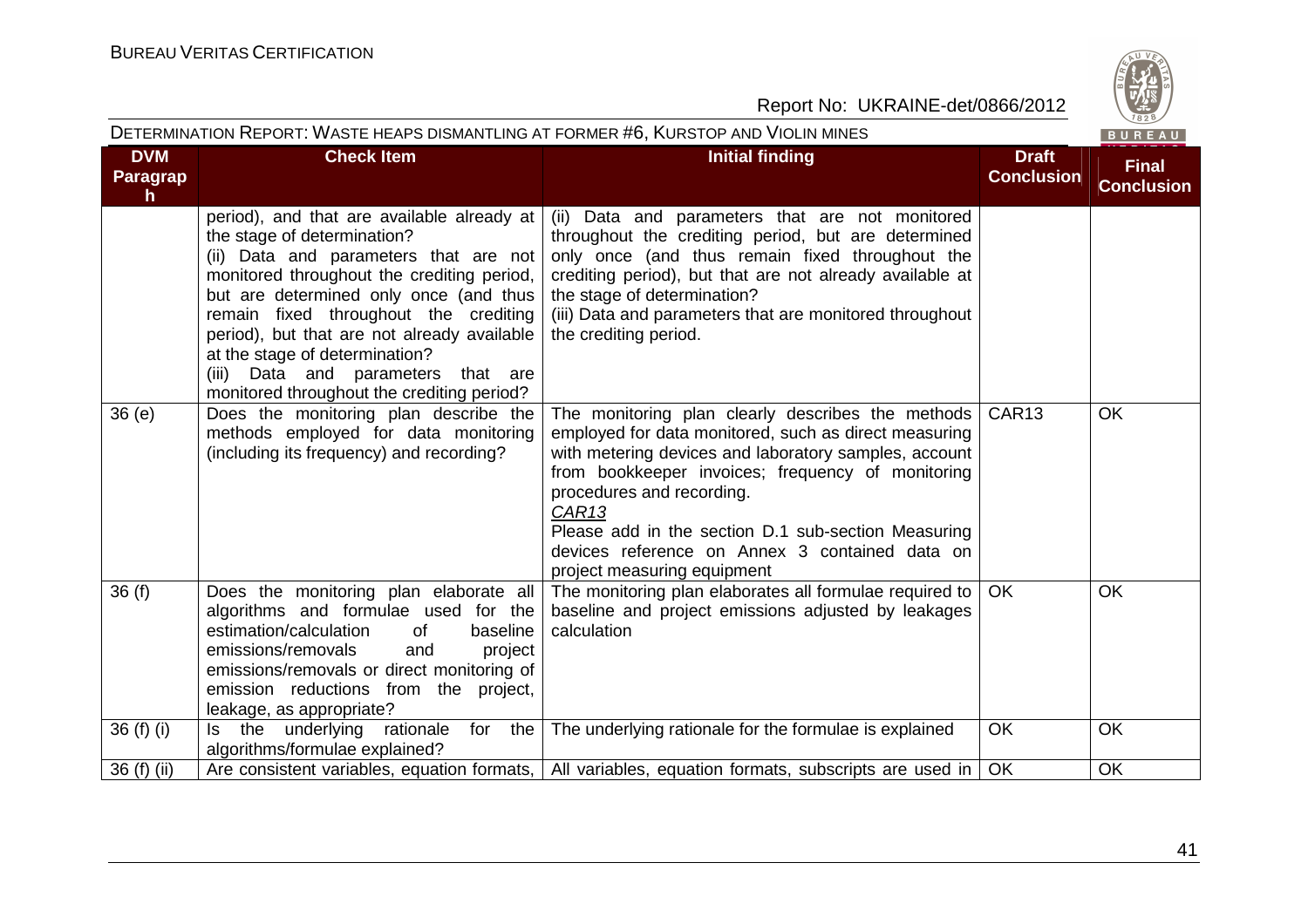| DVM Paragraph | Check Item | Initial finding | Draft Conclusion | Final Conclusion |
|---|---|---|---|---|
| | period), and that are available already at the stage of determination?<br>(ii) Data and parameters that are not monitored throughout the crediting period, but are determined only once (and thus remain fixed throughout the crediting period), but that are not already available at the stage of determination?<br>(iii) Data and parameters that are monitored throughout the crediting period? | (ii) Data and parameters that are not monitored throughout the crediting period, but are determined only once (and thus remain fixed throughout the crediting period), but that are not already available at the stage of determination?<br>(iii) Data and parameters that are monitored throughout the crediting period. | | |
| 36 (e) | Does the monitoring plan describe the methods employed for data monitoring (including its frequency) and recording? | The monitoring plan clearly describes the methods employed for data monitored, such as direct measuring with metering devices and laboratory samples, account from bookkeeper invoices; frequency of monitoring procedures and recording.<br>*CAR13*<br>Please add in the section D.1 sub-section Measuring devices reference on Annex 3 contained data on project measuring equipment | CAR13 | OK |
| 36 (f) | Does the monitoring plan elaborate all algorithms and formulae used for the estimation/calculation of baseline emissions/removals and project emissions/removals or direct monitoring of emission reductions from the project, leakage, as appropriate? | The monitoring plan elaborates all formulae required to baseline and project emissions adjusted by leakages calculation | OK | OK |
| 36 (f) (i) | Is the underlying rationale for the algorithms/formulae explained? | The underlying rationale for the formulae is explained | OK | OK |
| 36 (f) (ii) | Are consistent variables, equation formats, | All variables, equation formats, subscripts are used in | OK | OK |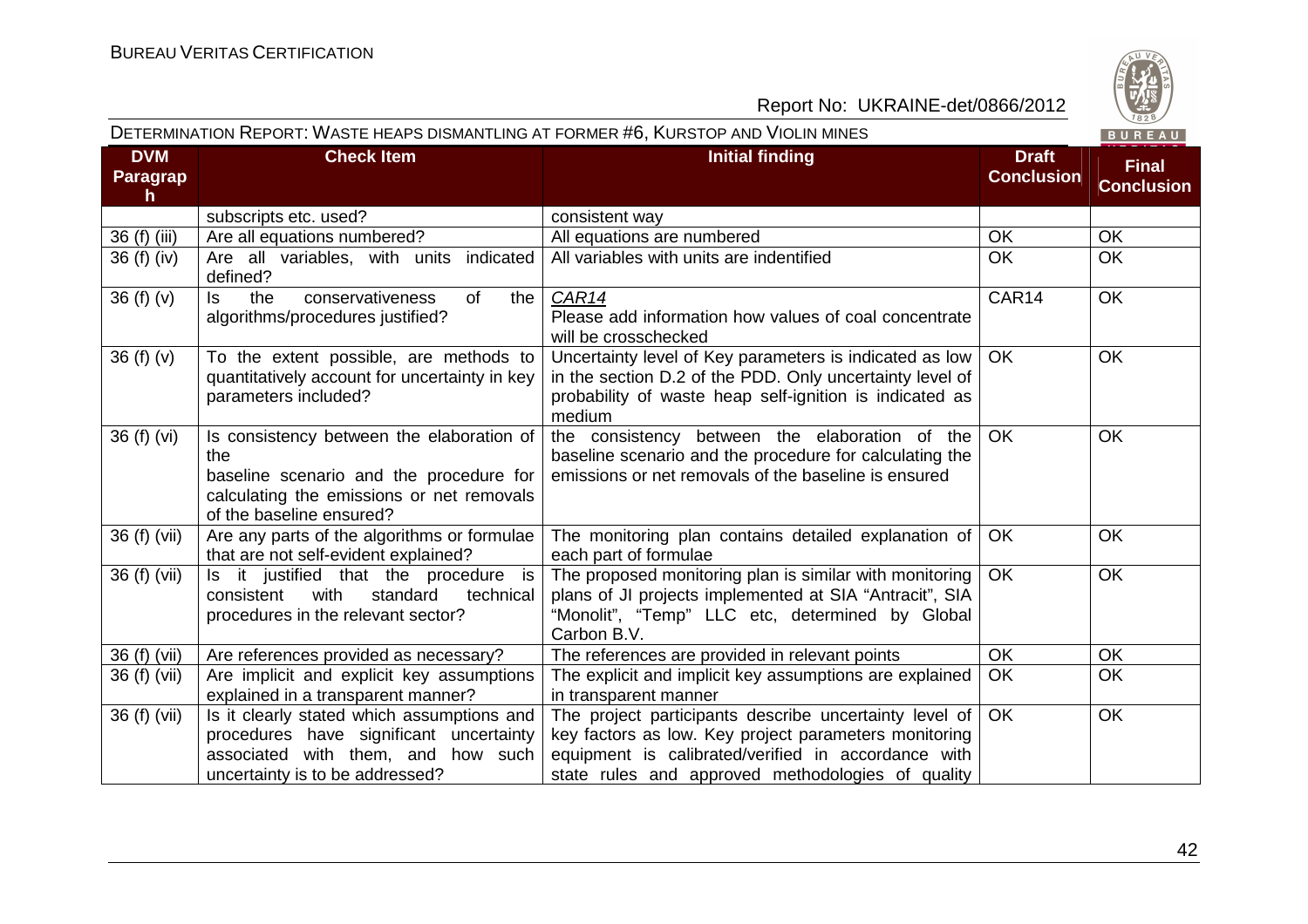| DVM Paragraph | Check Item | Initial finding | Draft Conclusion | Final Conclusion |
|---|---|---|---|---|
| | subscripts etc. used? | consistent way | | |
| 36 (f) (iii) | Are all equations numbered? | All equations are numbered | OK | OK |
| 36 (f) (iv) | Are all variables, with units indicated defined? | All variables with units are indentified | OK | OK |
| 36 (f) (v) | Is the conservativeness of the algorithms/procedures justified? | *CAR14* Please add information how values of coal concentrate will be crosschecked | CAR14 | OK |
| 36 (f) (v) | To the extent possible, are methods to quantitatively account for uncertainty in key parameters included? | Uncertainty level of Key parameters is indicated as low in the section D.2 of the PDD. Only uncertainty level of probability of waste heap self-ignition is indicated as medium | OK | OK |
| 36 (f) (vi) | Is consistency between the elaboration of the baseline scenario and the procedure for calculating the emissions or net removals of the baseline ensured? | the consistency between the elaboration of the baseline scenario and the procedure for calculating the emissions or net removals of the baseline is ensured | OK | OK |
| 36 (f) (vii) | Are any parts of the algorithms or formulae that are not self-evident explained? | The monitoring plan contains detailed explanation of each part of formulae | OK | OK |
| 36 (f) (vii) | Is it justified that the procedure is consistent with standard technical procedures in the relevant sector? | The proposed monitoring plan is similar with monitoring plans of JI projects implemented at SIA "Antracit", SIA "Monolit", "Temp" LLC etc, determined by Global Carbon B.V. | OK | OK |
| 36 (f) (vii) | Are references provided as necessary? | The references are provided in relevant points | OK | OK |
| 36 (f) (vii) | Are implicit and explicit key assumptions explained in a transparent manner? | The explicit and implicit key assumptions are explained in transparent manner | OK | OK |
| 36 (f) (vii) | Is it clearly stated which assumptions and procedures have significant uncertainty associated with them, and how such uncertainty is to be addressed? | The project participants describe uncertainty level of key factors as low. Key project parameters monitoring equipment is calibrated/verified in accordance with state rules and approved methodologies of quality | OK | OK |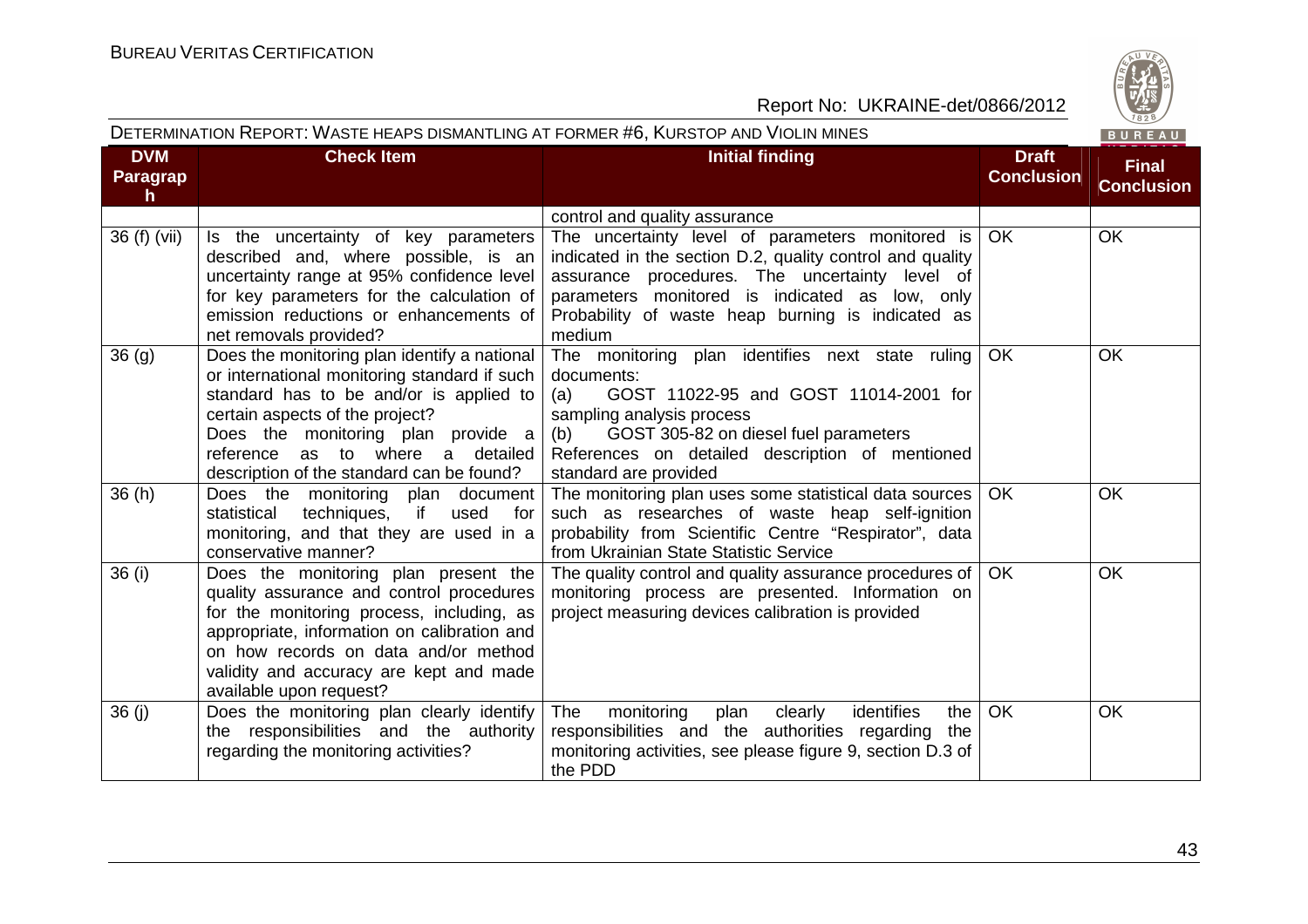| DVM Paragraph | Check Item | Initial finding | Draft Conclusion | Final Conclusion |
|---|---|---|---|---|
| | | control and quality assurance | | |
| 36 (f) (vii) | Is the uncertainty of key parameters described and, where possible, is an uncertainty range at 95% confidence level for key parameters for the calculation of emission reductions or enhancements of net removals provided? | The uncertainty level of parameters monitored is indicated in the section D.2, quality control and quality assurance procedures. The uncertainty level of parameters monitored is indicated as low, only Probability of waste heap burning is indicated as medium | OK | OK |
| 36 (g) | Does the monitoring plan identify a national or international monitoring standard if such standard has to be and/or is applied to certain aspects of the project? Does the monitoring plan provide a reference as to where a detailed description of the standard can be found? | The monitoring plan identifies next state ruling documents: (a) GOST 11022-95 and GOST 11014-2001 for sampling analysis process (b) GOST 305-82 on diesel fuel parameters References on detailed description of mentioned standard are provided | OK | OK |
| 36 (h) | Does the monitoring plan document statistical techniques, if used for monitoring, and that they are used in a conservative manner? | The monitoring plan uses some statistical data sources such as researches of waste heap self-ignition probability from Scientific Centre "Respirator", data from Ukrainian State Statistic Service | OK | OK |
| 36 (i) | Does the monitoring plan present the quality assurance and control procedures for the monitoring process, including, as appropriate, information on calibration and on how records on data and/or method validity and accuracy are kept and made available upon request? | The quality control and quality assurance procedures of monitoring process are presented. Information on project measuring devices calibration is provided | OK | OK |
| 36 (j) | Does the monitoring plan clearly identify the responsibilities and the authority regarding the monitoring activities? | The monitoring plan clearly identifies the responsibilities and the authorities regarding the monitoring activities, see please figure 9, section D.3 of the PDD | OK | OK |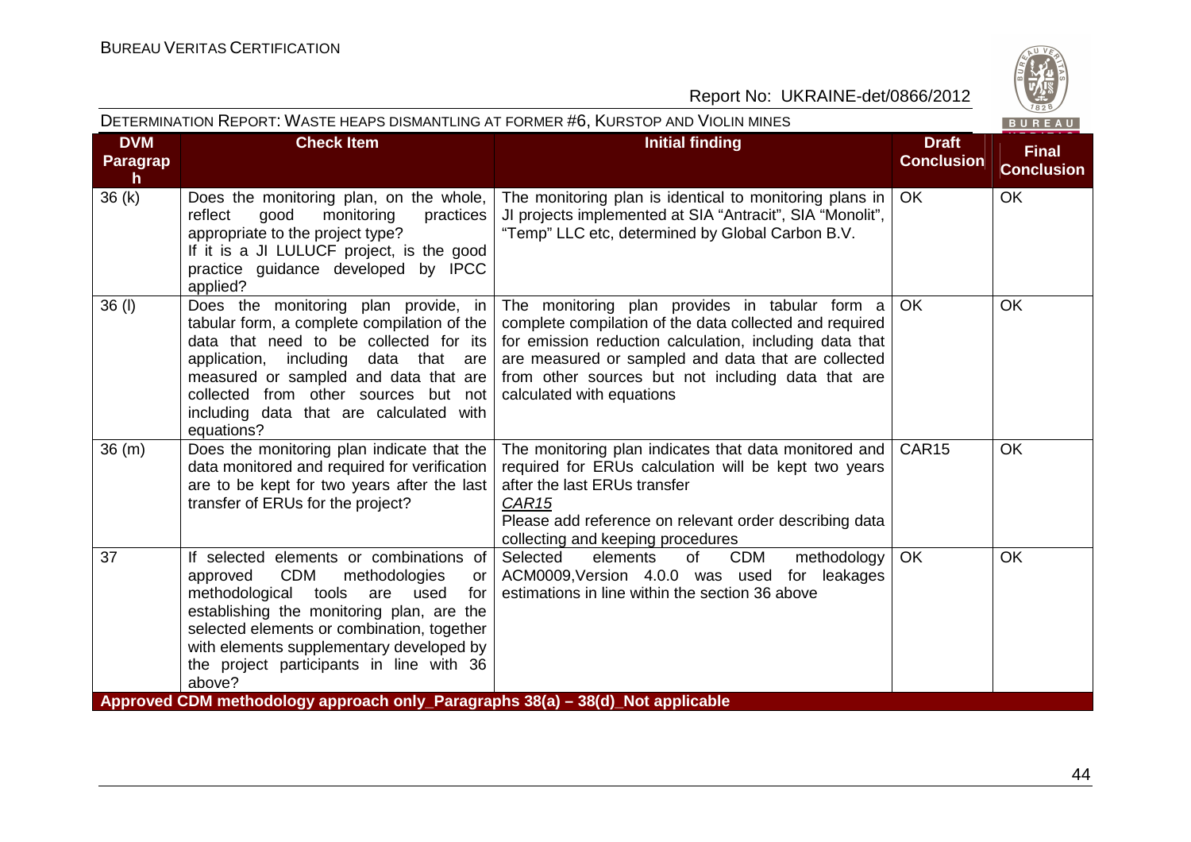| DVM Paragraph | Check Item | Initial finding | Draft Conclusion | Final Conclusion |
|---|---|---|---|---|
| 36 (k) | Does the monitoring plan, on the whole, reflect good monitoring practices appropriate to the project type? If it is a JI LULUCF project, is the good practice guidance developed by IPCC applied? | The monitoring plan is identical to monitoring plans in JI projects implemented at SIA "Antracit", SIA "Monolit", "Temp" LLC etc, determined by Global Carbon B.V. | OK | OK |
| 36 (l) | Does the monitoring plan provide, in tabular form, a complete compilation of the data that need to be collected for its application, including data that are measured or sampled and data that are collected from other sources but not including data that are calculated with equations? | The monitoring plan provides in tabular form a complete compilation of the data collected and required for emission reduction calculation, including data that are measured or sampled and data that are collected from other sources but not including data that are calculated with equations | OK | OK |
| 36 (m) | Does the monitoring plan indicate that the data monitored and required for verification are to be kept for two years after the last transfer of ERUs for the project? | The monitoring plan indicates that data monitored and required for ERUs calculation will be kept two years after the last ERUs transfer<br>*CAR15*<br>Please add reference on relevant order describing data collecting and keeping procedures | CAR15 | OK |
| 37 | If selected elements or combinations of approved CDM methodologies or methodological tools are used for establishing the monitoring plan, are the selected elements or combination, together with elements supplementary developed by the project participants in line with 36 above? | Selected elements of CDM methodology ACM0009,Version 4.0.0 was used for leakages estimations in line within the section 36 above | OK | OK |
| **Approved CDM methodology approach only_Paragraphs 38(a) – 38(d)_Not applicable** | | | | |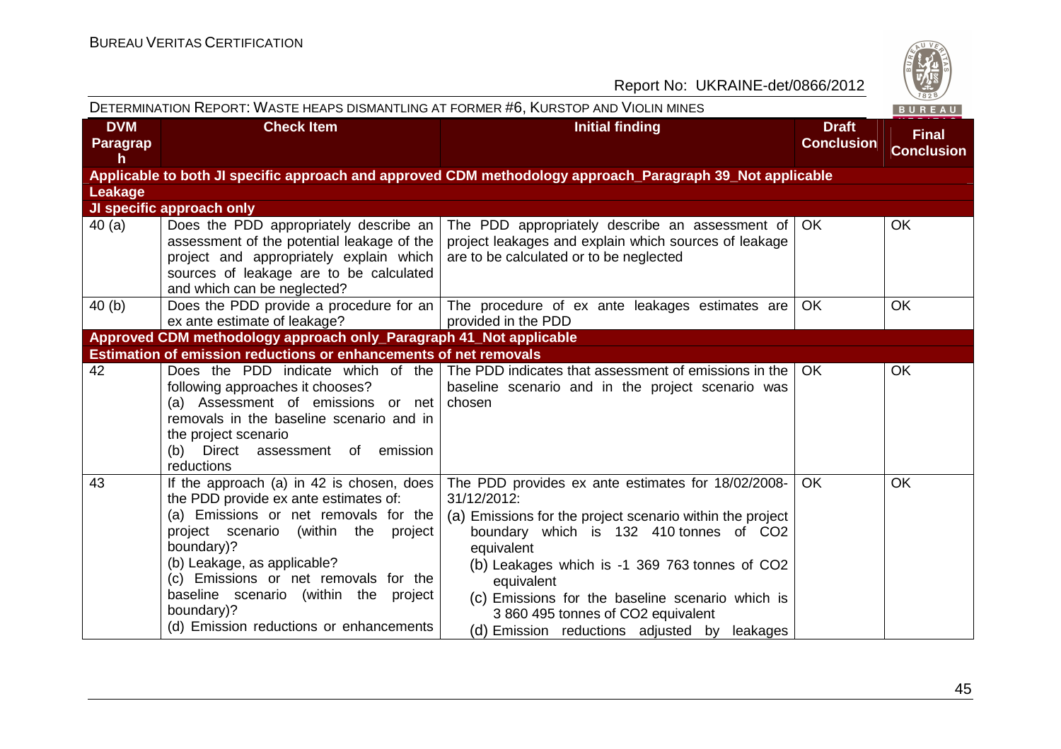Report No: UKRAINE-det/0866/2012

DETERMINATION REPORT: WASTE HEAPS DISMANTLING AT FORMER #6, KURSTOP AND VIOLIN MINES

| DVM Paragraph | Check Item | Initial finding | Draft Conclusion | Final Conclusion |
|---|---|---|---|---|
| **Applicable to both JI specific approach and approved CDM methodology approach_Paragraph 39_Not applicable** | | | | |
| **Leakage** | | | | |
| **JI specific approach only** | | | | |
| 40 (a) | Does the PDD appropriately describe an assessment of the potential leakage of the project and appropriately explain which sources of leakage are to be calculated and which can be neglected? | The PDD appropriately describe an assessment of project leakages and explain which sources of leakage are to be calculated or to be neglected | OK | OK |
| 40 (b) | Does the PDD provide a procedure for an ex ante estimate of leakage? | The procedure of ex ante leakages estimates are provided in the PDD | OK | OK |
| **Approved CDM methodology approach only_Paragraph 41_Not applicable** | | | | |
| **Estimation of emission reductions or enhancements of net removals** | | | | |
| 42 | Does the PDD indicate which of the following approaches it chooses?<br>(a) Assessment of emissions or net removals in the baseline scenario and in the project scenario<br>(b) Direct assessment of emission reductions | The PDD indicates that assessment of emissions in the baseline scenario and in the project scenario was chosen | OK | OK |
| 43 | If the approach (a) in 42 is chosen, does the PDD provide ex ante estimates of:<br>(a) Emissions or net removals for the project scenario (within the project boundary)?<br>(b) Leakage, as applicable?<br>(c) Emissions or net removals for the baseline scenario (within the project boundary)?<br>(d) Emission reductions or enhancements | The PDD provides ex ante estimates for 18/02/2008-31/12/2012:<br>(a) Emissions for the project scenario within the project boundary which is 132 410 tonnes of $CO_2$ equivalent<br>(b) Leakages which is -1 369 763 tonnes of $CO_2$ equivalent<br>(c) Emissions for the baseline scenario which is 3 860 495 tonnes of $CO_2$ equivalent<br>(d) Emission reductions adjusted by leakages | OK | OK |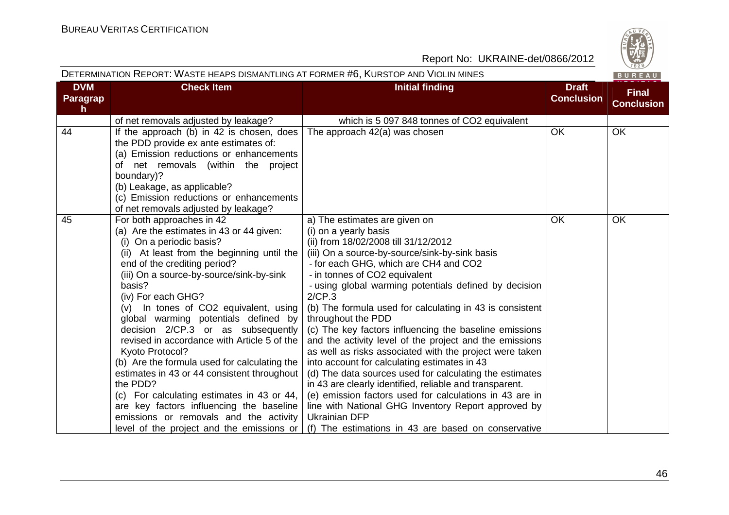| DVM Paragraph | Check Item | Initial finding | Draft Conclusion | Final Conclusion |
|---|---|---|---|---|
| | of net removals adjusted by leakage? | which is 5 097 848 tonnes of $CO_2$ equivalent | | |
| 44 | If the approach (b) in 42 is chosen, does the PDD provide ex ante estimates of:<br>(a) Emission reductions or enhancements of net removals (within the project boundary)?<br>(b) Leakage, as applicable?<br>(c) Emission reductions or enhancements of net removals adjusted by leakage? | The approach 42(a) was chosen | OK | OK |
| 45 | For both approaches in 42<br>(a) Are the estimates in 43 or 44 given:<br>(i) On a periodic basis?<br>(ii) At least from the beginning until the end of the crediting period?<br>(iii) On a source-by-source/sink-by-sink basis?<br>(iv) For each GHG?<br>(v) In tones of $CO_2$ equivalent, using global warming potentials defined by decision 2/CP.3 or as subsequently revised in accordance with Article 5 of the Kyoto Protocol?<br>(b) Are the formula used for calculating the estimates in 43 or 44 consistent throughout the PDD?<br>(c) For calculating estimates in 43 or 44, are key factors influencing the baseline emissions or removals and the activity level of the project and the emissions or | a) The estimates are given on<br>(i) on a yearly basis<br>(ii) from 18/02/2008 till 31/12/2012<br>(iii) On a source-by-source/sink-by-sink basis<br>- for each GHG, which are $CH_4$ and $CO_2$<br>- in tonnes of $CO_2$ equivalent<br>- using global warming potentials defined by decision 2/CP.3<br>(b) The formula used for calculating in 43 is consistent throughout the PDD<br>(c) The key factors influencing the baseline emissions and the activity level of the project and the emissions as well as risks associated with the project were taken into account for calculating estimates in 43<br>(d) The data sources used for calculating the estimates in 43 are clearly identified, reliable and transparent.<br>(e) emission factors used for calculations in 43 are in line with National GHG Inventory Report approved by Ukrainian DFP<br>(f) The estimations in 43 are based on conservative | OK | OK |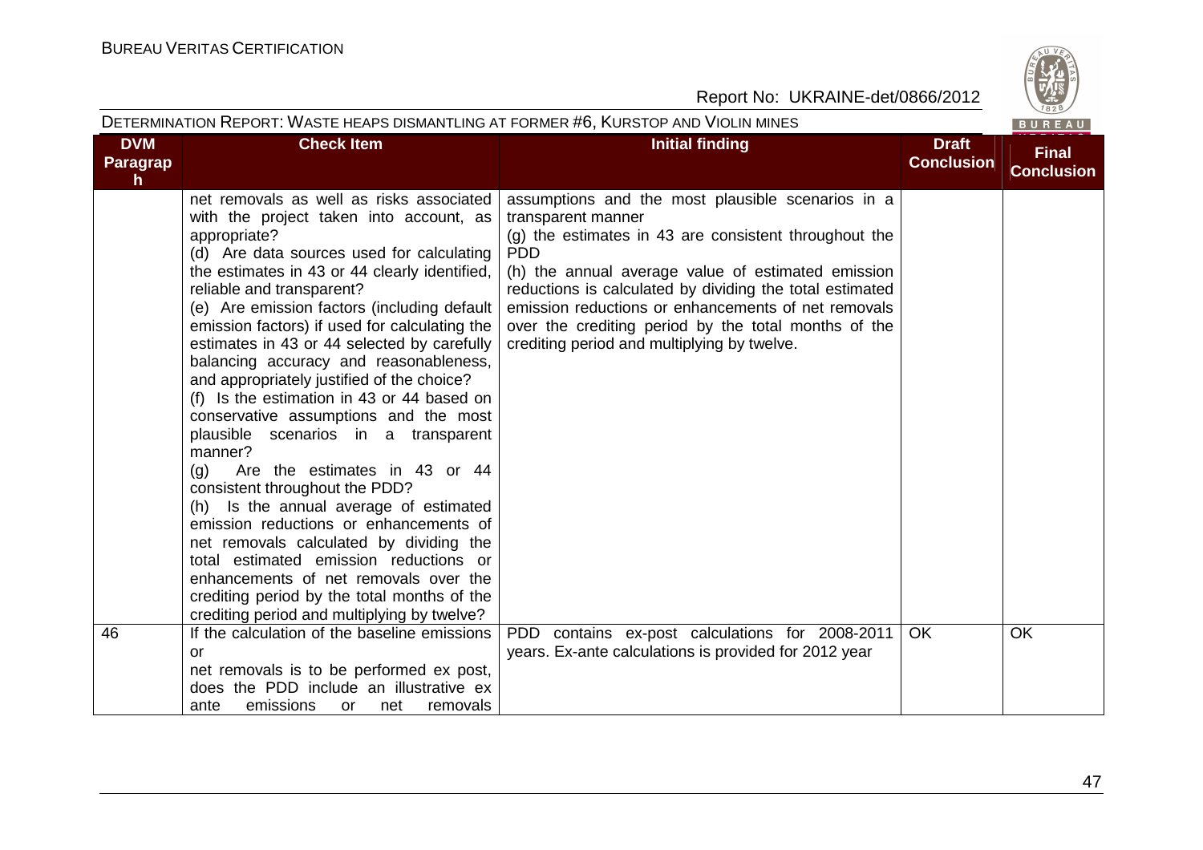| DVM Paragraph | Check Item | Initial finding | Draft Conclusion | Final Conclusion |
|---|---|---|---|---|
| | net removals as well as risks associated with the project taken into account, as appropriate?<br>(d) Are data sources used for calculating the estimates in 43 or 44 clearly identified, reliable and transparent?<br>(e) Are emission factors (including default emission factors) if used for calculating the estimates in 43 or 44 selected by carefully balancing accuracy and reasonableness, and appropriately justified of the choice?<br>(f) Is the estimation in 43 or 44 based on conservative assumptions and the most plausible scenarios in a transparent manner?<br>(g) Are the estimates in 43 or 44 consistent throughout the PDD?<br>(h) Is the annual average of estimated emission reductions or enhancements of net removals calculated by dividing the total estimated emission reductions or enhancements of net removals over the crediting period by the total months of the crediting period and multiplying by twelve? | assumptions and the most plausible scenarios in a transparent manner<br>(g) the estimates in 43 are consistent throughout the PDD<br>(h) the annual average value of estimated emission reductions is calculated by dividing the total estimated emission reductions or enhancements of net removals over the crediting period by the total months of the crediting period and multiplying by twelve. | | |
| 46 | If the calculation of the baseline emissions or net removals is to be performed ex post, does the PDD include an illustrative ex ante emissions or net removals | PDD contains ex-post calculations for 2008-2011 years. Ex-ante calculations is provided for 2012 year | OK | OK |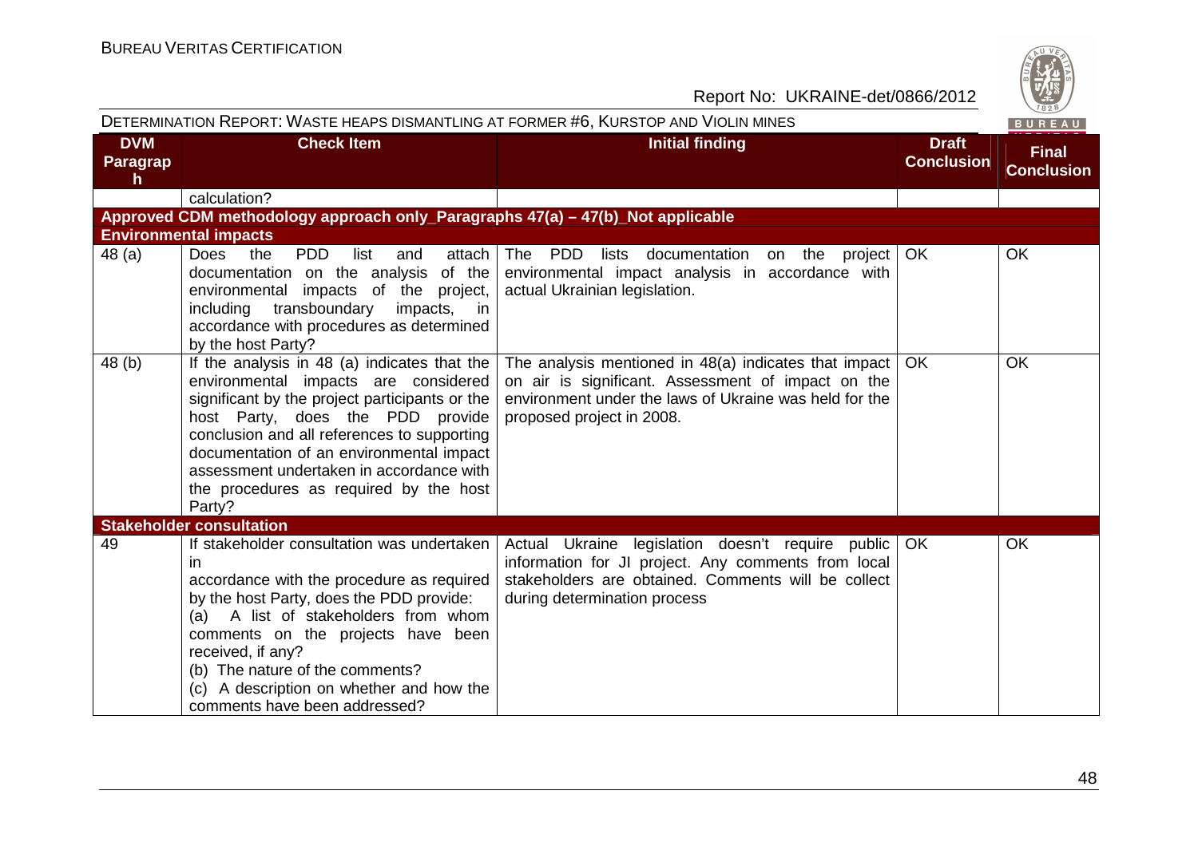| DVM Paragraph | Check Item | Initial finding | Draft Conclusion | Final Conclusion |
|---|---|---|---|---|
| | calculation? | | | |
| **Approved CDM methodology approach only_Paragraphs 47(a) – 47(b)_Not applicable** | | | | |
| **Environmental impacts** | | | | |
| 48 (a) | Does the PDD list and attach documentation on the analysis of the environmental impacts of the project, including transboundary impacts, in accordance with procedures as determined by the host Party? | The PDD lists documentation on the project environmental impact analysis in accordance with actual Ukrainian legislation. | OK | OK |
| 48 (b) | If the analysis in 48 (a) indicates that the environmental impacts are considered significant by the project participants or the host Party, does the PDD provide conclusion and all references to supporting documentation of an environmental impact assessment undertaken in accordance with the procedures as required by the host Party? | The analysis mentioned in 48(a) indicates that impact on air is significant. Assessment of impact on the environment under the laws of Ukraine was held for the proposed project in 2008. | OK | OK |
| **Stakeholder consultation** | | | | |
| 49 | If stakeholder consultation was undertaken in accordance with the procedure as required by the host Party, does the PDD provide:<br>(a) A list of stakeholders from whom comments on the projects have been received, if any?<br>(b) The nature of the comments?<br>(c) A description on whether and how the comments have been addressed? | Actual Ukraine legislation doesn't require public information for JI project. Any comments from local stakeholders are obtained. Comments will be collect during determination process | OK | OK |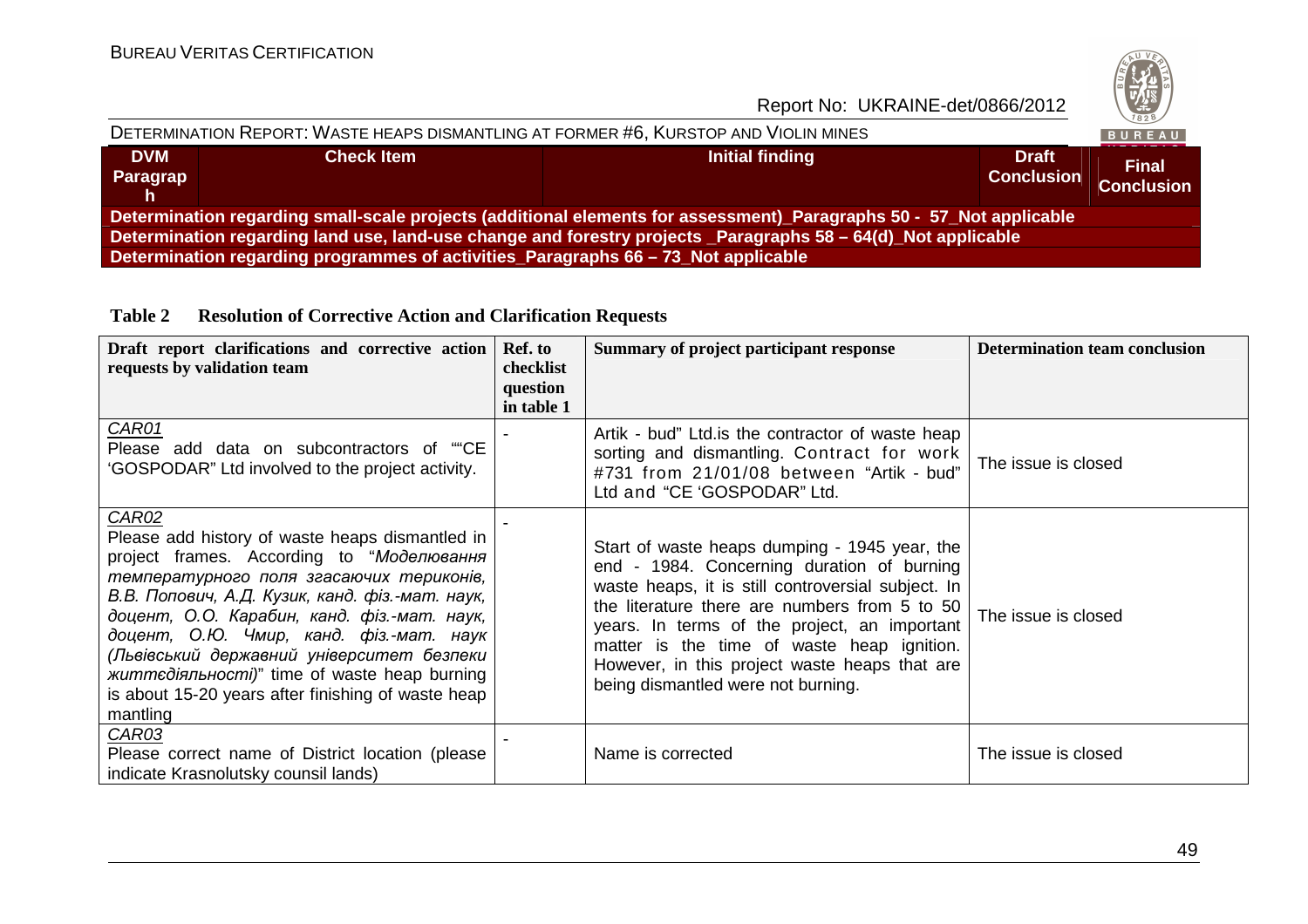| DVM Paragraph | Check Item | Initial finding | Draft Conclusion | Final Conclusion |
|---|---|---|---|---|
| **Determination regarding small-scale projects (additional elements for assessment)_Paragraphs 50 - 57_Not applicable** | | | | |
| **Determination regarding land use, land-use change and forestry projects _Paragraphs 58 – 64(d)_Not applicable** | | | | |
| **Determination regarding programmes of activities_Paragraphs 66 – 73_Not applicable** | | | | |

**Table 2 Resolution of Corrective Action and Clarification Requests**

| Draft report clarifications and corrective action requests by validation team | Ref. to checklist question in table 1 | Summary of project participant response | Determination team conclusion |
|---|---|---|---|
| CAR01<br>Please add data on subcontractors of ""CE 'GOSPODAR" Ltd involved to the project activity. | - | Artik - bud" Ltd.is the contractor of waste heap sorting and dismantling. Contract for work #731 from 21/01/08 between "Artik - bud" Ltd and "CE 'GOSPODAR" Ltd. | The issue is closed |
| CAR02<br>Please add history of waste heaps dismantled in project frames. According to "*Моделювання температурного поля згасаючих териконів, В.В. Попович, А.Д. Кузик, канд. фіз.-мат. наук, доцент, О.О. Карабин, канд. фіз.-мат. наук, доцент, О.Ю. Чмир, канд. фіз.-мат. наук (Львівський державний університет безпеки життєдіяльності)*" time of waste heap burning is about 15-20 years after finishing of waste heap mantling | - | Start of waste heaps dumping - 1945 year, the end - 1984. Concerning duration of burning waste heaps, it is still controversial subject. In the literature there are numbers from 5 to 50 years. In terms of the project, an important matter is the time of waste heap ignition. However, in this project waste heaps that are being dismantled were not burning. | The issue is closed |
| CAR03<br>Please correct name of District location (please indicate Krasnolutsky counsil lands) | - | Name is corrected | The issue is closed |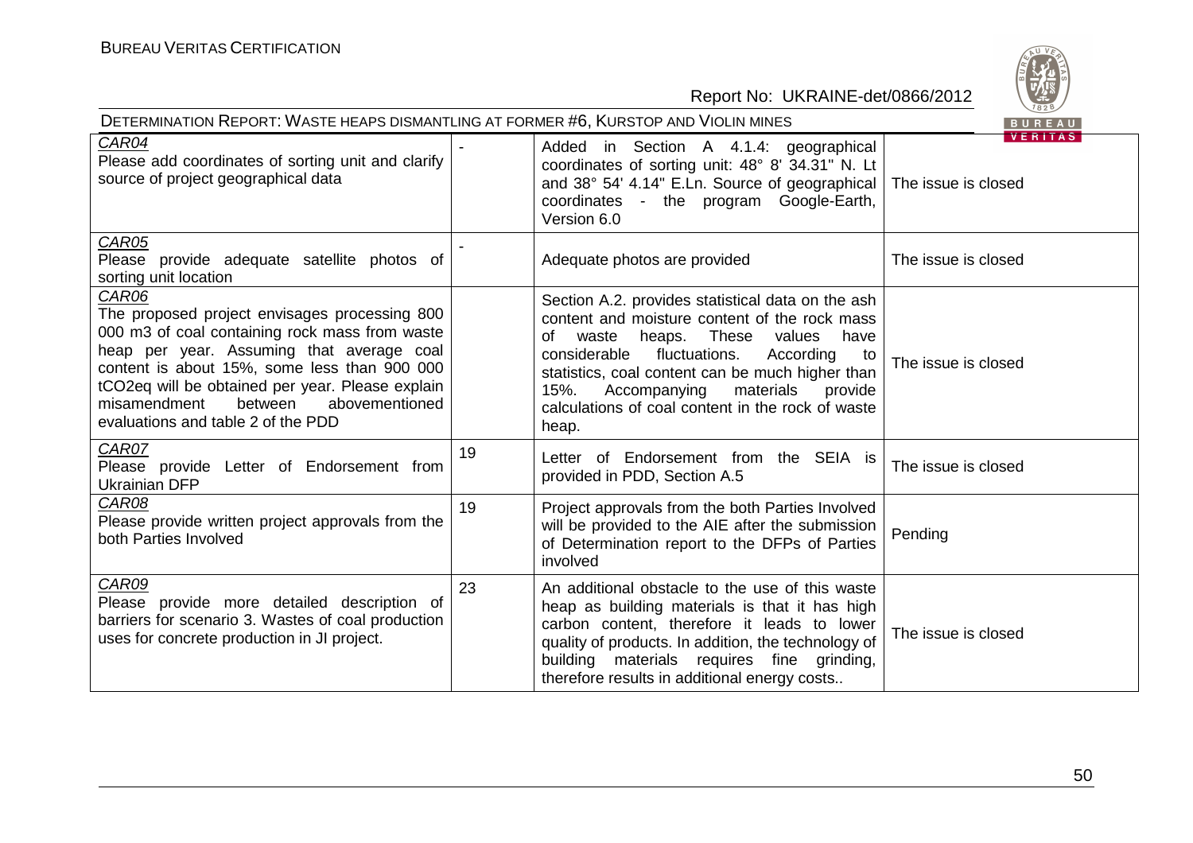| | | | |
|---|---|---|---|
| CAR04<br>Please add coordinates of sorting unit and clarify source of project geographical data | - | Added in Section A 4.1.4: geographical coordinates of sorting unit: 48° 8' 34.31" N. Lt and 38° 54' 4.14" E.Ln. Source of geographical coordinates - the program Google-Earth, Version 6.0 | The issue is closed |
| CAR05<br>Please provide adequate satellite photos of sorting unit location | - | Adequate photos are provided | The issue is closed |
| CAR06<br>The proposed project envisages processing 800 000 m3 of coal containing rock mass from waste heap per year. Assuming that average coal content is about 15%, some less than 900 000 tCO2eq will be obtained per year. Please explain misamendment between abovementioned evaluations and table 2 of the PDD | | Section A.2. provides statistical data on the ash content and moisture content of the rock mass of waste heaps. These values have considerable fluctuations. According to statistics, coal content can be much higher than 15%. Accompanying materials provide calculations of coal content in the rock of waste heap. | The issue is closed |
| CAR07<br>Please provide Letter of Endorsement from Ukrainian DFP | 19 | Letter of Endorsement from the SEIA is provided in PDD, Section A.5 | The issue is closed |
| CAR08<br>Please provide written project approvals from the both Parties Involved | 19 | Project approvals from the both Parties Involved will be provided to the AIE after the submission of Determination report to the DFPs of Parties involved | Pending |
| CAR09<br>Please provide more detailed description of barriers for scenario 3. Wastes of coal production uses for concrete production in JI project. | 23 | An additional obstacle to the use of this waste heap as building materials is that it has high carbon content, therefore it leads to lower quality of products. In addition, the technology of building materials requires fine grinding, therefore results in additional energy costs.. | The issue is closed |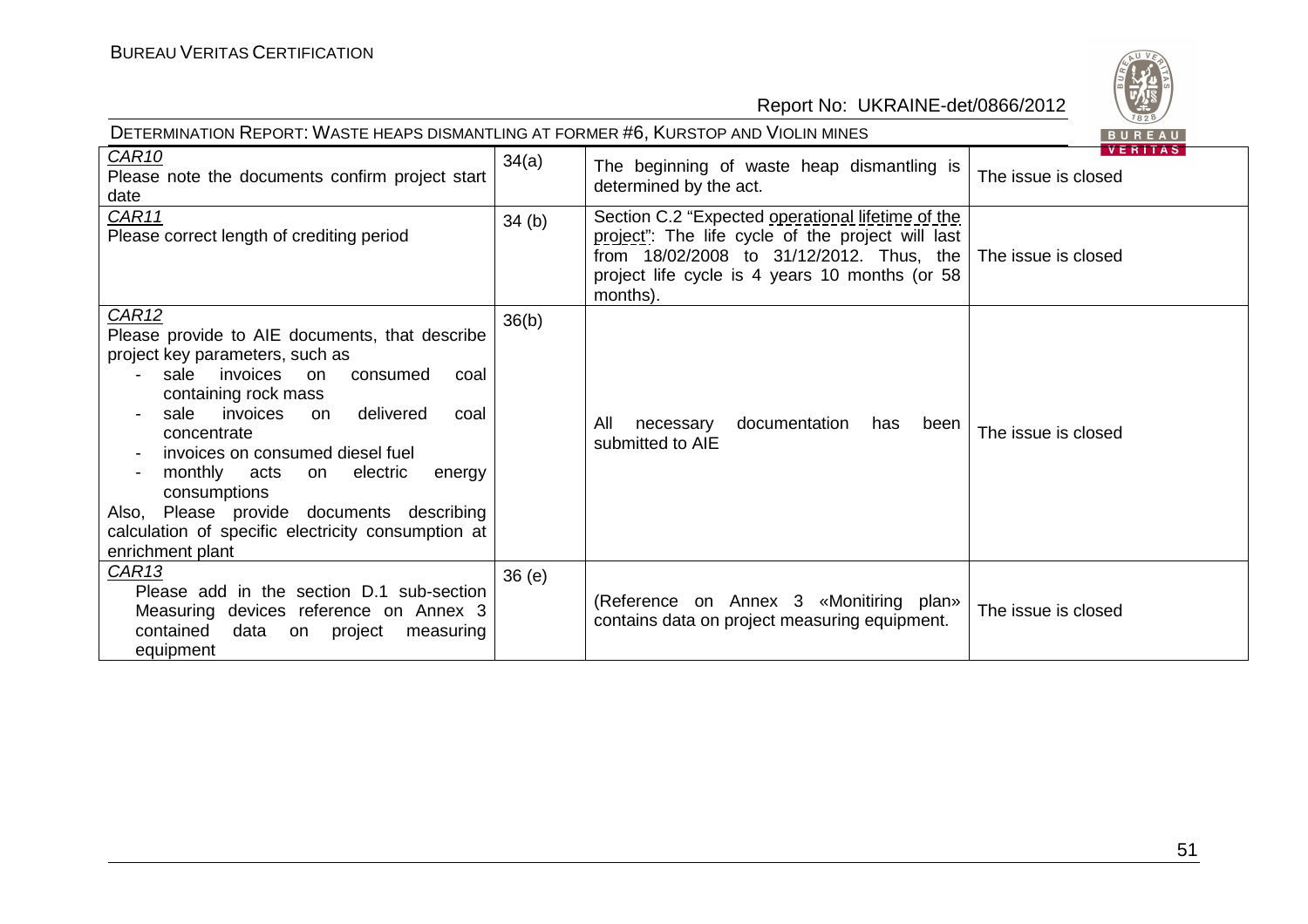| CAR10<br>Please note the documents confirm project start date | 34(a) | The beginning of waste heap dismantling is determined by the act. | The issue is closed |
|---|---|---|---|
| CAR11<br>Please correct length of crediting period | 34 (b) | Section C.2 "Expected operational lifetime of the project": The life cycle of the project will last from 18/02/2008 to 31/12/2012. Thus, the project life cycle is 4 years 10 months (or 58 months). | The issue is closed |
| CAR12<br>Please provide to AIE documents, that describe project key parameters, such as<br>- sale invoices on consumed coal containing rock mass<br>- sale invoices on delivered coal concentrate<br>- invoices on consumed diesel fuel<br>- monthly acts on electric energy consumptions<br>Also, Please provide documents describing calculation of specific electricity consumption at enrichment plant | 36(b) | All necessary documentation has been submitted to AIE | The issue is closed |
| CAR13<br>Please add in the section D.1 sub-section Measuring devices reference on Annex 3 contained data on project measuring equipment | 36 (e) | (Reference on Annex 3 «Monitiring plan» contains data on project measuring equipment. | The issue is closed |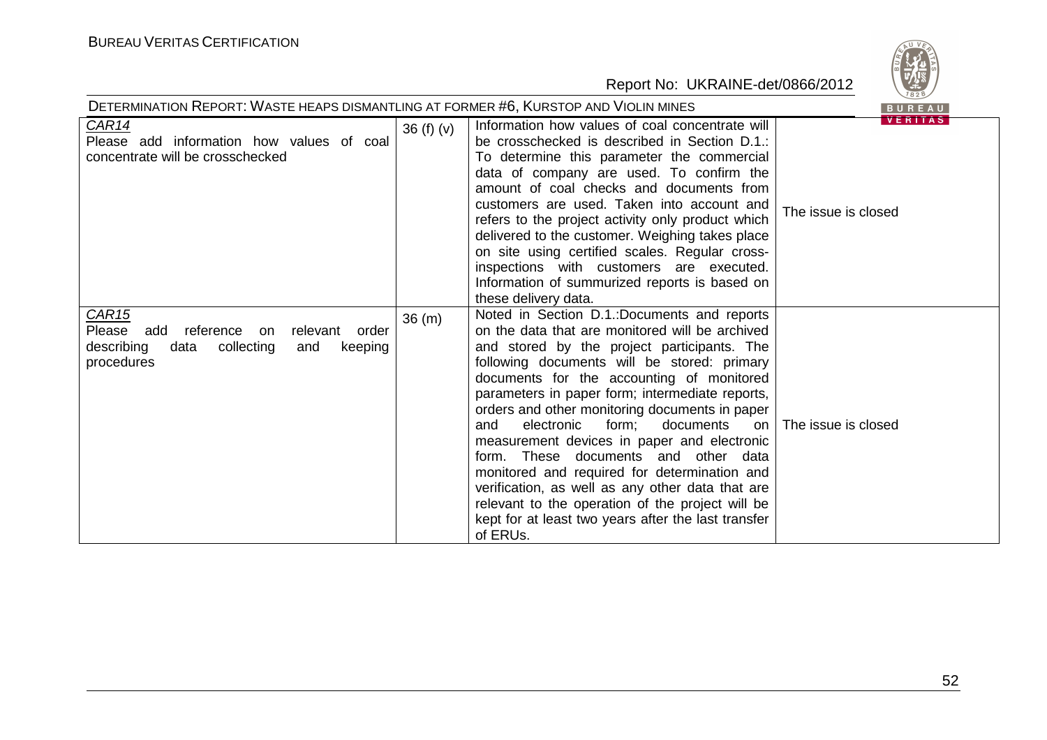| *CAR14* Please add information how values of coal concentrate will be crosschecked | 36 (f) (v) | Information how values of coal concentrate will be crosschecked is described in Section D.1.: To determine this parameter the commercial data of company are used. To confirm the amount of coal checks and documents from customers are used. Taken into account and refers to the project activity only product which delivered to the customer. Weighing takes place on site using certified scales. Regular cross-inspections with customers are executed. Information of summurized reports is based on these delivery data. | The issue is closed |
|---|---|---|---|
| *CAR15* Please add reference on relevant order describing data collecting and keeping procedures | 36 (m) | Noted in Section D.1.:Documents and reports on the data that are monitored will be archived and stored by the project participants. The following documents will be stored: primary documents for the accounting of monitored parameters in paper form; intermediate reports, orders and other monitoring documents in paper and electronic form; documents on measurement devices in paper and electronic form. These documents and other data monitored and required for determination and verification, as well as any other data that are relevant to the operation of the project will be kept for at least two years after the last transfer of ERUs. | The issue is closed |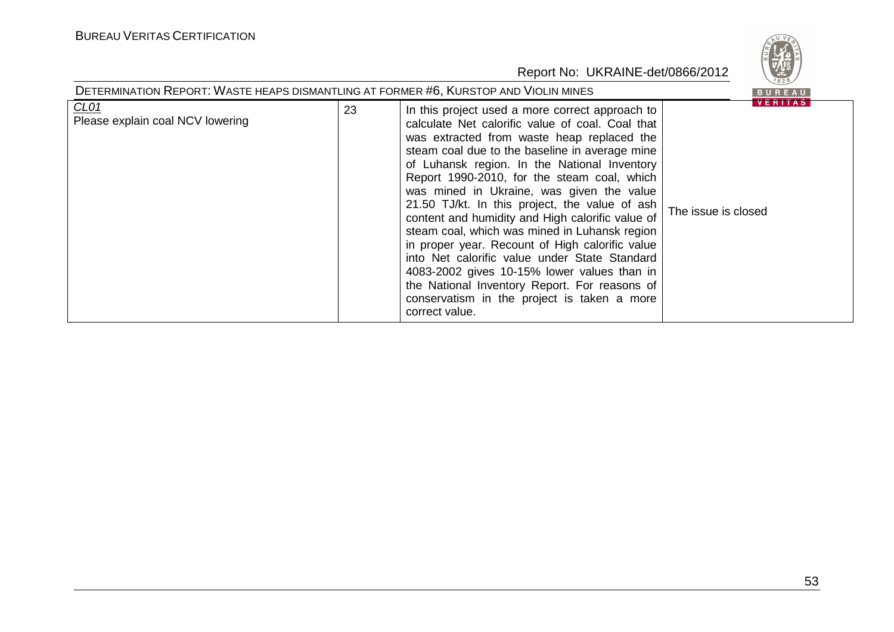| | | | |
|---|---|---|---|
| *CL01* Please explain coal NCV lowering | 23 | In this project used a more correct approach to calculate Net calorific value of coal. Coal that was extracted from waste heap replaced the steam coal due to the baseline in average mine of Luhansk region. In the National Inventory Report 1990-2010, for the steam coal, which was mined in Ukraine, was given the value 21.50 TJ/kt. In this project, the value of ash content and humidity and High calorific value of steam coal, which was mined in Luhansk region in proper year. Recount of High calorific value into Net calorific value under State Standard 4083-2002 gives 10-15% lower values than in the National Inventory Report. For reasons of conservatism in the project is taken a more correct value. | The issue is closed |